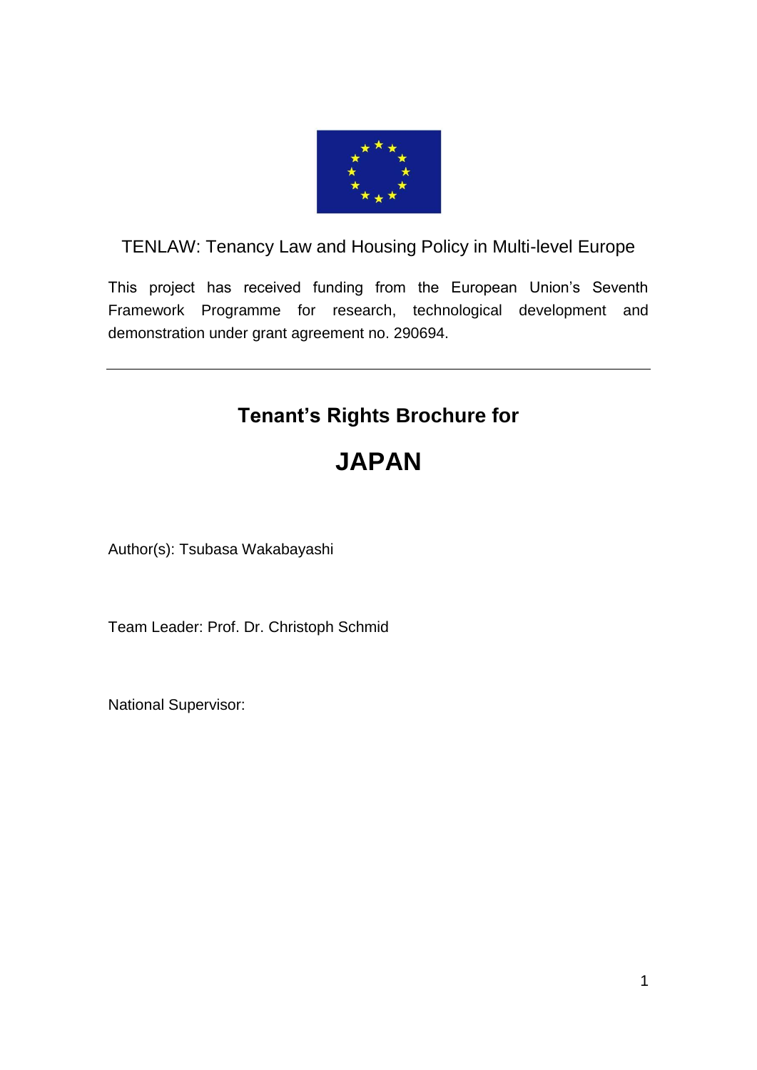TENLAW: Tenancy Law and Housing Policy in Multi-level Europe

This project has received funding from the European Union's Seventh Framework Programme for research, technological development and demonstration under grant agreement no. 290694.

---

# Tenant's Rights Brochure for

# JAPAN

Author(s): Tsubasa Wakabayashi

Team Leader: Prof. Dr. Christoph Schmid

National Supervisor: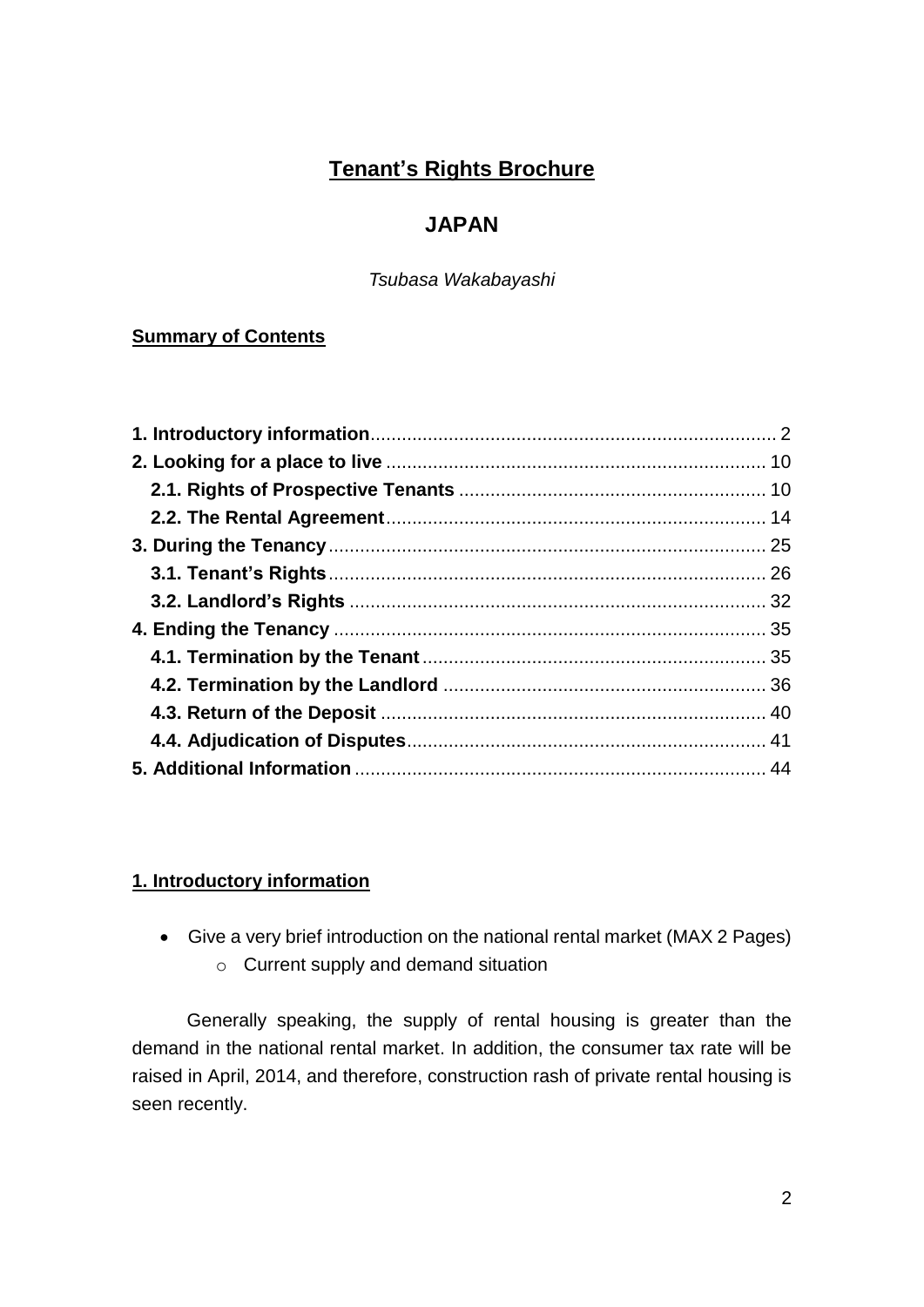# Tenant's Rights Brochure

# JAPAN

*Tsubasa Wakabayashi*

**Summary of Contents**

**1. Introductory information** .......... 2
**2. Looking for a place to live** .......... 10
  **2.1. Rights of Prospective Tenants** .......... 10
  **2.2. The Rental Agreement** .......... 14
**3. During the Tenancy** .......... 25
  **3.1. Tenant's Rights** .......... 26
  **3.2. Landlord's Rights** .......... 32
**4. Ending the Tenancy** .......... 35
  **4.1. Termination by the Tenant** .......... 35
  **4.2. Termination by the Landlord** .......... 36
  **4.3. Return of the Deposit** .......... 40
  **4.4. Adjudication of Disputes** .......... 41
**5. Additional Information** .......... 44

## 1. Introductory information

- Give a very brief introduction on the national rental market (MAX 2 Pages)
  - Current supply and demand situation

Generally speaking, the supply of rental housing is greater than the demand in the national rental market. In addition, the consumer tax rate will be raised in April, 2014, and therefore, construction rash of private rental housing is seen recently.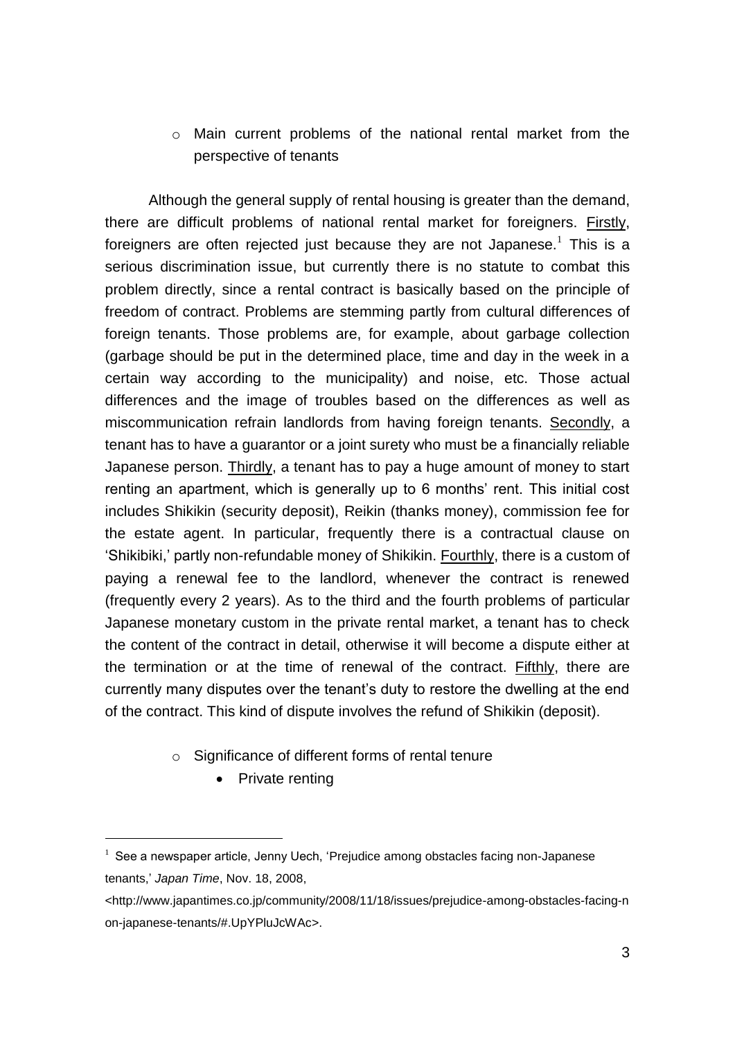- Main current problems of the national rental market from the perspective of tenants

Although the general supply of rental housing is greater than the demand, there are difficult problems of national rental market for foreigners. <u>Firstly</u>, foreigners are often rejected just because they are not Japanese.[1] This is a serious discrimination issue, but currently there is no statute to combat this problem directly, since a rental contract is basically based on the principle of freedom of contract. Problems are stemming partly from cultural differences of foreign tenants. Those problems are, for example, about garbage collection (garbage should be put in the determined place, time and day in the week in a certain way according to the municipality) and noise, etc. Those actual differences and the image of troubles based on the differences as well as miscommunication refrain landlords from having foreign tenants. <u>Secondly</u>, a tenant has to have a guarantor or a joint surety who must be a financially reliable Japanese person. <u>Thirdly</u>, a tenant has to pay a huge amount of money to start renting an apartment, which is generally up to 6 months' rent. This initial cost includes Shikikin (security deposit), Reikin (thanks money), commission fee for the estate agent. In particular, frequently there is a contractual clause on 'Shikibiki,' partly non-refundable money of Shikikin. <u>Fourthly</u>, there is a custom of paying a renewal fee to the landlord, whenever the contract is renewed (frequently every 2 years). As to the third and the fourth problems of particular Japanese monetary custom in the private rental market, a tenant has to check the content of the contract in detail, otherwise it will become a dispute either at the termination or at the time of renewal of the contract. <u>Fifthly</u>, there are currently many disputes over the tenant's duty to restore the dwelling at the end of the contract. This kind of dispute involves the refund of Shikikin (deposit).

- Significance of different forms of rental tenure
  - Private renting

---

[1] See a newspaper article, Jenny Uech, 'Prejudice among obstacles facing non-Japanese tenants,' *Japan Time*, Nov. 18, 2008, <http://www.japantimes.co.jp/community/2008/11/18/issues/prejudice-among-obstacles-facing-non-japanese-tenants/#.UpYPluJcWAc>.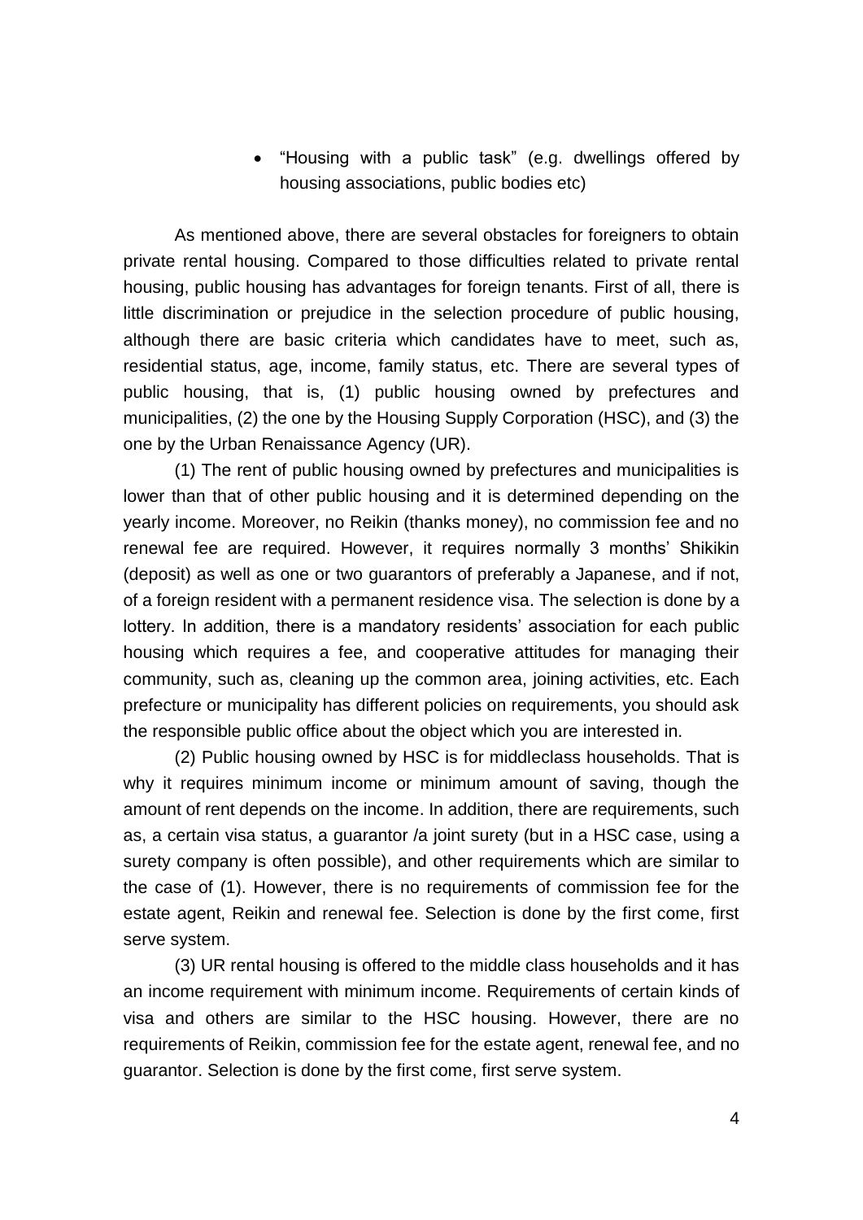- "Housing with a public task" (e.g. dwellings offered by housing associations, public bodies etc)

As mentioned above, there are several obstacles for foreigners to obtain private rental housing. Compared to those difficulties related to private rental housing, public housing has advantages for foreign tenants. First of all, there is little discrimination or prejudice in the selection procedure of public housing, although there are basic criteria which candidates have to meet, such as, residential status, age, income, family status, etc. There are several types of public housing, that is, (1) public housing owned by prefectures and municipalities, (2) the one by the Housing Supply Corporation (HSC), and (3) the one by the Urban Renaissance Agency (UR).

(1) The rent of public housing owned by prefectures and municipalities is lower than that of other public housing and it is determined depending on the yearly income. Moreover, no Reikin (thanks money), no commission fee and no renewal fee are required. However, it requires normally 3 months' Shikikin (deposit) as well as one or two guarantors of preferably a Japanese, and if not, of a foreign resident with a permanent residence visa. The selection is done by a lottery. In addition, there is a mandatory residents' association for each public housing which requires a fee, and cooperative attitudes for managing their community, such as, cleaning up the common area, joining activities, etc. Each prefecture or municipality has different policies on requirements, you should ask the responsible public office about the object which you are interested in.

(2) Public housing owned by HSC is for middleclass households. That is why it requires minimum income or minimum amount of saving, though the amount of rent depends on the income. In addition, there are requirements, such as, a certain visa status, a guarantor /a joint surety (but in a HSC case, using a surety company is often possible), and other requirements which are similar to the case of (1). However, there is no requirements of commission fee for the estate agent, Reikin and renewal fee. Selection is done by the first come, first serve system.

(3) UR rental housing is offered to the middle class households and it has an income requirement with minimum income. Requirements of certain kinds of visa and others are similar to the HSC housing. However, there are no requirements of Reikin, commission fee for the estate agent, renewal fee, and no guarantor. Selection is done by the first come, first serve system.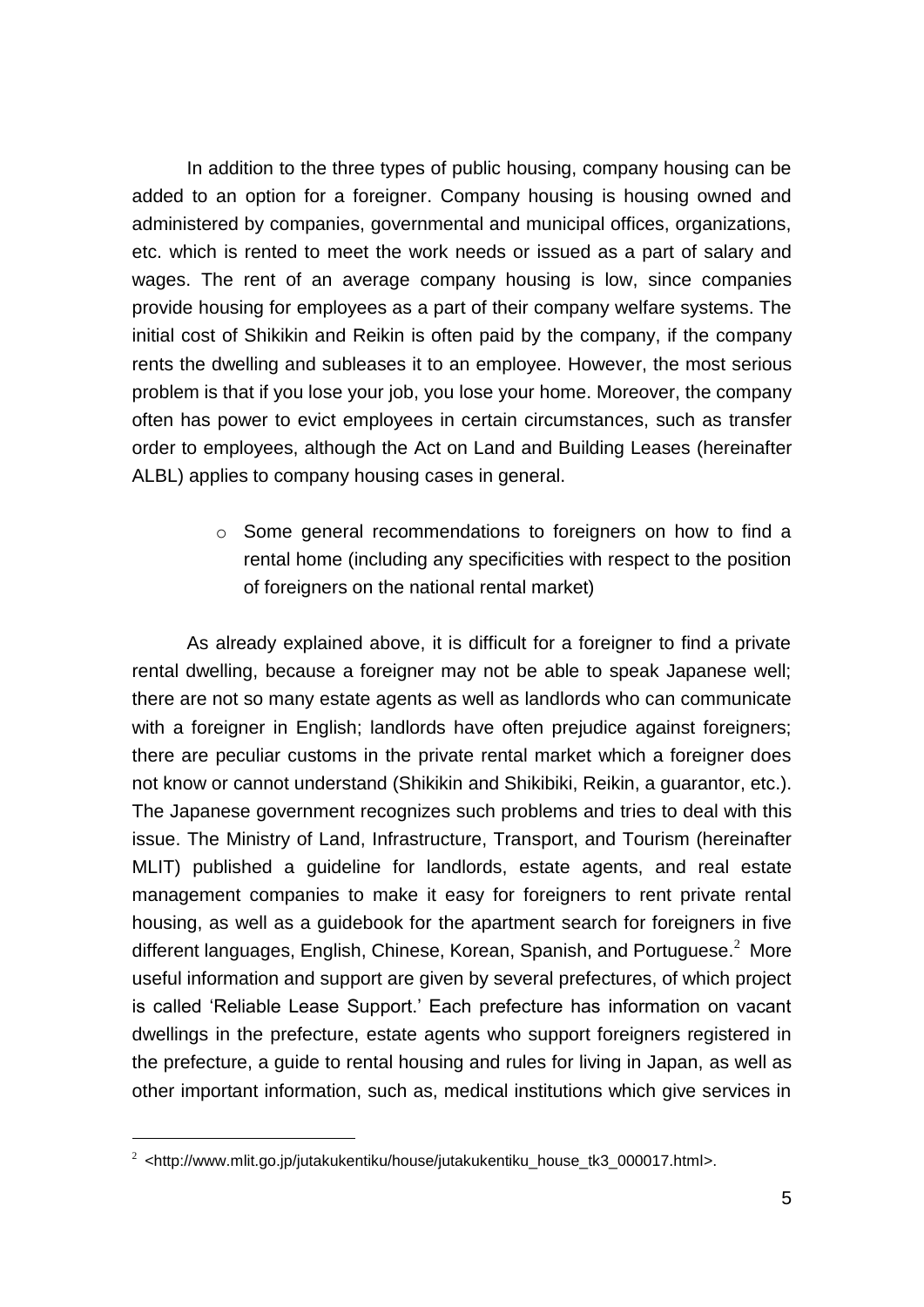In addition to the three types of public housing, company housing can be added to an option for a foreigner. Company housing is housing owned and administered by companies, governmental and municipal offices, organizations, etc. which is rented to meet the work needs or issued as a part of salary and wages. The rent of an average company housing is low, since companies provide housing for employees as a part of their company welfare systems. The initial cost of Shikikin and Reikin is often paid by the company, if the company rents the dwelling and subleases it to an employee. However, the most serious problem is that if you lose your job, you lose your home. Moreover, the company often has power to evict employees in certain circumstances, such as transfer order to employees, although the Act on Land and Building Leases (hereinafter ALBL) applies to company housing cases in general.

- Some general recommendations to foreigners on how to find a rental home (including any specificities with respect to the position of foreigners on the national rental market)

As already explained above, it is difficult for a foreigner to find a private rental dwelling, because a foreigner may not be able to speak Japanese well; there are not so many estate agents as well as landlords who can communicate with a foreigner in English; landlords have often prejudice against foreigners; there are peculiar customs in the private rental market which a foreigner does not know or cannot understand (Shikikin and Shikibiki, Reikin, a guarantor, etc.). The Japanese government recognizes such problems and tries to deal with this issue. The Ministry of Land, Infrastructure, Transport, and Tourism (hereinafter MLIT) published a guideline for landlords, estate agents, and real estate management companies to make it easy for foreigners to rent private rental housing, as well as a guidebook for the apartment search for foreigners in five different languages, English, Chinese, Korean, Spanish, and Portuguese.[2] More useful information and support are given by several prefectures, of which project is called 'Reliable Lease Support.' Each prefecture has information on vacant dwellings in the prefecture, estate agents who support foreigners registered in the prefecture, a guide to rental housing and rules for living in Japan, as well as other important information, such as, medical institutions which give services in

[2] <http://www.mlit.go.jp/jutakukentiku/house/jutakukentiku_house_tk3_000017.html>.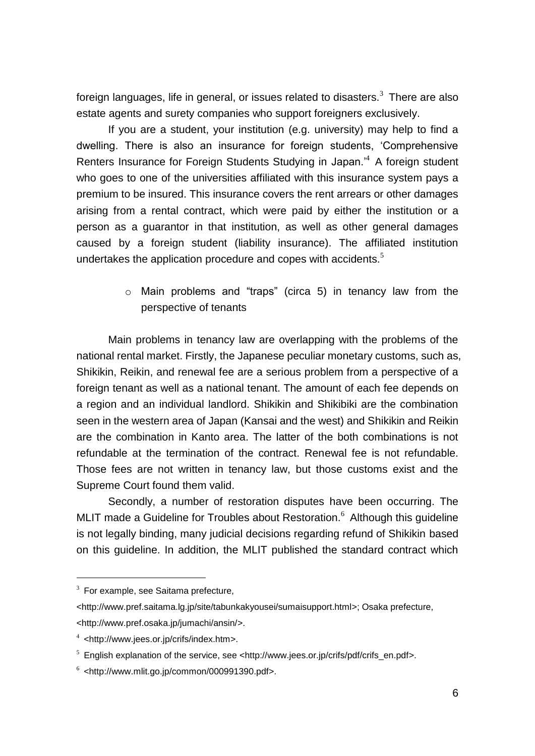foreign languages, life in general, or issues related to disasters.[3] There are also estate agents and surety companies who support foreigners exclusively.

If you are a student, your institution (e.g. university) may help to find a dwelling. There is also an insurance for foreign students, 'Comprehensive Renters Insurance for Foreign Students Studying in Japan.'[4] A foreign student who goes to one of the universities affiliated with this insurance system pays a premium to be insured. This insurance covers the rent arrears or other damages arising from a rental contract, which were paid by either the institution or a person as a guarantor in that institution, as well as other general damages caused by a foreign student (liability insurance). The affiliated institution undertakes the application procedure and copes with accidents.[5]

- Main problems and "traps" (circa 5) in tenancy law from the perspective of tenants

Main problems in tenancy law are overlapping with the problems of the national rental market. Firstly, the Japanese peculiar monetary customs, such as, Shikikin, Reikin, and renewal fee are a serious problem from a perspective of a foreign tenant as well as a national tenant. The amount of each fee depends on a region and an individual landlord. Shikikin and Shikibiki are the combination seen in the western area of Japan (Kansai and the west) and Shikikin and Reikin are the combination in Kanto area. The latter of the both combinations is not refundable at the termination of the contract. Renewal fee is not refundable. Those fees are not written in tenancy law, but those customs exist and the Supreme Court found them valid.

Secondly, a number of restoration disputes have been occurring. The MLIT made a Guideline for Troubles about Restoration.[6] Although this guideline is not legally binding, many judicial decisions regarding refund of Shikikin based on this guideline. In addition, the MLIT published the standard contract which

---

[3] For example, see Saitama prefecture, <http://www.pref.saitama.lg.jp/site/tabunkakyousei/sumaisupport.html>; Osaka prefecture, <http://www.pref.osaka.jp/jumachi/ansin/>.

[4] <http://www.jees.or.jp/crifs/index.htm>.

[5] English explanation of the service, see <http://www.jees.or.jp/crifs/pdf/crifs_en.pdf>.

[6] <http://www.mlit.go.jp/common/000991390.pdf>.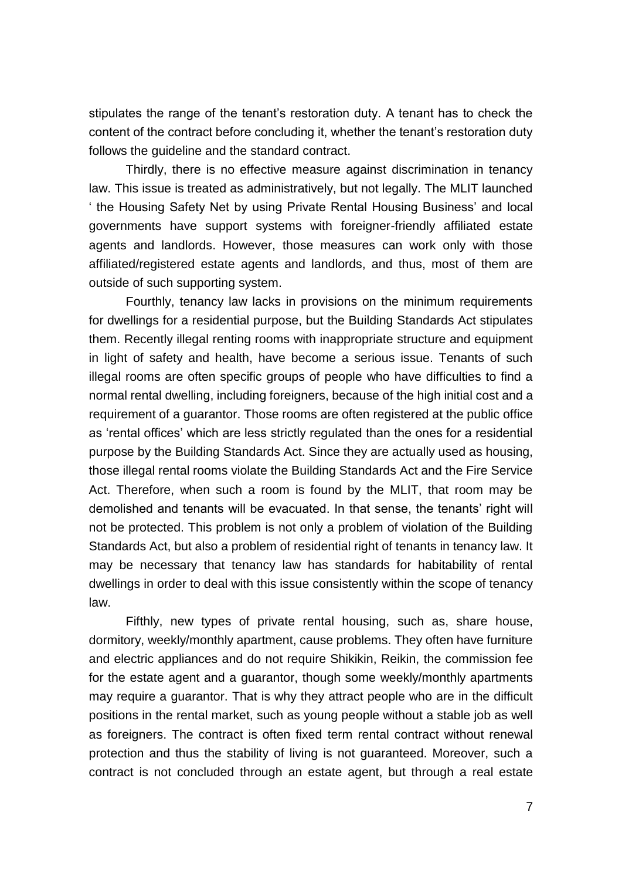stipulates the range of the tenant's restoration duty. A tenant has to check the content of the contract before concluding it, whether the tenant's restoration duty follows the guideline and the standard contract.

Thirdly, there is no effective measure against discrimination in tenancy law. This issue is treated as administratively, but not legally. The MLIT launched ' the Housing Safety Net by using Private Rental Housing Business' and local governments have support systems with foreigner-friendly affiliated estate agents and landlords. However, those measures can work only with those affiliated/registered estate agents and landlords, and thus, most of them are outside of such supporting system.

Fourthly, tenancy law lacks in provisions on the minimum requirements for dwellings for a residential purpose, but the Building Standards Act stipulates them. Recently illegal renting rooms with inappropriate structure and equipment in light of safety and health, have become a serious issue. Tenants of such illegal rooms are often specific groups of people who have difficulties to find a normal rental dwelling, including foreigners, because of the high initial cost and a requirement of a guarantor. Those rooms are often registered at the public office as 'rental offices' which are less strictly regulated than the ones for a residential purpose by the Building Standards Act. Since they are actually used as housing, those illegal rental rooms violate the Building Standards Act and the Fire Service Act. Therefore, when such a room is found by the MLIT, that room may be demolished and tenants will be evacuated. In that sense, the tenants' right will not be protected. This problem is not only a problem of violation of the Building Standards Act, but also a problem of residential right of tenants in tenancy law. It may be necessary that tenancy law has standards for habitability of rental dwellings in order to deal with this issue consistently within the scope of tenancy law.

Fifthly, new types of private rental housing, such as, share house, dormitory, weekly/monthly apartment, cause problems. They often have furniture and electric appliances and do not require Shikikin, Reikin, the commission fee for the estate agent and a guarantor, though some weekly/monthly apartments may require a guarantor. That is why they attract people who are in the difficult positions in the rental market, such as young people without a stable job as well as foreigners. The contract is often fixed term rental contract without renewal protection and thus the stability of living is not guaranteed. Moreover, such a contract is not concluded through an estate agent, but through a real estate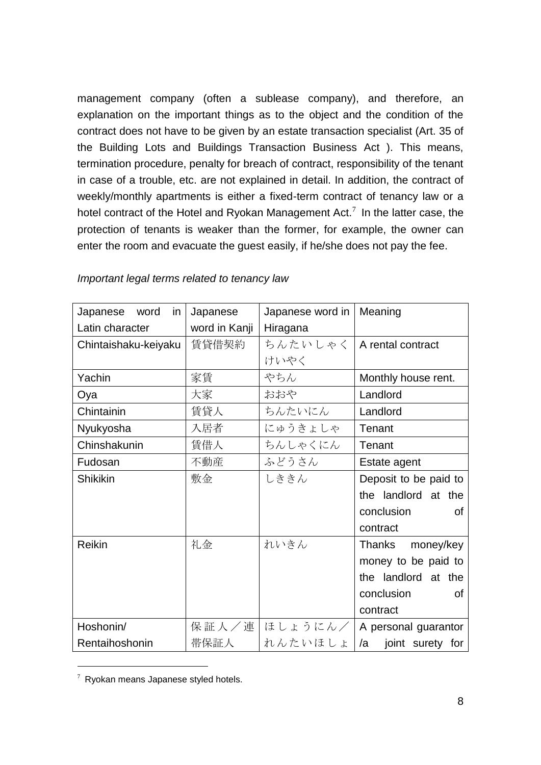management company (often a sublease company), and therefore, an explanation on the important things as to the object and the condition of the contract does not have to be given by an estate transaction specialist (Art. 35 of the Building Lots and Buildings Transaction Business Act ). This means, termination procedure, penalty for breach of contract, responsibility of the tenant in case of a trouble, etc. are not explained in detail. In addition, the contract of weekly/monthly apartments is either a fixed-term contract of tenancy law or a hotel contract of the Hotel and Ryokan Management Act.[7] In the latter case, the protection of tenants is weaker than the former, for example, the owner can enter the room and evacuate the guest easily, if he/she does not pay the fee.

*Important legal terms related to tenancy law*

| Japanese word in Latin character | Japanese word in Kanji | Japanese word in Hiragana | Meaning |
|---|---|---|---|
| Chintaishaku-keiyaku | 賃貸借契約 | ちんたいしゃくけいやく | A rental contract |
| Yachin | 家賃 | やちん | Monthly house rent. |
| Oya | 大家 | おおや | Landlord |
| Chintainin | 賃貸人 | ちんたいにん | Landlord |
| Nyukyosha | 入居者 | にゅうきょしゃ | Tenant |
| Chinshakunin | 賃借人 | ちんしゃくにん | Tenant |
| Fudosan | 不動産 | ふどうさん | Estate agent |
| Shikikin | 敷金 | しききん | Deposit to be paid to the landlord at the conclusion of contract |
| Reikin | 礼金 | れいきん | Thanks money/key money to be paid to the landlord at the conclusion of contract |
| Hoshonin/ Rentaihoshonin | 保証人／連帯保証人 | ほしょうにん／れんたいほしょ | A personal guarantor /a joint surety for |

[7] Ryokan means Japanese styled hotels.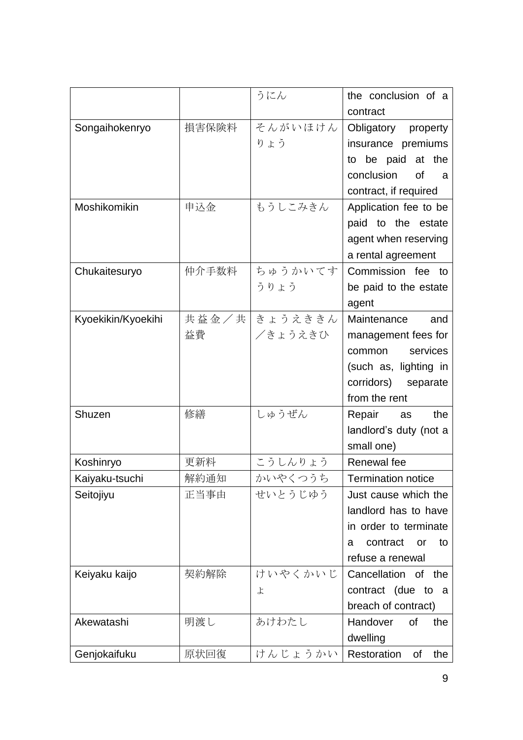| | | | |
|---|---|---|---|
| | | うにん | the conclusion of a contract |
| Songaihokenryo | 損害保険料 | そんがいほけんりょう | Obligatory property insurance premiums to be paid at the conclusion of a contract, if required |
| Moshikomikin | 申込金 | もうしこみきん | Application fee to be paid to the estate agent when reserving a rental agreement |
| Chukaitesuryo | 仲介手数料 | ちゅうかいてすうりょう | Commission fee to be paid to the estate agent |
| Kyoekikin/Kyoekihi | 共益金／共益費 | きょうえききん／きょうえきひ | Maintenance and management fees for common services (such as, lighting in corridors) separate from the rent |
| Shuzen | 修繕 | しゅうぜん | Repair as the landlord's duty (not a small one) |
| Koshinryo | 更新料 | こうしんりょう | Renewal fee |
| Kaiyaku-tsuchi | 解約通知 | かいやくつうち | Termination notice |
| Seitojiyu | 正当事由 | せいとうじゆう | Just cause which the landlord has to have in order to terminate a contract or to refuse a renewal |
| Keiyaku kaijo | 契約解除 | けいやくかいじょ | Cancellation of the contract (due to a breach of contract) |
| Akewatashi | 明渡し | あけわたし | Handover of the dwelling |
| Genjokaifuku | 原状回復 | げんじょうかい | Restoration of the |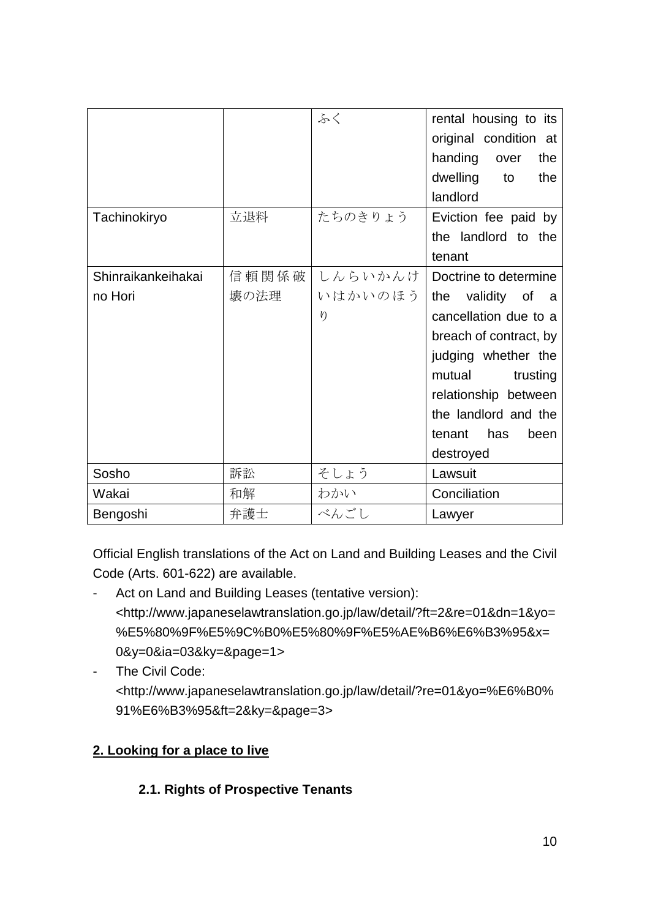| | | ふく | rental housing to its original condition at handing over the dwelling to the landlord |
|---|---|---|---|
| Tachinokiryo | 立退料 | たちのきりょう | Eviction fee paid by the landlord to the tenant |
| Shinraikankeihakai no Hori | 信頼関係破壊の法理 | しんらいかんけいはかいのほうり | Doctrine to determine the validity of a cancellation due to a breach of contract, by judging whether the mutual trusting relationship between the landlord and the tenant has been destroyed |
| Sosho | 訴訟 | そしょう | Lawsuit |
| Wakai | 和解 | わかい | Conciliation |
| Bengoshi | 弁護士 | べんごし | Lawyer |

Official English translations of the Act on Land and Building Leases and the Civil Code (Arts. 601-622) are available.

- Act on Land and Building Leases (tentative version): <http://www.japaneselawtranslation.go.jp/law/detail/?ft=2&re=01&dn=1&yo=%E5%80%9F%E5%9C%B0%E5%80%9F%E5%AE%B6%E6%B3%95&x=0&y=0&ia=03&ky=&page=1>
- The Civil Code: <http://www.japaneselawtranslation.go.jp/law/detail/?re=01&yo=%E6%B0%91%E6%B3%95&ft=2&ky=&page=3>

## 2. Looking for a place to live

### 2.1. Rights of Prospective Tenants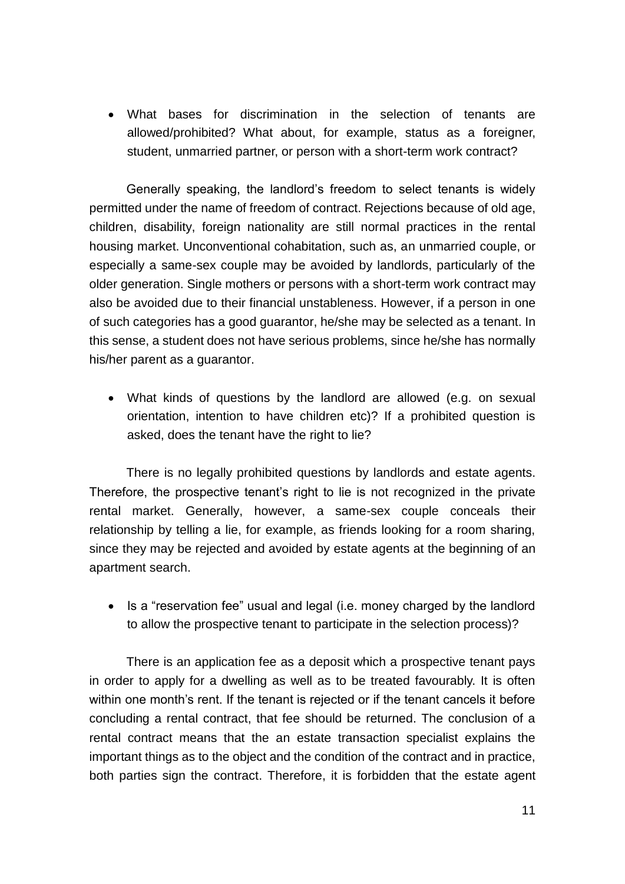- What bases for discrimination in the selection of tenants are allowed/prohibited? What about, for example, status as a foreigner, student, unmarried partner, or person with a short-term work contract?

Generally speaking, the landlord's freedom to select tenants is widely permitted under the name of freedom of contract. Rejections because of old age, children, disability, foreign nationality are still normal practices in the rental housing market. Unconventional cohabitation, such as, an unmarried couple, or especially a same-sex couple may be avoided by landlords, particularly of the older generation. Single mothers or persons with a short-term work contract may also be avoided due to their financial unstableness. However, if a person in one of such categories has a good guarantor, he/she may be selected as a tenant. In this sense, a student does not have serious problems, since he/she has normally his/her parent as a guarantor.

- What kinds of questions by the landlord are allowed (e.g. on sexual orientation, intention to have children etc)? If a prohibited question is asked, does the tenant have the right to lie?

There is no legally prohibited questions by landlords and estate agents. Therefore, the prospective tenant's right to lie is not recognized in the private rental market. Generally, however, a same-sex couple conceals their relationship by telling a lie, for example, as friends looking for a room sharing, since they may be rejected and avoided by estate agents at the beginning of an apartment search.

- Is a "reservation fee" usual and legal (i.e. money charged by the landlord to allow the prospective tenant to participate in the selection process)?

There is an application fee as a deposit which a prospective tenant pays in order to apply for a dwelling as well as to be treated favourably. It is often within one month's rent. If the tenant is rejected or if the tenant cancels it before concluding a rental contract, that fee should be returned. The conclusion of a rental contract means that the an estate transaction specialist explains the important things as to the object and the condition of the contract and in practice, both parties sign the contract. Therefore, it is forbidden that the estate agent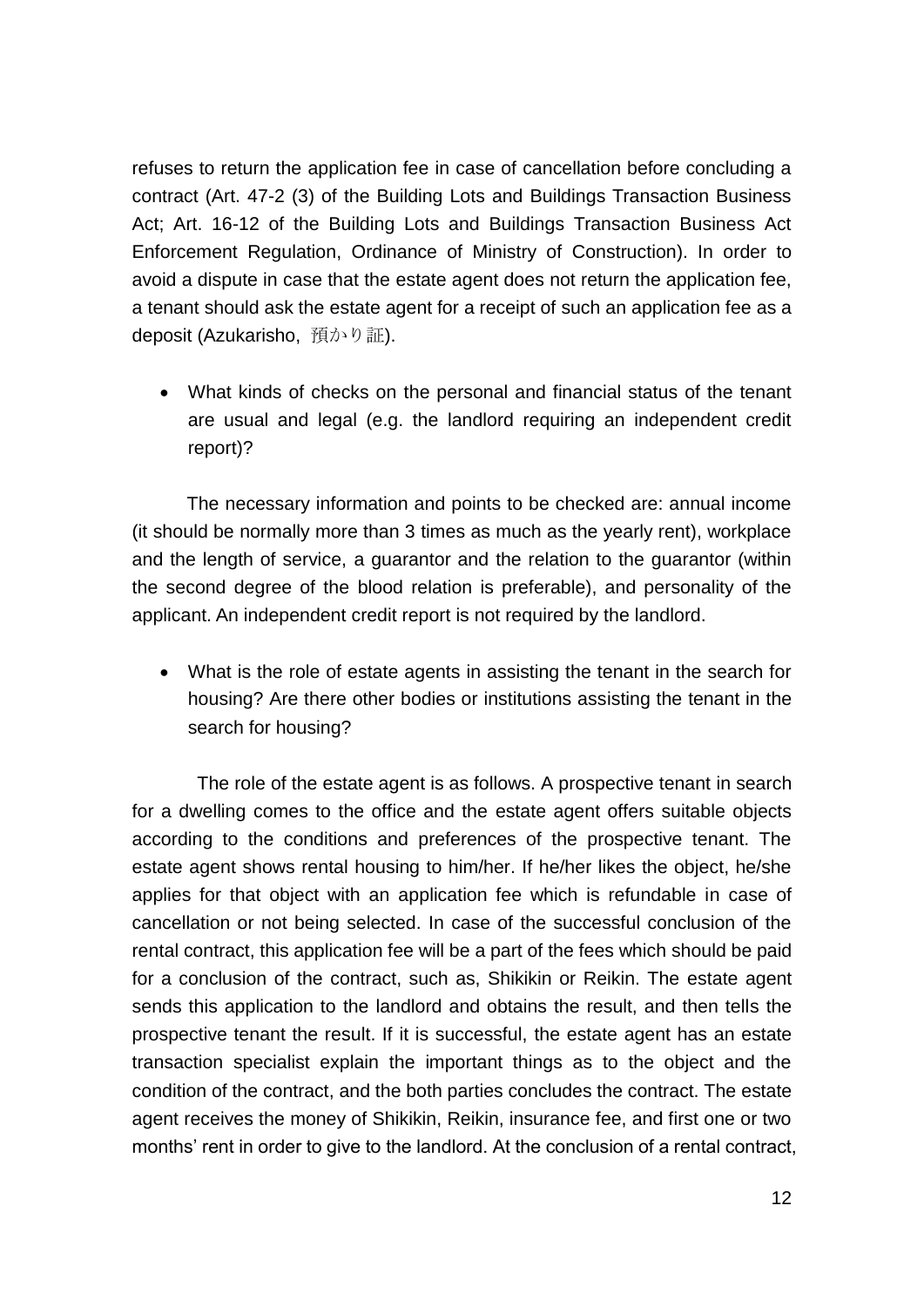refuses to return the application fee in case of cancellation before concluding a contract (Art. 47-2 (3) of the Building Lots and Buildings Transaction Business Act; Art. 16-12 of the Building Lots and Buildings Transaction Business Act Enforcement Regulation, Ordinance of Ministry of Construction). In order to avoid a dispute in case that the estate agent does not return the application fee, a tenant should ask the estate agent for a receipt of such an application fee as a deposit (Azukarisho, 預かり証).

- What kinds of checks on the personal and financial status of the tenant are usual and legal (e.g. the landlord requiring an independent credit report)?

The necessary information and points to be checked are: annual income (it should be normally more than 3 times as much as the yearly rent), workplace and the length of service, a guarantor and the relation to the guarantor (within the second degree of the blood relation is preferable), and personality of the applicant. An independent credit report is not required by the landlord.

- What is the role of estate agents in assisting the tenant in the search for housing? Are there other bodies or institutions assisting the tenant in the search for housing?

The role of the estate agent is as follows. A prospective tenant in search for a dwelling comes to the office and the estate agent offers suitable objects according to the conditions and preferences of the prospective tenant. The estate agent shows rental housing to him/her. If he/her likes the object, he/she applies for that object with an application fee which is refundable in case of cancellation or not being selected. In case of the successful conclusion of the rental contract, this application fee will be a part of the fees which should be paid for a conclusion of the contract, such as, Shikikin or Reikin. The estate agent sends this application to the landlord and obtains the result, and then tells the prospective tenant the result. If it is successful, the estate agent has an estate transaction specialist explain the important things as to the object and the condition of the contract, and the both parties concludes the contract. The estate agent receives the money of Shikikin, Reikin, insurance fee, and first one or two months' rent in order to give to the landlord. At the conclusion of a rental contract,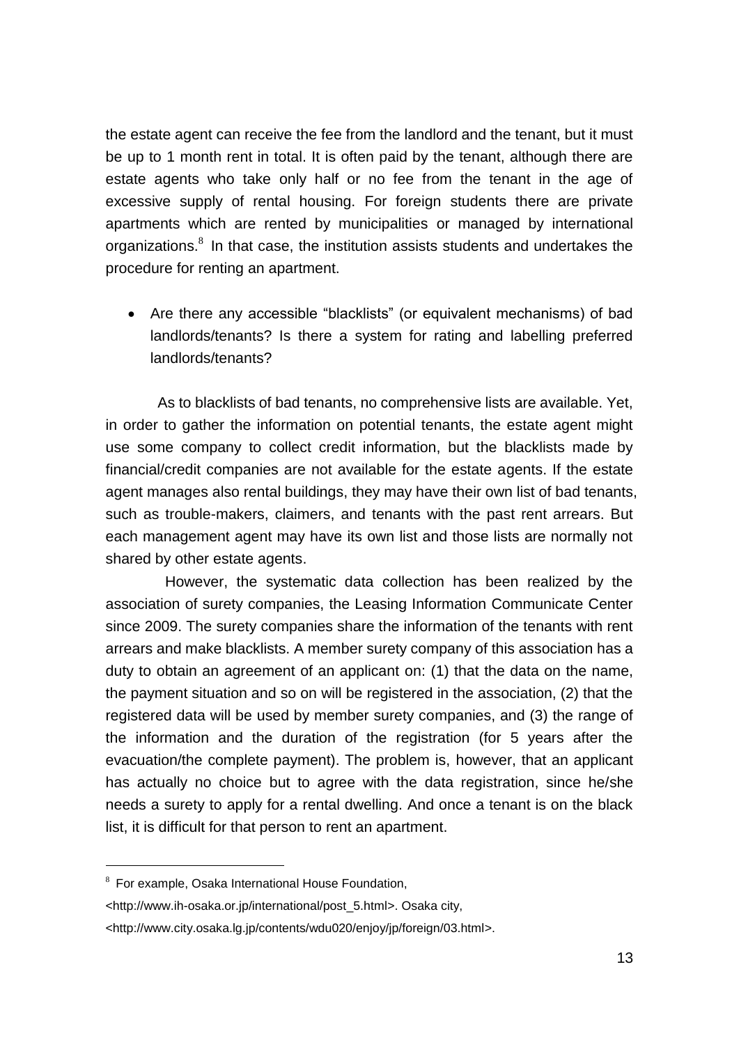the estate agent can receive the fee from the landlord and the tenant, but it must be up to 1 month rent in total. It is often paid by the tenant, although there are estate agents who take only half or no fee from the tenant in the age of excessive supply of rental housing. For foreign students there are private apartments which are rented by municipalities or managed by international organizations.[8] In that case, the institution assists students and undertakes the procedure for renting an apartment.

- Are there any accessible "blacklists" (or equivalent mechanisms) of bad landlords/tenants? Is there a system for rating and labelling preferred landlords/tenants?

As to blacklists of bad tenants, no comprehensive lists are available. Yet, in order to gather the information on potential tenants, the estate agent might use some company to collect credit information, but the blacklists made by financial/credit companies are not available for the estate agents. If the estate agent manages also rental buildings, they may have their own list of bad tenants, such as trouble-makers, claimers, and tenants with the past rent arrears. But each management agent may have its own list and those lists are normally not shared by other estate agents.

However, the systematic data collection has been realized by the association of surety companies, the Leasing Information Communicate Center since 2009. The surety companies share the information of the tenants with rent arrears and make blacklists. A member surety company of this association has a duty to obtain an agreement of an applicant on: (1) that the data on the name, the payment situation and so on will be registered in the association, (2) that the registered data will be used by member surety companies, and (3) the range of the information and the duration of the registration (for 5 years after the evacuation/the complete payment). The problem is, however, that an applicant has actually no choice but to agree with the data registration, since he/she needs a surety to apply for a rental dwelling. And once a tenant is on the black list, it is difficult for that person to rent an apartment.

---

[8] For example, Osaka International House Foundation, <http://www.ih-osaka.or.jp/international/post_5.html>. Osaka city, <http://www.city.osaka.lg.jp/contents/wdu020/enjoy/jp/foreign/03.html>.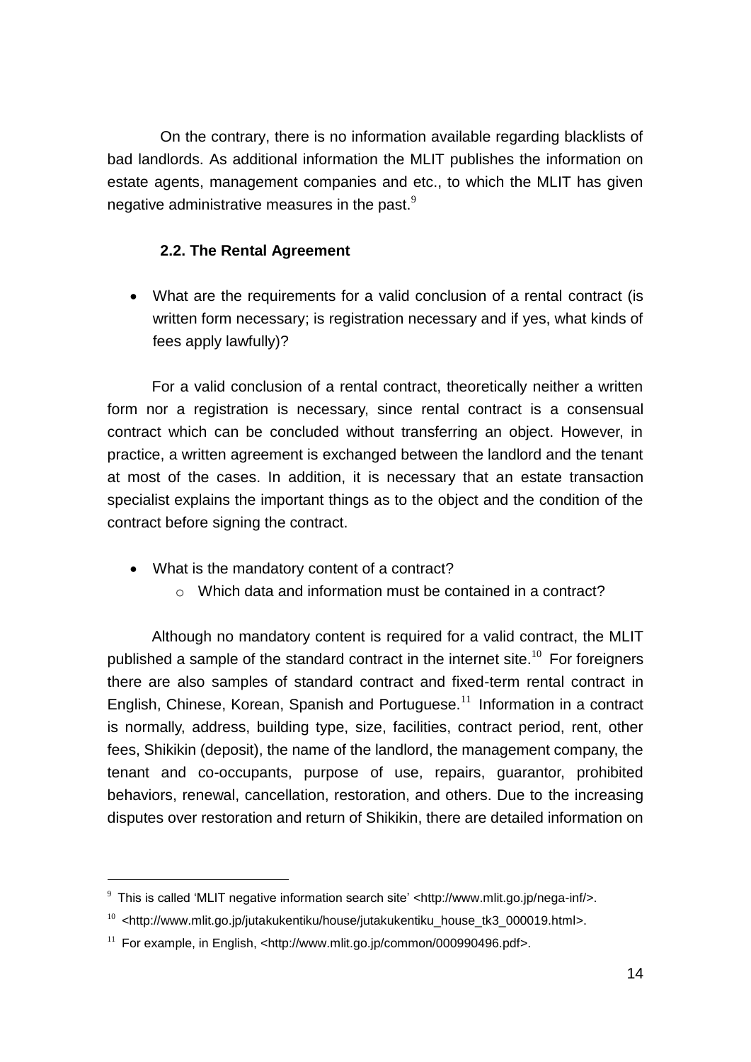On the contrary, there is no information available regarding blacklists of bad landlords. As additional information the MLIT publishes the information on estate agents, management companies and etc., to which the MLIT has given negative administrative measures in the past.[9]

### 2.2. The Rental Agreement

- What are the requirements for a valid conclusion of a rental contract (is written form necessary; is registration necessary and if yes, what kinds of fees apply lawfully)?

For a valid conclusion of a rental contract, theoretically neither a written form nor a registration is necessary, since rental contract is a consensual contract which can be concluded without transferring an object. However, in practice, a written agreement is exchanged between the landlord and the tenant at most of the cases. In addition, it is necessary that an estate transaction specialist explains the important things as to the object and the condition of the contract before signing the contract.

- What is the mandatory content of a contract?
    - Which data and information must be contained in a contract?

Although no mandatory content is required for a valid contract, the MLIT published a sample of the standard contract in the internet site.[10] For foreigners there are also samples of standard contract and fixed-term rental contract in English, Chinese, Korean, Spanish and Portuguese.[11] Information in a contract is normally, address, building type, size, facilities, contract period, rent, other fees, Shikikin (deposit), the name of the landlord, the management company, the tenant and co-occupants, purpose of use, repairs, guarantor, prohibited behaviors, renewal, cancellation, restoration, and others. Due to the increasing disputes over restoration and return of Shikikin, there are detailed information on

---

[9] This is called 'MLIT negative information search site' <http://www.mlit.go.jp/nega-inf/>.

[10] <http://www.mlit.go.jp/jutakukentiku/house/jutakukentiku_house_tk3_000019.html>.

[11] For example, in English, <http://www.mlit.go.jp/common/000990496.pdf>.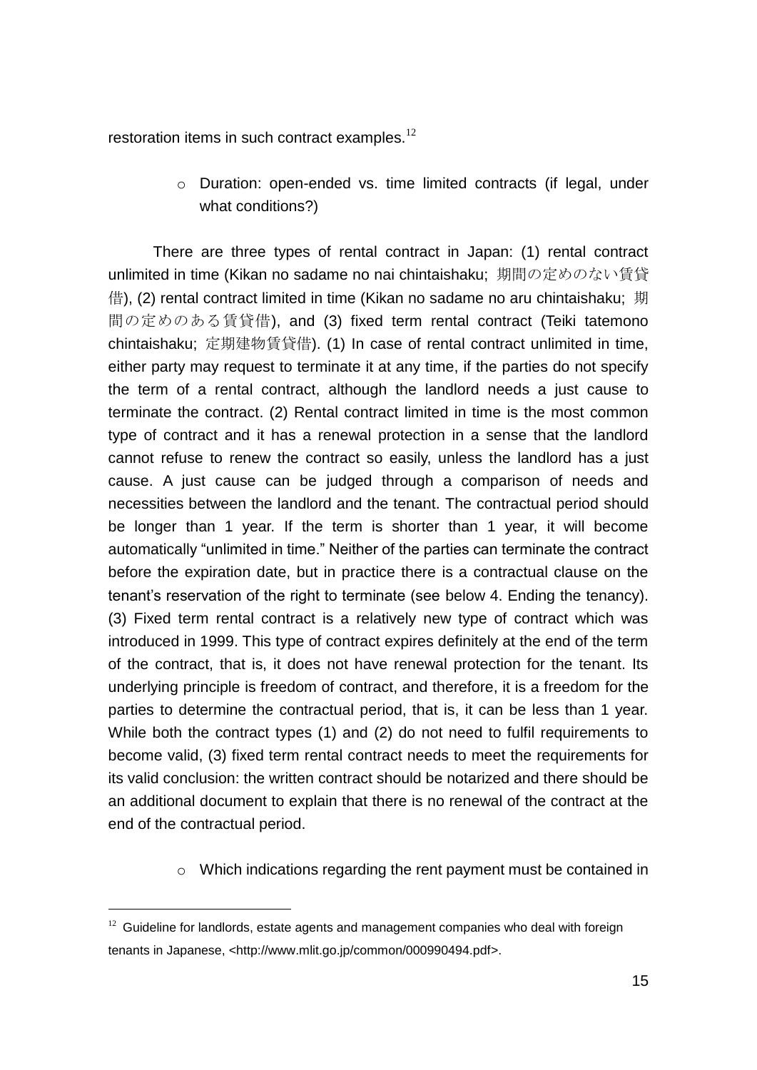restoration items in such contract examples.[12]

- Duration: open-ended vs. time limited contracts (if legal, under what conditions?)

There are three types of rental contract in Japan: (1) rental contract unlimited in time (Kikan no sadame no nai chintaishaku; 期間の定めのない賃貸借), (2) rental contract limited in time (Kikan no sadame no aru chintaishaku; 期間の定めのある賃貸借), and (3) fixed term rental contract (Teiki tatemono chintaishaku; 定期建物賃貸借). (1) In case of rental contract unlimited in time, either party may request to terminate it at any time, if the parties do not specify the term of a rental contract, although the landlord needs a just cause to terminate the contract. (2) Rental contract limited in time is the most common type of contract and it has a renewal protection in a sense that the landlord cannot refuse to renew the contract so easily, unless the landlord has a just cause. A just cause can be judged through a comparison of needs and necessities between the landlord and the tenant. The contractual period should be longer than 1 year. If the term is shorter than 1 year, it will become automatically "unlimited in time." Neither of the parties can terminate the contract before the expiration date, but in practice there is a contractual clause on the tenant's reservation of the right to terminate (see below 4. Ending the tenancy). (3) Fixed term rental contract is a relatively new type of contract which was introduced in 1999. This type of contract expires definitely at the end of the term of the contract, that is, it does not have renewal protection for the tenant. Its underlying principle is freedom of contract, and therefore, it is a freedom for the parties to determine the contractual period, that is, it can be less than 1 year. While both the contract types (1) and (2) do not need to fulfil requirements to become valid, (3) fixed term rental contract needs to meet the requirements for its valid conclusion: the written contract should be notarized and there should be an additional document to explain that there is no renewal of the contract at the end of the contractual period.

- Which indications regarding the rent payment must be contained in

[12] Guideline for landlords, estate agents and management companies who deal with foreign tenants in Japanese, <http://www.mlit.go.jp/common/000990494.pdf>.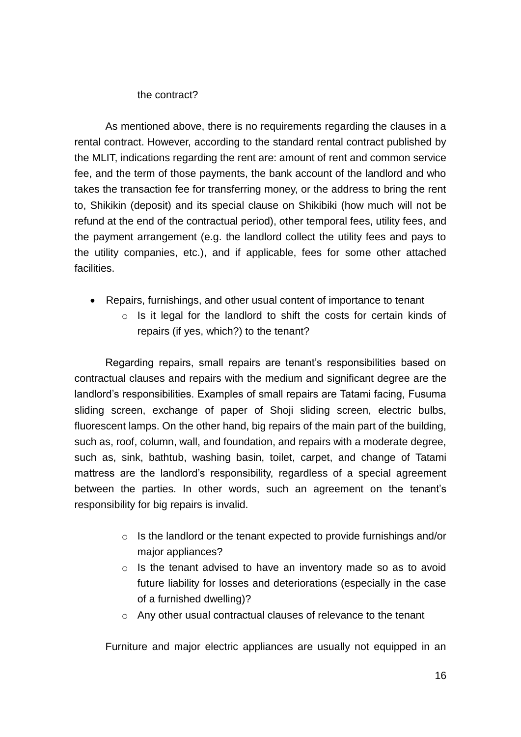the contract?

As mentioned above, there is no requirements regarding the clauses in a rental contract. However, according to the standard rental contract published by the MLIT, indications regarding the rent are: amount of rent and common service fee, and the term of those payments, the bank account of the landlord and who takes the transaction fee for transferring money, or the address to bring the rent to, Shikikin (deposit) and its special clause on Shikibiki (how much will not be refund at the end of the contractual period), other temporal fees, utility fees, and the payment arrangement (e.g. the landlord collect the utility fees and pays to the utility companies, etc.), and if applicable, fees for some other attached facilities.

- Repairs, furnishings, and other usual content of importance to tenant
  - Is it legal for the landlord to shift the costs for certain kinds of repairs (if yes, which?) to the tenant?

Regarding repairs, small repairs are tenant's responsibilities based on contractual clauses and repairs with the medium and significant degree are the landlord's responsibilities. Examples of small repairs are Tatami facing, Fusuma sliding screen, exchange of paper of Shoji sliding screen, electric bulbs, fluorescent lamps. On the other hand, big repairs of the main part of the building, such as, roof, column, wall, and foundation, and repairs with a moderate degree, such as, sink, bathtub, washing basin, toilet, carpet, and change of Tatami mattress are the landlord's responsibility, regardless of a special agreement between the parties. In other words, such an agreement on the tenant's responsibility for big repairs is invalid.

  - Is the landlord or the tenant expected to provide furnishings and/or major appliances?
  - Is the tenant advised to have an inventory made so as to avoid future liability for losses and deteriorations (especially in the case of a furnished dwelling)?
  - Any other usual contractual clauses of relevance to the tenant

Furniture and major electric appliances are usually not equipped in an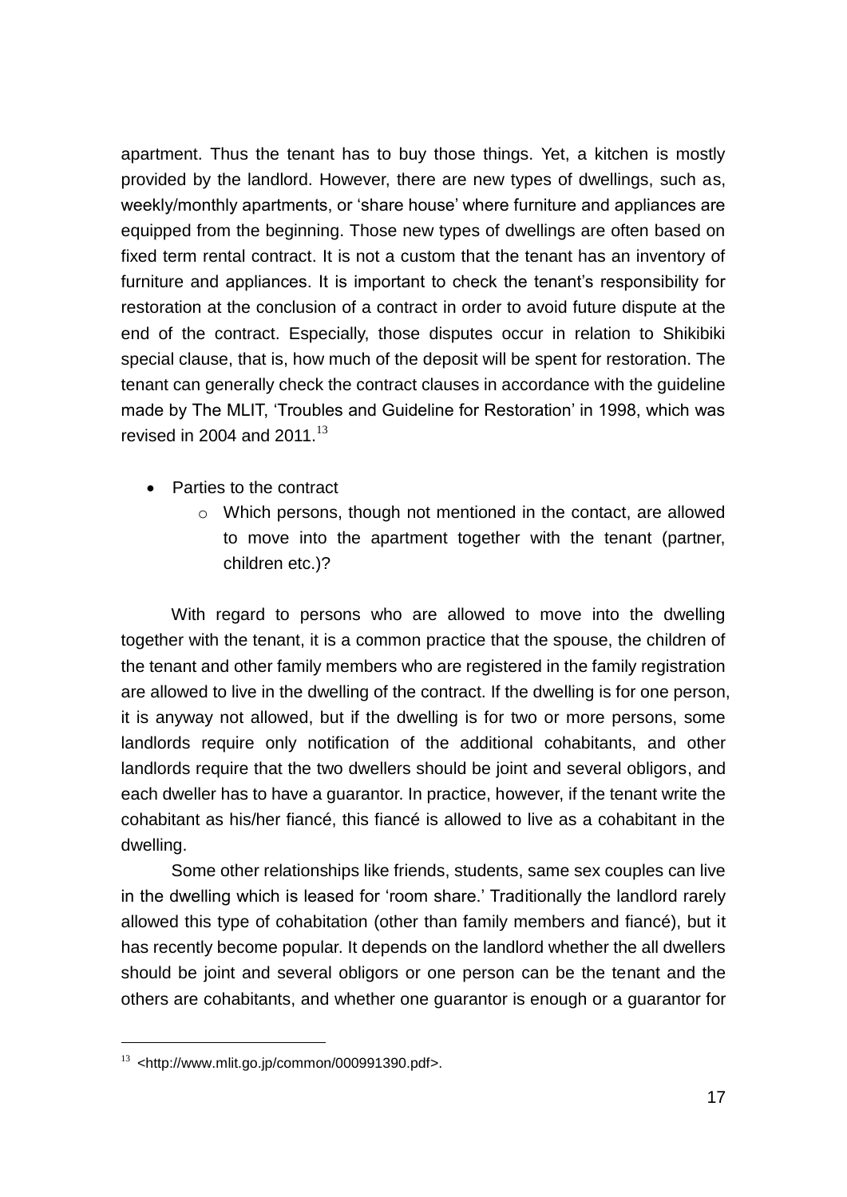apartment. Thus the tenant has to buy those things. Yet, a kitchen is mostly provided by the landlord. However, there are new types of dwellings, such as, weekly/monthly apartments, or 'share house' where furniture and appliances are equipped from the beginning. Those new types of dwellings are often based on fixed term rental contract. It is not a custom that the tenant has an inventory of furniture and appliances. It is important to check the tenant's responsibility for restoration at the conclusion of a contract in order to avoid future dispute at the end of the contract. Especially, those disputes occur in relation to Shikibiki special clause, that is, how much of the deposit will be spent for restoration. The tenant can generally check the contract clauses in accordance with the guideline made by The MLIT, 'Troubles and Guideline for Restoration' in 1998, which was revised in 2004 and 2011.[13]

- Parties to the contract
  - Which persons, though not mentioned in the contact, are allowed to move into the apartment together with the tenant (partner, children etc.)?

With regard to persons who are allowed to move into the dwelling together with the tenant, it is a common practice that the spouse, the children of the tenant and other family members who are registered in the family registration are allowed to live in the dwelling of the contract. If the dwelling is for one person, it is anyway not allowed, but if the dwelling is for two or more persons, some landlords require only notification of the additional cohabitants, and other landlords require that the two dwellers should be joint and several obligors, and each dweller has to have a guarantor. In practice, however, if the tenant write the cohabitant as his/her fiancé, this fiancé is allowed to live as a cohabitant in the dwelling.

Some other relationships like friends, students, same sex couples can live in the dwelling which is leased for 'room share.' Traditionally the landlord rarely allowed this type of cohabitation (other than family members and fiancé), but it has recently become popular. It depends on the landlord whether the all dwellers should be joint and several obligors or one person can be the tenant and the others are cohabitants, and whether one guarantor is enough or a guarantor for

[13] <http://www.mlit.go.jp/common/000991390.pdf>.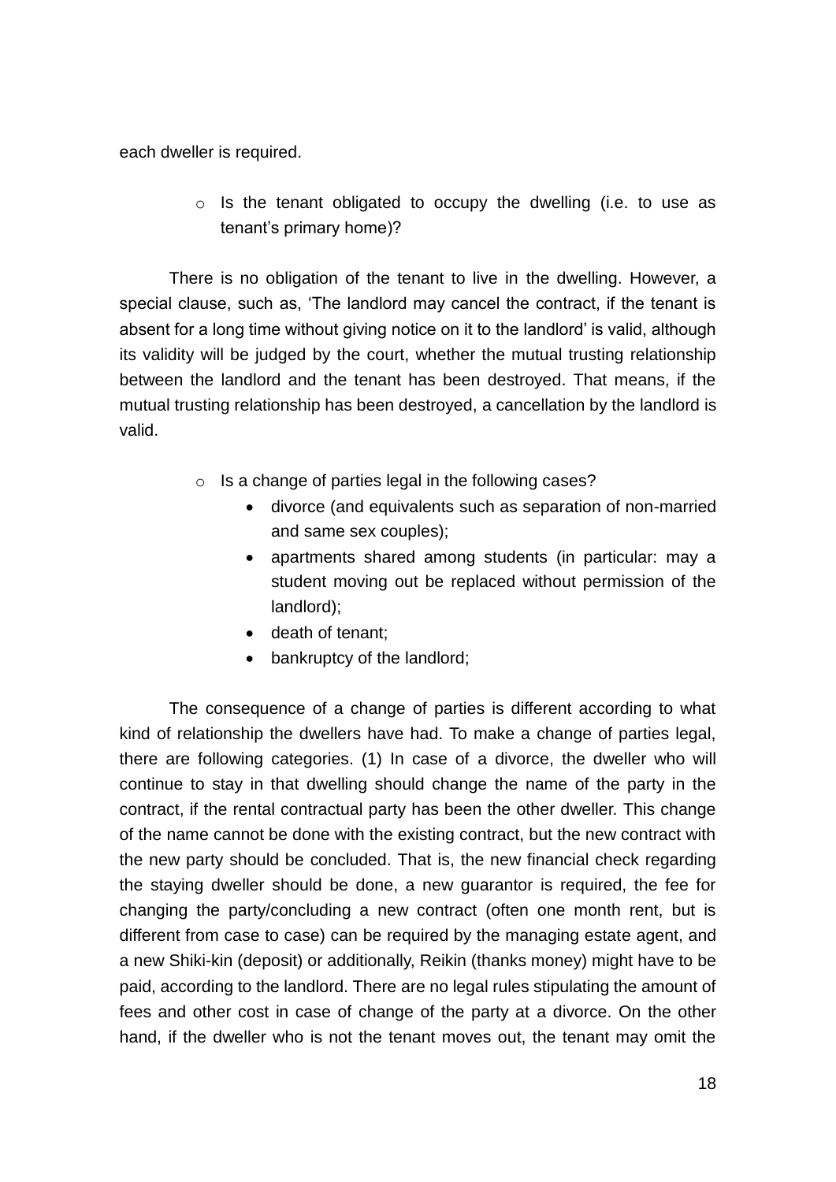each dweller is required.

- Is the tenant obligated to occupy the dwelling (i.e. to use as tenant's primary home)?

There is no obligation of the tenant to live in the dwelling. However, a special clause, such as, 'The landlord may cancel the contract, if the tenant is absent for a long time without giving notice on it to the landlord' is valid, although its validity will be judged by the court, whether the mutual trusting relationship between the landlord and the tenant has been destroyed. That means, if the mutual trusting relationship has been destroyed, a cancellation by the landlord is valid.

- Is a change of parties legal in the following cases?
    - divorce (and equivalents such as separation of non-married and same sex couples);
    - apartments shared among students (in particular: may a student moving out be replaced without permission of the landlord);
    - death of tenant;
    - bankruptcy of the landlord;

The consequence of a change of parties is different according to what kind of relationship the dwellers have had. To make a change of parties legal, there are following categories. (1) In case of a divorce, the dweller who will continue to stay in that dwelling should change the name of the party in the contract, if the rental contractual party has been the other dweller. This change of the name cannot be done with the existing contract, but the new contract with the new party should be concluded. That is, the new financial check regarding the staying dweller should be done, a new guarantor is required, the fee for changing the party/concluding a new contract (often one month rent, but is different from case to case) can be required by the managing estate agent, and a new Shiki-kin (deposit) or additionally, Reikin (thanks money) might have to be paid, according to the landlord. There are no legal rules stipulating the amount of fees and other cost in case of change of the party at a divorce. On the other hand, if the dweller who is not the tenant moves out, the tenant may omit the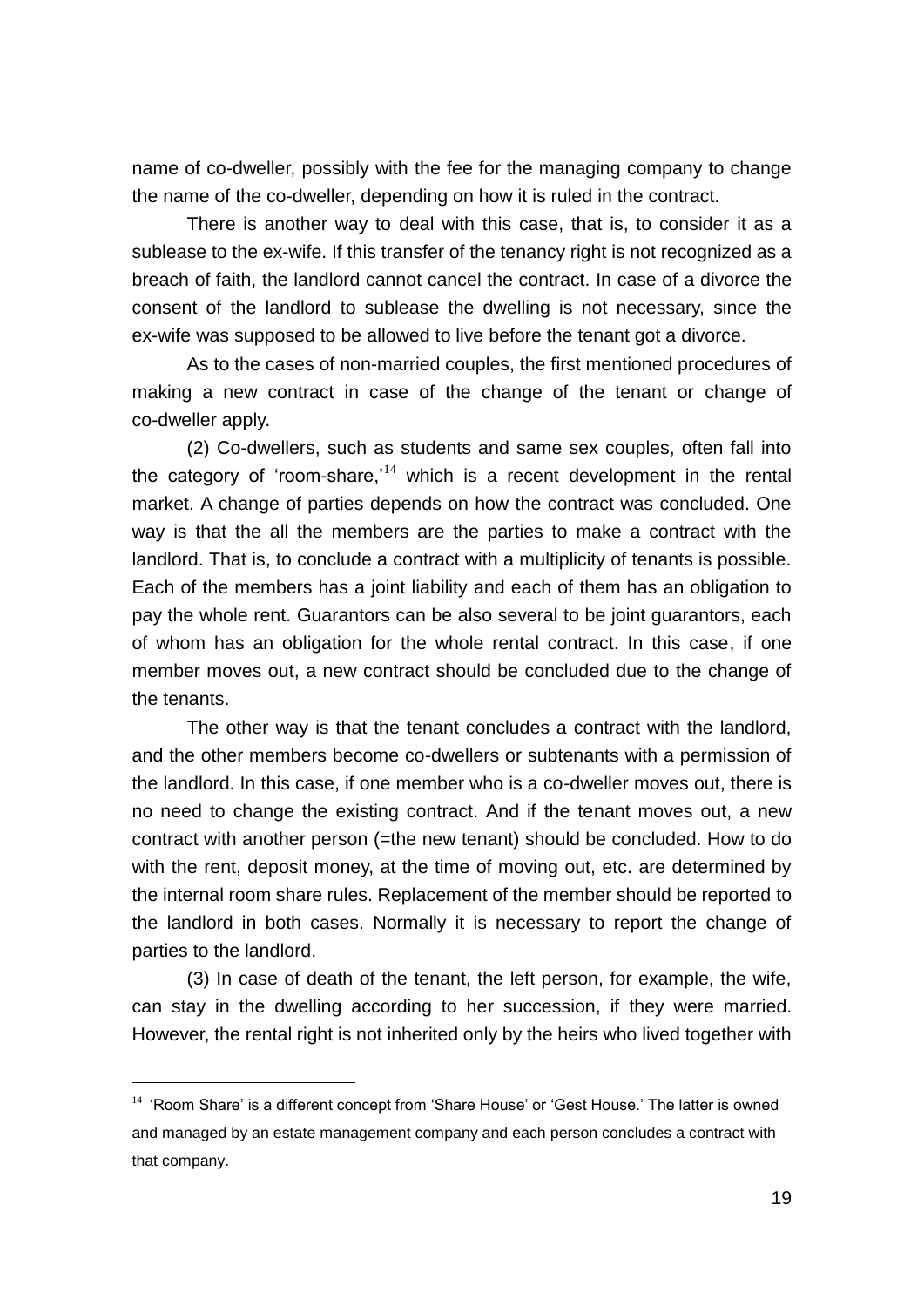name of co-dweller, possibly with the fee for the managing company to change the name of the co-dweller, depending on how it is ruled in the contract.

There is another way to deal with this case, that is, to consider it as a sublease to the ex-wife. If this transfer of the tenancy right is not recognized as a breach of faith, the landlord cannot cancel the contract. In case of a divorce the consent of the landlord to sublease the dwelling is not necessary, since the ex-wife was supposed to be allowed to live before the tenant got a divorce.

As to the cases of non-married couples, the first mentioned procedures of making a new contract in case of the change of the tenant or change of co-dweller apply.

(2) Co-dwellers, such as students and same sex couples, often fall into the category of 'room-share,'[14] which is a recent development in the rental market. A change of parties depends on how the contract was concluded. One way is that the all the members are the parties to make a contract with the landlord. That is, to conclude a contract with a multiplicity of tenants is possible. Each of the members has a joint liability and each of them has an obligation to pay the whole rent. Guarantors can be also several to be joint guarantors, each of whom has an obligation for the whole rental contract. In this case, if one member moves out, a new contract should be concluded due to the change of the tenants.

The other way is that the tenant concludes a contract with the landlord, and the other members become co-dwellers or subtenants with a permission of the landlord. In this case, if one member who is a co-dweller moves out, there is no need to change the existing contract. And if the tenant moves out, a new contract with another person (=the new tenant) should be concluded. How to do with the rent, deposit money, at the time of moving out, etc. are determined by the internal room share rules. Replacement of the member should be reported to the landlord in both cases. Normally it is necessary to report the change of parties to the landlord.

(3) In case of death of the tenant, the left person, for example, the wife, can stay in the dwelling according to her succession, if they were married. However, the rental right is not inherited only by the heirs who lived together with

---

[14] 'Room Share' is a different concept from 'Share House' or 'Gest House.' The latter is owned and managed by an estate management company and each person concludes a contract with that company.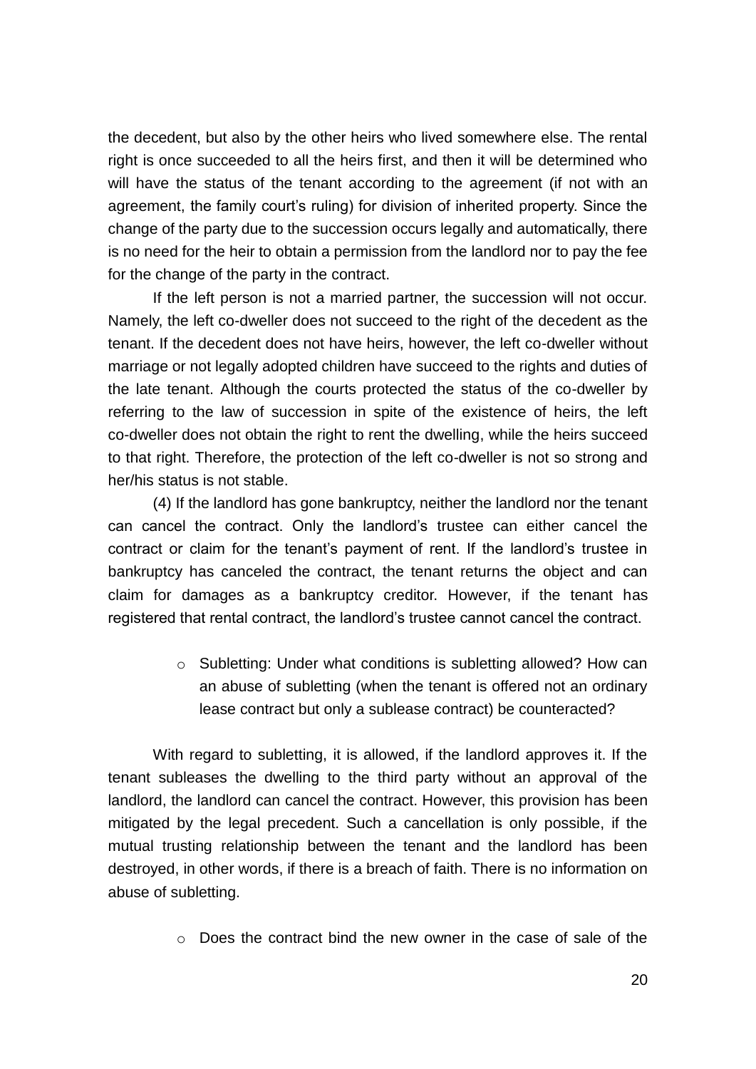the decedent, but also by the other heirs who lived somewhere else. The rental right is once succeeded to all the heirs first, and then it will be determined who will have the status of the tenant according to the agreement (if not with an agreement, the family court's ruling) for division of inherited property. Since the change of the party due to the succession occurs legally and automatically, there is no need for the heir to obtain a permission from the landlord nor to pay the fee for the change of the party in the contract.

If the left person is not a married partner, the succession will not occur. Namely, the left co-dweller does not succeed to the right of the decedent as the tenant. If the decedent does not have heirs, however, the left co-dweller without marriage or not legally adopted children have succeed to the rights and duties of the late tenant. Although the courts protected the status of the co-dweller by referring to the law of succession in spite of the existence of heirs, the left co-dweller does not obtain the right to rent the dwelling, while the heirs succeed to that right. Therefore, the protection of the left co-dweller is not so strong and her/his status is not stable.

(4) If the landlord has gone bankruptcy, neither the landlord nor the tenant can cancel the contract. Only the landlord's trustee can either cancel the contract or claim for the tenant's payment of rent. If the landlord's trustee in bankruptcy has canceled the contract, the tenant returns the object and can claim for damages as a bankruptcy creditor. However, if the tenant has registered that rental contract, the landlord's trustee cannot cancel the contract.

- Subletting: Under what conditions is subletting allowed? How can an abuse of subletting (when the tenant is offered not an ordinary lease contract but only a sublease contract) be counteracted?

With regard to subletting, it is allowed, if the landlord approves it. If the tenant subleases the dwelling to the third party without an approval of the landlord, the landlord can cancel the contract. However, this provision has been mitigated by the legal precedent. Such a cancellation is only possible, if the mutual trusting relationship between the tenant and the landlord has been destroyed, in other words, if there is a breach of faith. There is no information on abuse of subletting.

- Does the contract bind the new owner in the case of sale of the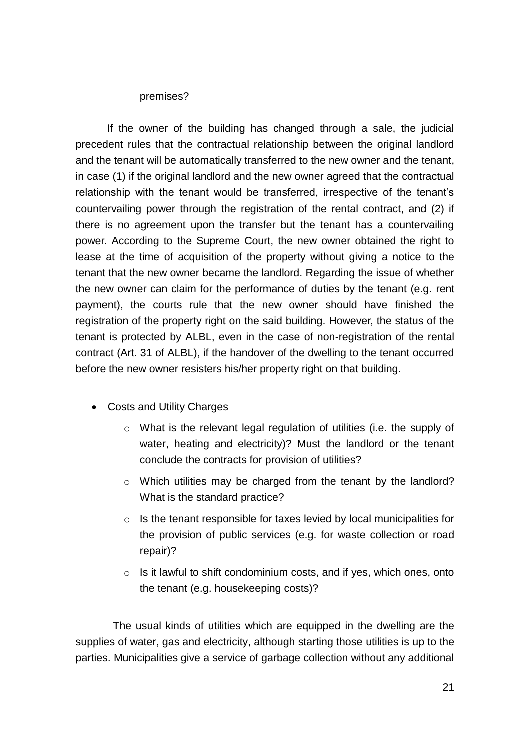premises?

If the owner of the building has changed through a sale, the judicial precedent rules that the contractual relationship between the original landlord and the tenant will be automatically transferred to the new owner and the tenant, in case (1) if the original landlord and the new owner agreed that the contractual relationship with the tenant would be transferred, irrespective of the tenant's countervailing power through the registration of the rental contract, and (2) if there is no agreement upon the transfer but the tenant has a countervailing power. According to the Supreme Court, the new owner obtained the right to lease at the time of acquisition of the property without giving a notice to the tenant that the new owner became the landlord. Regarding the issue of whether the new owner can claim for the performance of duties by the tenant (e.g. rent payment), the courts rule that the new owner should have finished the registration of the property right on the said building. However, the status of the tenant is protected by ALBL, even in the case of non-registration of the rental contract (Art. 31 of ALBL), if the handover of the dwelling to the tenant occurred before the new owner resisters his/her property right on that building.

- Costs and Utility Charges
  - What is the relevant legal regulation of utilities (i.e. the supply of water, heating and electricity)? Must the landlord or the tenant conclude the contracts for provision of utilities?
  - Which utilities may be charged from the tenant by the landlord? What is the standard practice?
  - Is the tenant responsible for taxes levied by local municipalities for the provision of public services (e.g. for waste collection or road repair)?
  - Is it lawful to shift condominium costs, and if yes, which ones, onto the tenant (e.g. housekeeping costs)?

The usual kinds of utilities which are equipped in the dwelling are the supplies of water, gas and electricity, although starting those utilities is up to the parties. Municipalities give a service of garbage collection without any additional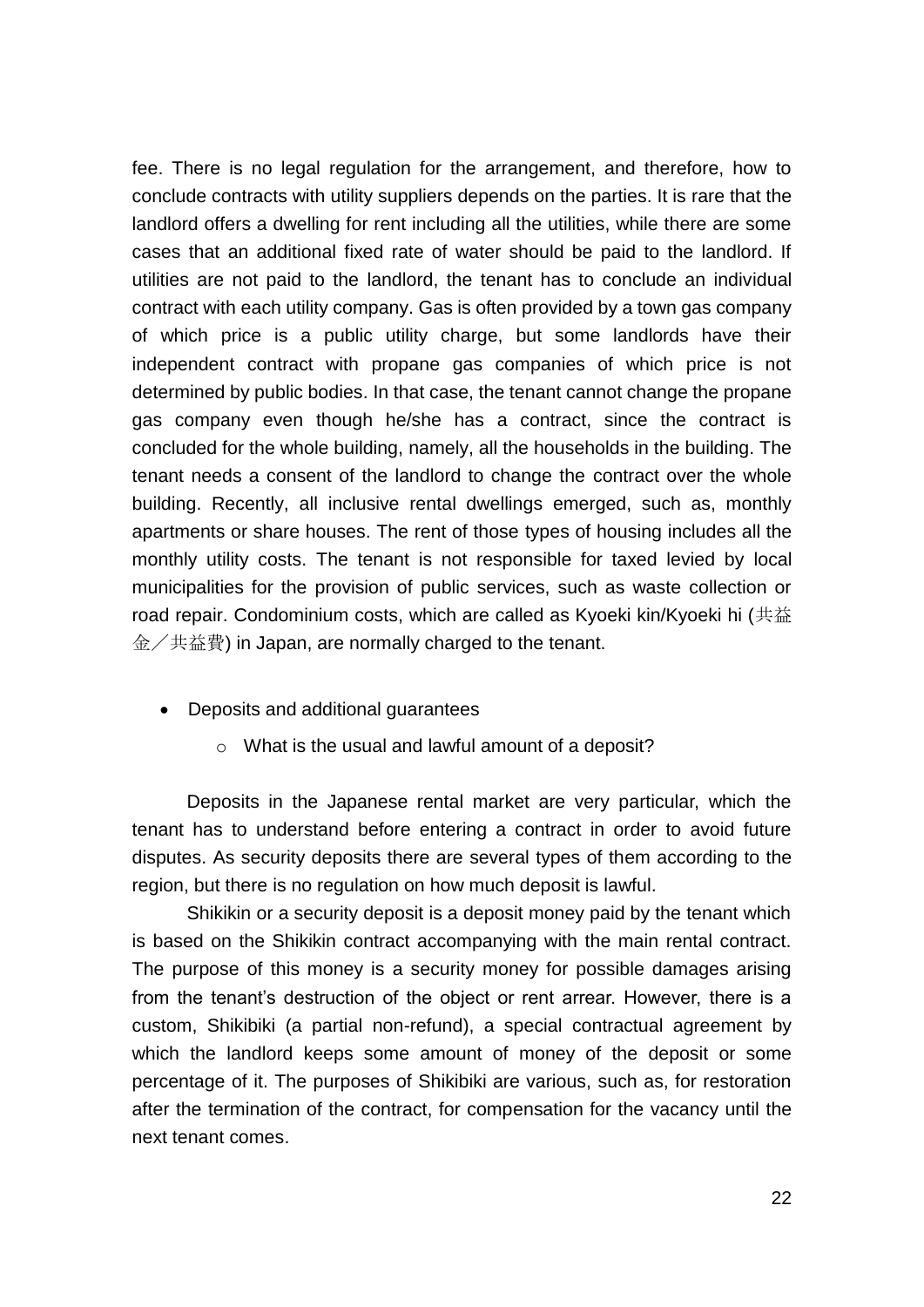fee. There is no legal regulation for the arrangement, and therefore, how to conclude contracts with utility suppliers depends on the parties. It is rare that the landlord offers a dwelling for rent including all the utilities, while there are some cases that an additional fixed rate of water should be paid to the landlord. If utilities are not paid to the landlord, the tenant has to conclude an individual contract with each utility company. Gas is often provided by a town gas company of which price is a public utility charge, but some landlords have their independent contract with propane gas companies of which price is not determined by public bodies. In that case, the tenant cannot change the propane gas company even though he/she has a contract, since the contract is concluded for the whole building, namely, all the households in the building. The tenant needs a consent of the landlord to change the contract over the whole building. Recently, all inclusive rental dwellings emerged, such as, monthly apartments or share houses. The rent of those types of housing includes all the monthly utility costs. The tenant is not responsible for taxed levied by local municipalities for the provision of public services, such as waste collection or road repair. Condominium costs, which are called as Kyoeki kin/Kyoeki hi (共益金／共益費) in Japan, are normally charged to the tenant.

- Deposits and additional guarantees
  - What is the usual and lawful amount of a deposit?

Deposits in the Japanese rental market are very particular, which the tenant has to understand before entering a contract in order to avoid future disputes. As security deposits there are several types of them according to the region, but there is no regulation on how much deposit is lawful.

Shikikin or a security deposit is a deposit money paid by the tenant which is based on the Shikikin contract accompanying with the main rental contract. The purpose of this money is a security money for possible damages arising from the tenant's destruction of the object or rent arrear. However, there is a custom, Shikibiki (a partial non-refund), a special contractual agreement by which the landlord keeps some amount of money of the deposit or some percentage of it. The purposes of Shikibiki are various, such as, for restoration after the termination of the contract, for compensation for the vacancy until the next tenant comes.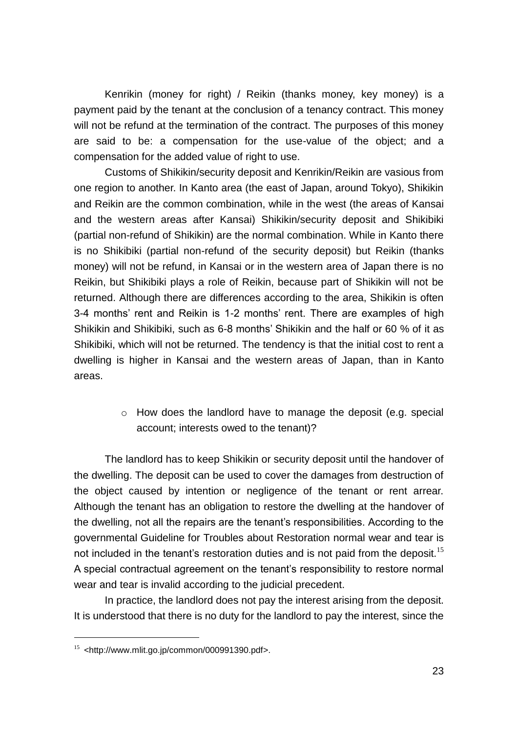Kenrikin (money for right) / Reikin (thanks money, key money) is a payment paid by the tenant at the conclusion of a tenancy contract. This money will not be refund at the termination of the contract. The purposes of this money are said to be: a compensation for the use-value of the object; and a compensation for the added value of right to use.

Customs of Shikikin/security deposit and Kenrikin/Reikin are vasious from one region to another. In Kanto area (the east of Japan, around Tokyo), Shikikin and Reikin are the common combination, while in the west (the areas of Kansai and the western areas after Kansai) Shikikin/security deposit and Shikibiki (partial non-refund of Shikikin) are the normal combination. While in Kanto there is no Shikibiki (partial non-refund of the security deposit) but Reikin (thanks money) will not be refund, in Kansai or in the western area of Japan there is no Reikin, but Shikibiki plays a role of Reikin, because part of Shikikin will not be returned. Although there are differences according to the area, Shikikin is often 3-4 months' rent and Reikin is 1-2 months' rent. There are examples of high Shikikin and Shikibiki, such as 6-8 months' Shikikin and the half or 60 % of it as Shikibiki, which will not be returned. The tendency is that the initial cost to rent a dwelling is higher in Kansai and the western areas of Japan, than in Kanto areas.

- How does the landlord have to manage the deposit (e.g. special account; interests owed to the tenant)?

The landlord has to keep Shikikin or security deposit until the handover of the dwelling. The deposit can be used to cover the damages from destruction of the object caused by intention or negligence of the tenant or rent arrear. Although the tenant has an obligation to restore the dwelling at the handover of the dwelling, not all the repairs are the tenant's responsibilities. According to the governmental Guideline for Troubles about Restoration normal wear and tear is not included in the tenant's restoration duties and is not paid from the deposit.[15] A special contractual agreement on the tenant's responsibility to restore normal wear and tear is invalid according to the judicial precedent.

In practice, the landlord does not pay the interest arising from the deposit. It is understood that there is no duty for the landlord to pay the interest, since the

[15] <http://www.mlit.go.jp/common/000991390.pdf>.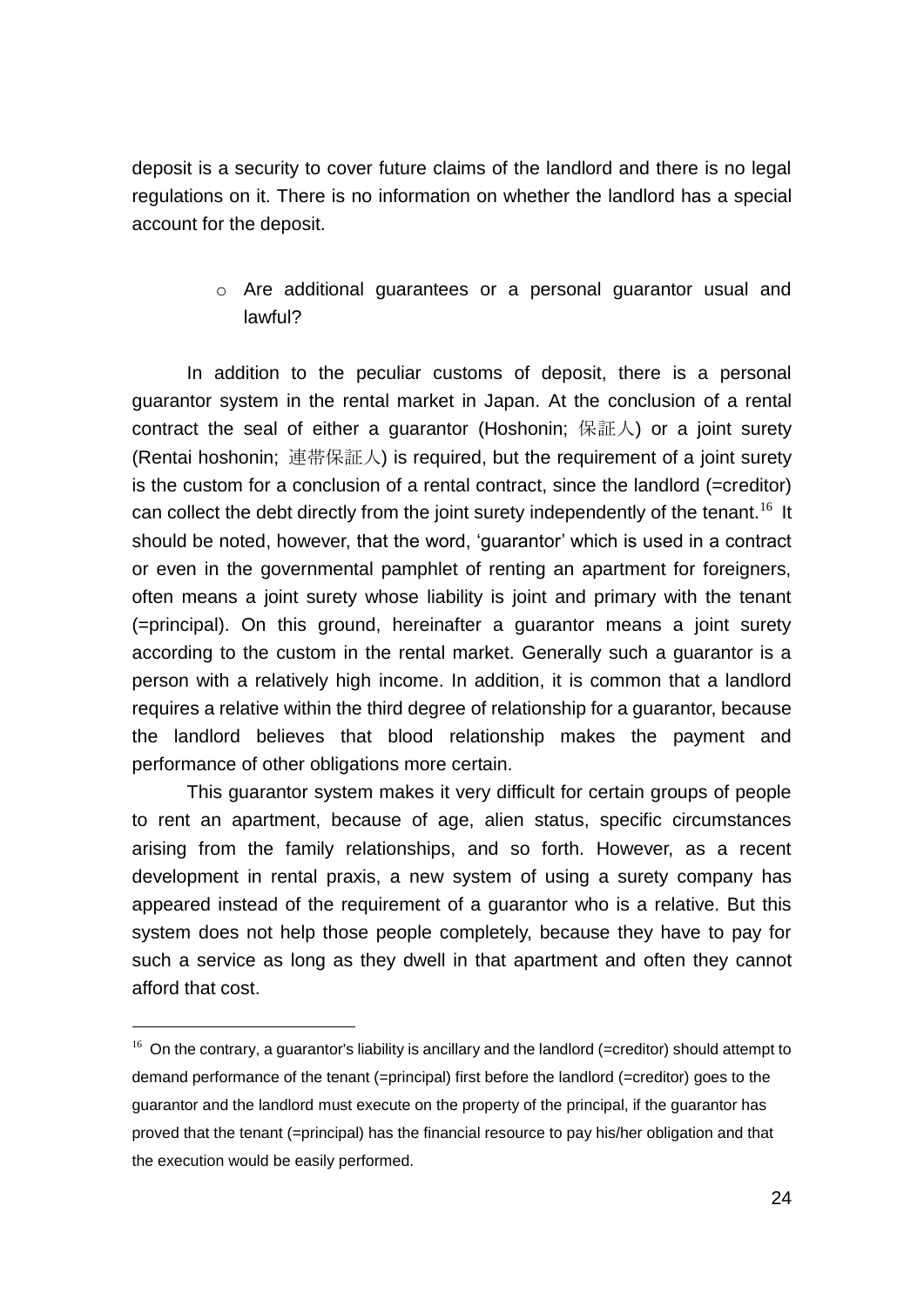deposit is a security to cover future claims of the landlord and there is no legal regulations on it. There is no information on whether the landlord has a special account for the deposit.

- Are additional guarantees or a personal guarantor usual and lawful?

In addition to the peculiar customs of deposit, there is a personal guarantor system in the rental market in Japan. At the conclusion of a rental contract the seal of either a guarantor (Hoshonin; 保証人) or a joint surety (Rentai hoshonin; 連帯保証人) is required, but the requirement of a joint surety is the custom for a conclusion of a rental contract, since the landlord (=creditor) can collect the debt directly from the joint surety independently of the tenant.[16] It should be noted, however, that the word, 'guarantor' which is used in a contract or even in the governmental pamphlet of renting an apartment for foreigners, often means a joint surety whose liability is joint and primary with the tenant (=principal). On this ground, hereinafter a guarantor means a joint surety according to the custom in the rental market. Generally such a guarantor is a person with a relatively high income. In addition, it is common that a landlord requires a relative within the third degree of relationship for a guarantor, because the landlord believes that blood relationship makes the payment and performance of other obligations more certain.

This guarantor system makes it very difficult for certain groups of people to rent an apartment, because of age, alien status, specific circumstances arising from the family relationships, and so forth. However, as a recent development in rental praxis, a new system of using a surety company has appeared instead of the requirement of a guarantor who is a relative. But this system does not help those people completely, because they have to pay for such a service as long as they dwell in that apartment and often they cannot afford that cost.

---

[16] On the contrary, a guarantor's liability is ancillary and the landlord (=creditor) should attempt to demand performance of the tenant (=principal) first before the landlord (=creditor) goes to the guarantor and the landlord must execute on the property of the principal, if the guarantor has proved that the tenant (=principal) has the financial resource to pay his/her obligation and that the execution would be easily performed.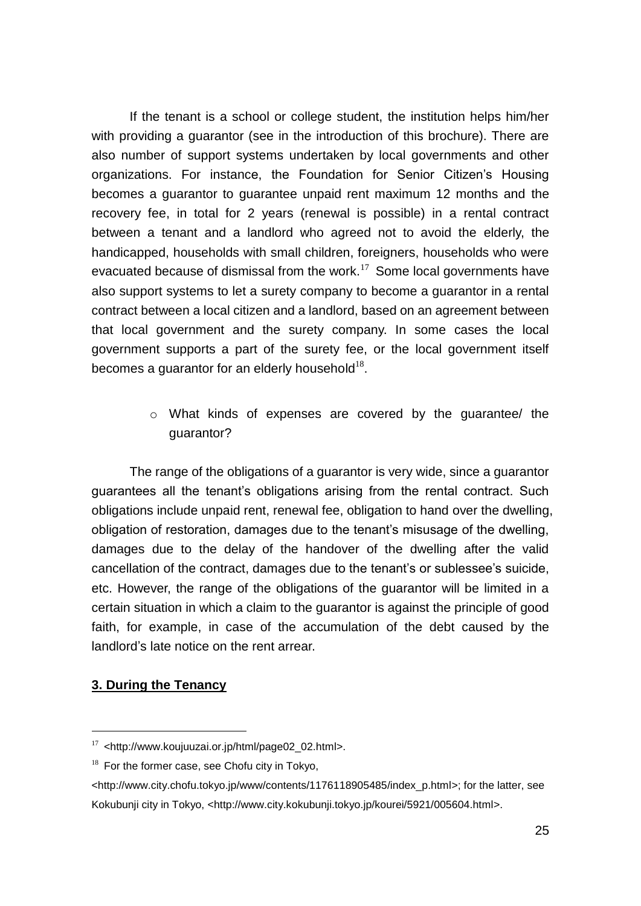If the tenant is a school or college student, the institution helps him/her with providing a guarantor (see in the introduction of this brochure). There are also number of support systems undertaken by local governments and other organizations. For instance, the Foundation for Senior Citizen's Housing becomes a guarantor to guarantee unpaid rent maximum 12 months and the recovery fee, in total for 2 years (renewal is possible) in a rental contract between a tenant and a landlord who agreed not to avoid the elderly, the handicapped, households with small children, foreigners, households who were evacuated because of dismissal from the work.[17] Some local governments have also support systems to let a surety company to become a guarantor in a rental contract between a local citizen and a landlord, based on an agreement between that local government and the surety company. In some cases the local government supports a part of the surety fee, or the local government itself becomes a guarantor for an elderly household[18].

- What kinds of expenses are covered by the guarantee/ the guarantor?

The range of the obligations of a guarantor is very wide, since a guarantor guarantees all the tenant's obligations arising from the rental contract. Such obligations include unpaid rent, renewal fee, obligation to hand over the dwelling, obligation of restoration, damages due to the tenant's misusage of the dwelling, damages due to the delay of the handover of the dwelling after the valid cancellation of the contract, damages due to the tenant's or sublessee's suicide, etc. However, the range of the obligations of the guarantor will be limited in a certain situation in which a claim to the guarantor is against the principle of good faith, for example, in case of the accumulation of the debt caused by the landlord's late notice on the rent arrear.

## 3. During the Tenancy

---

[17] <http://www.koujuuzai.or.jp/html/page02_02.html>.

[18] For the former case, see Chofu city in Tokyo, <http://www.city.chofu.tokyo.jp/www/contents/1176118905485/index_p.html>; for the latter, see Kokubunji city in Tokyo, <http://www.city.kokubunji.tokyo.jp/kourei/5921/005604.html>.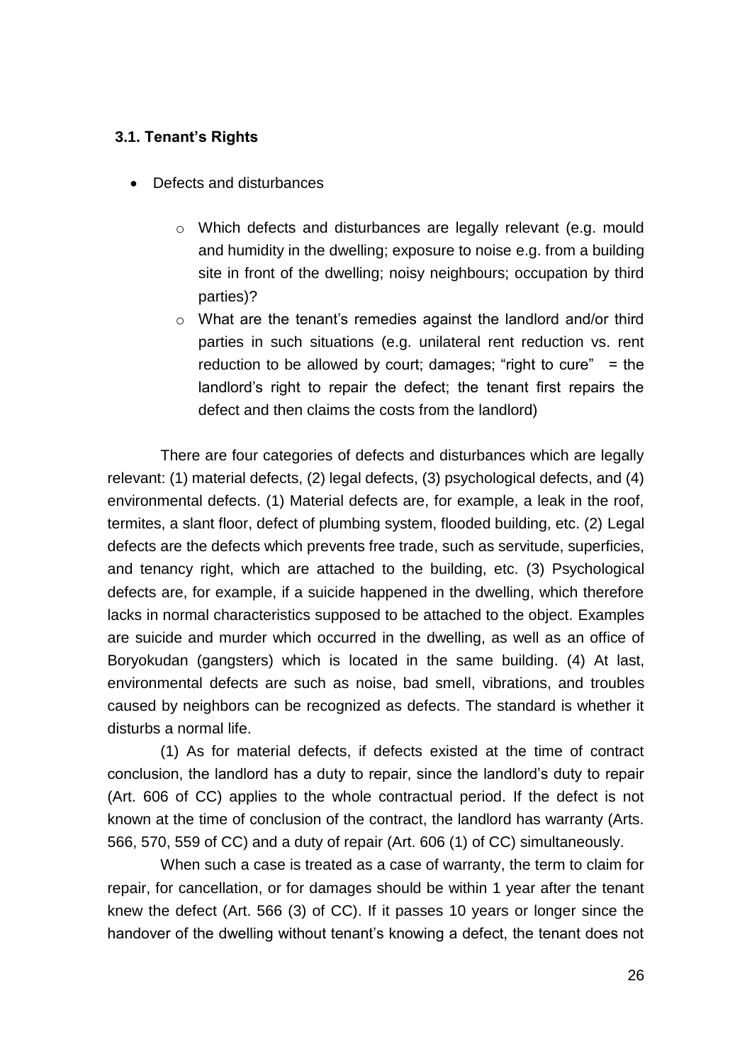### 3.1. Tenant's Rights

- Defects and disturbances
  - Which defects and disturbances are legally relevant (e.g. mould and humidity in the dwelling; exposure to noise e.g. from a building site in front of the dwelling; noisy neighbours; occupation by third parties)?
  - What are the tenant's remedies against the landlord and/or third parties in such situations (e.g. unilateral rent reduction vs. rent reduction to be allowed by court; damages; "right to cure" = the landlord's right to repair the defect; the tenant first repairs the defect and then claims the costs from the landlord)

There are four categories of defects and disturbances which are legally relevant: (1) material defects, (2) legal defects, (3) psychological defects, and (4) environmental defects. (1) Material defects are, for example, a leak in the roof, termites, a slant floor, defect of plumbing system, flooded building, etc. (2) Legal defects are the defects which prevents free trade, such as servitude, superficies, and tenancy right, which are attached to the building, etc. (3) Psychological defects are, for example, if a suicide happened in the dwelling, which therefore lacks in normal characteristics supposed to be attached to the object. Examples are suicide and murder which occurred in the dwelling, as well as an office of Boryokudan (gangsters) which is located in the same building. (4) At last, environmental defects are such as noise, bad smell, vibrations, and troubles caused by neighbors can be recognized as defects. The standard is whether it disturbs a normal life.

(1) As for material defects, if defects existed at the time of contract conclusion, the landlord has a duty to repair, since the landlord's duty to repair (Art. 606 of CC) applies to the whole contractual period. If the defect is not known at the time of conclusion of the contract, the landlord has warranty (Arts. 566, 570, 559 of CC) and a duty of repair (Art. 606 (1) of CC) simultaneously.

When such a case is treated as a case of warranty, the term to claim for repair, for cancellation, or for damages should be within 1 year after the tenant knew the defect (Art. 566 (3) of CC). If it passes 10 years or longer since the handover of the dwelling without tenant's knowing a defect, the tenant does not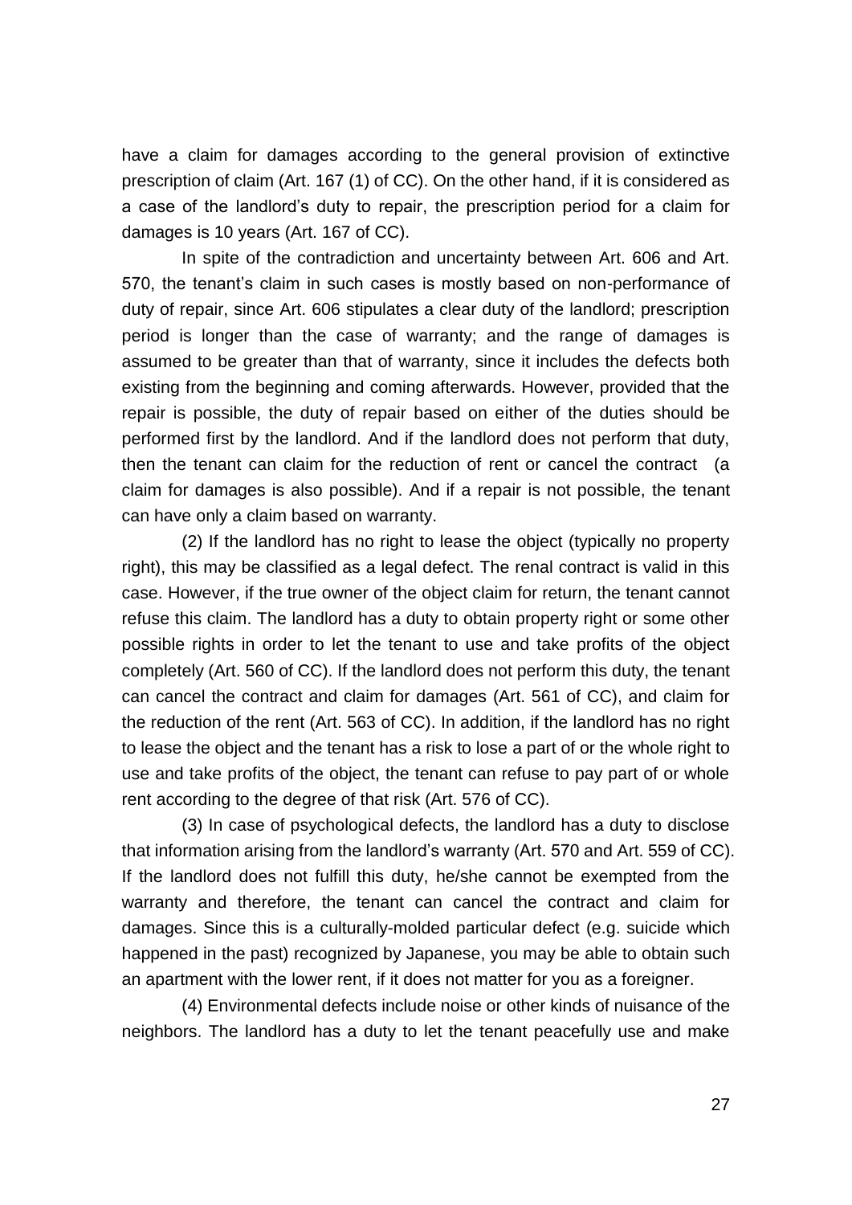have a claim for damages according to the general provision of extinctive prescription of claim (Art. 167 (1) of CC). On the other hand, if it is considered as a case of the landlord's duty to repair, the prescription period for a claim for damages is 10 years (Art. 167 of CC).

In spite of the contradiction and uncertainty between Art. 606 and Art. 570, the tenant's claim in such cases is mostly based on non-performance of duty of repair, since Art. 606 stipulates a clear duty of the landlord; prescription period is longer than the case of warranty; and the range of damages is assumed to be greater than that of warranty, since it includes the defects both existing from the beginning and coming afterwards. However, provided that the repair is possible, the duty of repair based on either of the duties should be performed first by the landlord. And if the landlord does not perform that duty, then the tenant can claim for the reduction of rent or cancel the contract (a claim for damages is also possible). And if a repair is not possible, the tenant can have only a claim based on warranty.

(2) If the landlord has no right to lease the object (typically no property right), this may be classified as a legal defect. The renal contract is valid in this case. However, if the true owner of the object claim for return, the tenant cannot refuse this claim. The landlord has a duty to obtain property right or some other possible rights in order to let the tenant to use and take profits of the object completely (Art. 560 of CC). If the landlord does not perform this duty, the tenant can cancel the contract and claim for damages (Art. 561 of CC), and claim for the reduction of the rent (Art. 563 of CC). In addition, if the landlord has no right to lease the object and the tenant has a risk to lose a part of or the whole right to use and take profits of the object, the tenant can refuse to pay part of or whole rent according to the degree of that risk (Art. 576 of CC).

(3) In case of psychological defects, the landlord has a duty to disclose that information arising from the landlord's warranty (Art. 570 and Art. 559 of CC). If the landlord does not fulfill this duty, he/she cannot be exempted from the warranty and therefore, the tenant can cancel the contract and claim for damages. Since this is a culturally-molded particular defect (e.g. suicide which happened in the past) recognized by Japanese, you may be able to obtain such an apartment with the lower rent, if it does not matter for you as a foreigner.

(4) Environmental defects include noise or other kinds of nuisance of the neighbors. The landlord has a duty to let the tenant peacefully use and make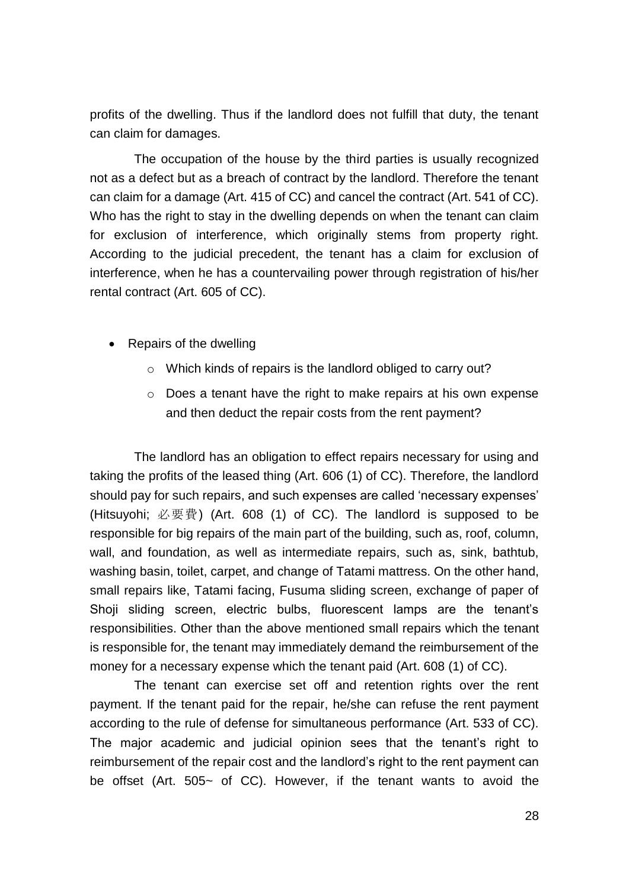profits of the dwelling. Thus if the landlord does not fulfill that duty, the tenant can claim for damages.

The occupation of the house by the third parties is usually recognized not as a defect but as a breach of contract by the landlord. Therefore the tenant can claim for a damage (Art. 415 of CC) and cancel the contract (Art. 541 of CC). Who has the right to stay in the dwelling depends on when the tenant can claim for exclusion of interference, which originally stems from property right. According to the judicial precedent, the tenant has a claim for exclusion of interference, when he has a countervailing power through registration of his/her rental contract (Art. 605 of CC).

- Repairs of the dwelling
    - Which kinds of repairs is the landlord obliged to carry out?
    - Does a tenant have the right to make repairs at his own expense and then deduct the repair costs from the rent payment?

The landlord has an obligation to effect repairs necessary for using and taking the profits of the leased thing (Art. 606 (1) of CC). Therefore, the landlord should pay for such repairs, and such expenses are called 'necessary expenses' (Hitsuyohi; 必要費) (Art. 608 (1) of CC). The landlord is supposed to be responsible for big repairs of the main part of the building, such as, roof, column, wall, and foundation, as well as intermediate repairs, such as, sink, bathtub, washing basin, toilet, carpet, and change of Tatami mattress. On the other hand, small repairs like, Tatami facing, Fusuma sliding screen, exchange of paper of Shoji sliding screen, electric bulbs, fluorescent lamps are the tenant's responsibilities. Other than the above mentioned small repairs which the tenant is responsible for, the tenant may immediately demand the reimbursement of the money for a necessary expense which the tenant paid (Art. 608 (1) of CC).

The tenant can exercise set off and retention rights over the rent payment. If the tenant paid for the repair, he/she can refuse the rent payment according to the rule of defense for simultaneous performance (Art. 533 of CC). The major academic and judicial opinion sees that the tenant's right to reimbursement of the repair cost and the landlord's right to the rent payment can be offset (Art. 505~ of CC). However, if the tenant wants to avoid the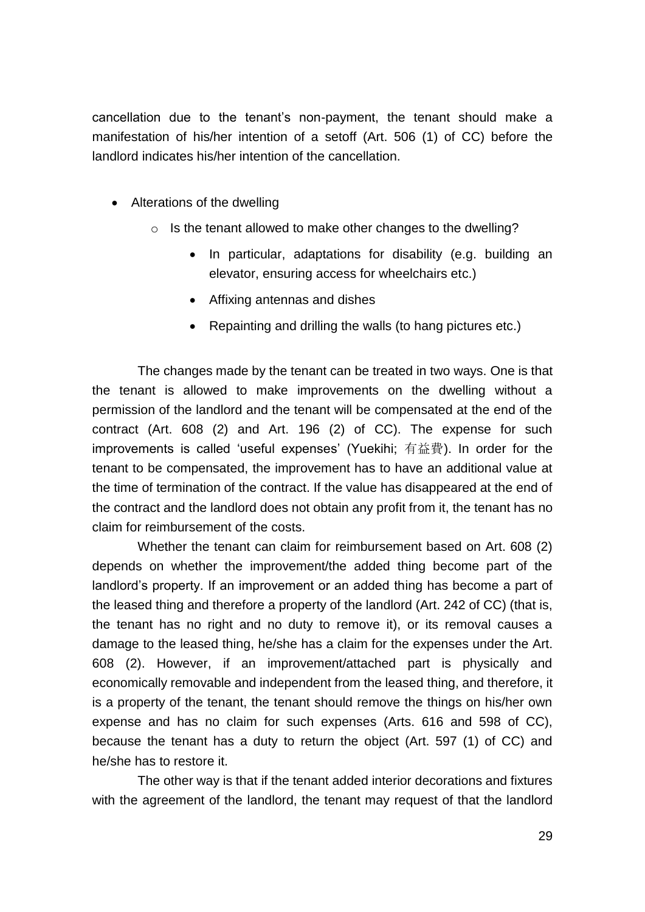cancellation due to the tenant's non-payment, the tenant should make a manifestation of his/her intention of a setoff (Art. 506 (1) of CC) before the landlord indicates his/her intention of the cancellation.

- Alterations of the dwelling
  - Is the tenant allowed to make other changes to the dwelling?
    - In particular, adaptations for disability (e.g. building an elevator, ensuring access for wheelchairs etc.)
    - Affixing antennas and dishes
    - Repainting and drilling the walls (to hang pictures etc.)

The changes made by the tenant can be treated in two ways. One is that the tenant is allowed to make improvements on the dwelling without a permission of the landlord and the tenant will be compensated at the end of the contract (Art. 608 (2) and Art. 196 (2) of CC). The expense for such improvements is called 'useful expenses' (Yuekihi; 有益費). In order for the tenant to be compensated, the improvement has to have an additional value at the time of termination of the contract. If the value has disappeared at the end of the contract and the landlord does not obtain any profit from it, the tenant has no claim for reimbursement of the costs.

Whether the tenant can claim for reimbursement based on Art. 608 (2) depends on whether the improvement/the added thing become part of the landlord's property. If an improvement or an added thing has become a part of the leased thing and therefore a property of the landlord (Art. 242 of CC) (that is, the tenant has no right and no duty to remove it), or its removal causes a damage to the leased thing, he/she has a claim for the expenses under the Art. 608 (2). However, if an improvement/attached part is physically and economically removable and independent from the leased thing, and therefore, it is a property of the tenant, the tenant should remove the things on his/her own expense and has no claim for such expenses (Arts. 616 and 598 of CC), because the tenant has a duty to return the object (Art. 597 (1) of CC) and he/she has to restore it.

The other way is that if the tenant added interior decorations and fixtures with the agreement of the landlord, the tenant may request of that the landlord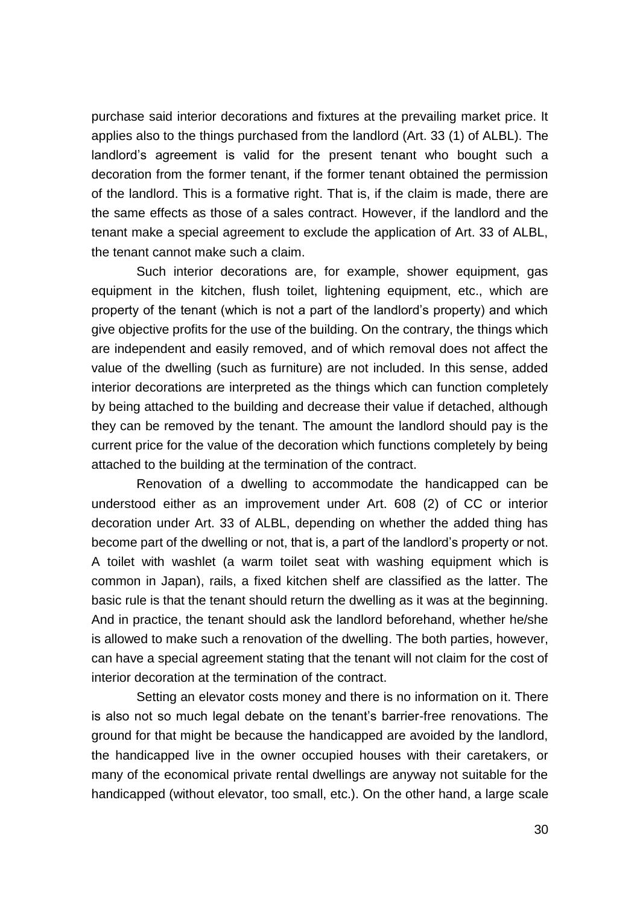purchase said interior decorations and fixtures at the prevailing market price. It applies also to the things purchased from the landlord (Art. 33 (1) of ALBL). The landlord's agreement is valid for the present tenant who bought such a decoration from the former tenant, if the former tenant obtained the permission of the landlord. This is a formative right. That is, if the claim is made, there are the same effects as those of a sales contract. However, if the landlord and the tenant make a special agreement to exclude the application of Art. 33 of ALBL, the tenant cannot make such a claim.

Such interior decorations are, for example, shower equipment, gas equipment in the kitchen, flush toilet, lightening equipment, etc., which are property of the tenant (which is not a part of the landlord's property) and which give objective profits for the use of the building. On the contrary, the things which are independent and easily removed, and of which removal does not affect the value of the dwelling (such as furniture) are not included. In this sense, added interior decorations are interpreted as the things which can function completely by being attached to the building and decrease their value if detached, although they can be removed by the tenant. The amount the landlord should pay is the current price for the value of the decoration which functions completely by being attached to the building at the termination of the contract.

Renovation of a dwelling to accommodate the handicapped can be understood either as an improvement under Art. 608 (2) of CC or interior decoration under Art. 33 of ALBL, depending on whether the added thing has become part of the dwelling or not, that is, a part of the landlord's property or not. A toilet with washlet (a warm toilet seat with washing equipment which is common in Japan), rails, a fixed kitchen shelf are classified as the latter. The basic rule is that the tenant should return the dwelling as it was at the beginning. And in practice, the tenant should ask the landlord beforehand, whether he/she is allowed to make such a renovation of the dwelling. The both parties, however, can have a special agreement stating that the tenant will not claim for the cost of interior decoration at the termination of the contract.

Setting an elevator costs money and there is no information on it. There is also not so much legal debate on the tenant's barrier-free renovations. The ground for that might be because the handicapped are avoided by the landlord, the handicapped live in the owner occupied houses with their caretakers, or many of the economical private rental dwellings are anyway not suitable for the handicapped (without elevator, too small, etc.). On the other hand, a large scale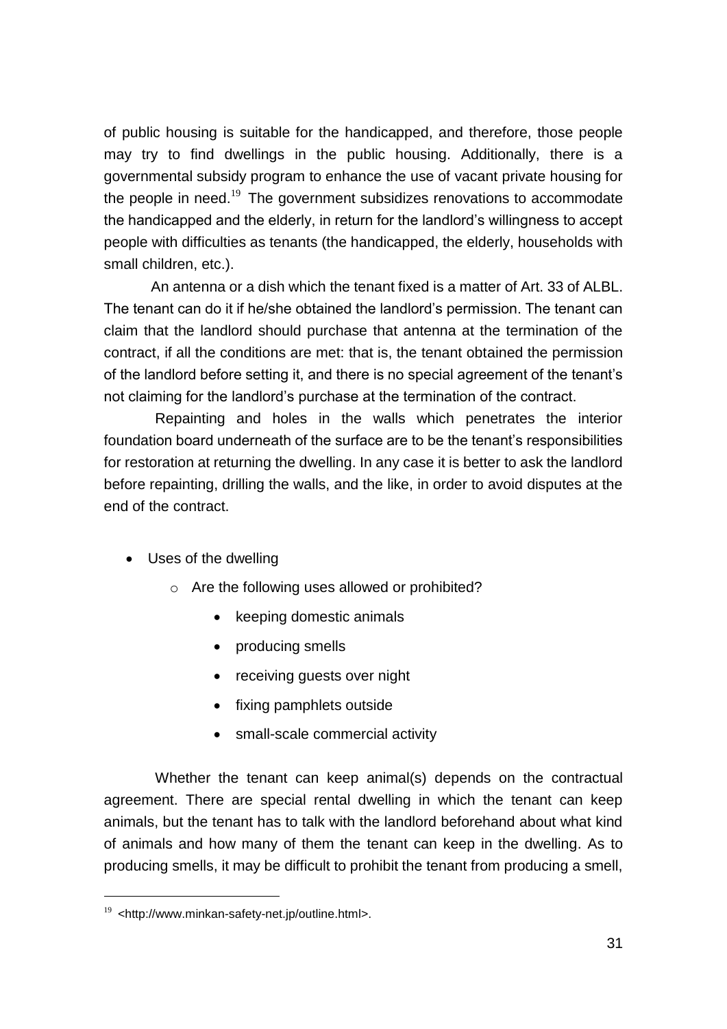of public housing is suitable for the handicapped, and therefore, those people may try to find dwellings in the public housing. Additionally, there is a governmental subsidy program to enhance the use of vacant private housing for the people in need.[19] The government subsidizes renovations to accommodate the handicapped and the elderly, in return for the landlord's willingness to accept people with difficulties as tenants (the handicapped, the elderly, households with small children, etc.).

An antenna or a dish which the tenant fixed is a matter of Art. 33 of ALBL. The tenant can do it if he/she obtained the landlord's permission. The tenant can claim that the landlord should purchase that antenna at the termination of the contract, if all the conditions are met: that is, the tenant obtained the permission of the landlord before setting it, and there is no special agreement of the tenant's not claiming for the landlord's purchase at the termination of the contract.

Repainting and holes in the walls which penetrates the interior foundation board underneath of the surface are to be the tenant's responsibilities for restoration at returning the dwelling. In any case it is better to ask the landlord before repainting, drilling the walls, and the like, in order to avoid disputes at the end of the contract.

- Uses of the dwelling
  - Are the following uses allowed or prohibited?
    - keeping domestic animals
    - producing smells
    - receiving guests over night
    - fixing pamphlets outside
    - small-scale commercial activity

Whether the tenant can keep animal(s) depends on the contractual agreement. There are special rental dwelling in which the tenant can keep animals, but the tenant has to talk with the landlord beforehand about what kind of animals and how many of them the tenant can keep in the dwelling. As to producing smells, it may be difficult to prohibit the tenant from producing a smell,

[19] <http://www.minkan-safety-net.jp/outline.html>.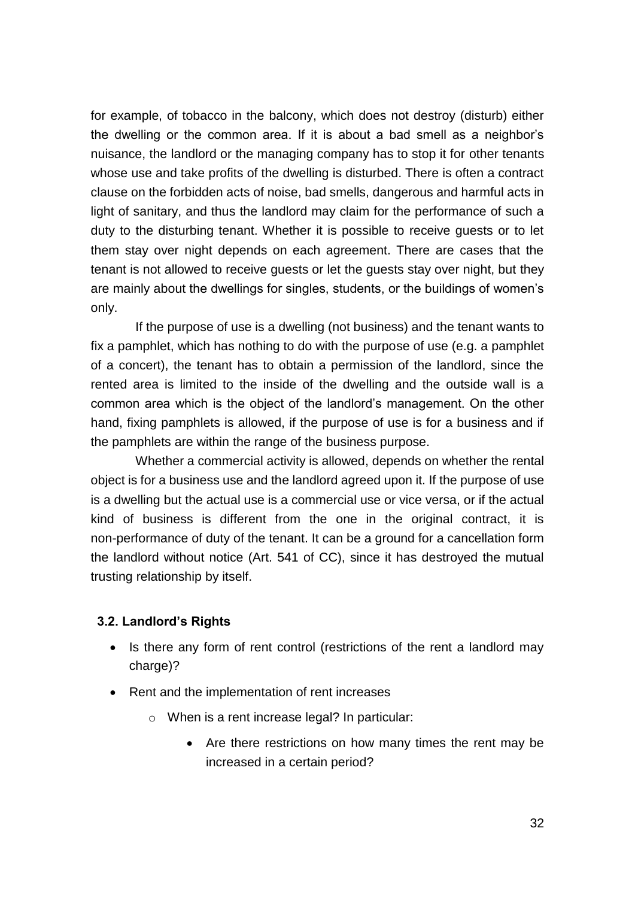for example, of tobacco in the balcony, which does not destroy (disturb) either the dwelling or the common area. If it is about a bad smell as a neighbor's nuisance, the landlord or the managing company has to stop it for other tenants whose use and take profits of the dwelling is disturbed. There is often a contract clause on the forbidden acts of noise, bad smells, dangerous and harmful acts in light of sanitary, and thus the landlord may claim for the performance of such a duty to the disturbing tenant. Whether it is possible to receive guests or to let them stay over night depends on each agreement. There are cases that the tenant is not allowed to receive guests or let the guests stay over night, but they are mainly about the dwellings for singles, students, or the buildings of women's only.

If the purpose of use is a dwelling (not business) and the tenant wants to fix a pamphlet, which has nothing to do with the purpose of use (e.g. a pamphlet of a concert), the tenant has to obtain a permission of the landlord, since the rented area is limited to the inside of the dwelling and the outside wall is a common area which is the object of the landlord's management. On the other hand, fixing pamphlets is allowed, if the purpose of use is for a business and if the pamphlets are within the range of the business purpose.

Whether a commercial activity is allowed, depends on whether the rental object is for a business use and the landlord agreed upon it. If the purpose of use is a dwelling but the actual use is a commercial use or vice versa, or if the actual kind of business is different from the one in the original contract, it is non-performance of duty of the tenant. It can be a ground for a cancellation form the landlord without notice (Art. 541 of CC), since it has destroyed the mutual trusting relationship by itself.

### 3.2. Landlord's Rights

- Is there any form of rent control (restrictions of the rent a landlord may charge)?
- Rent and the implementation of rent increases
  - When is a rent increase legal? In particular:
    - Are there restrictions on how many times the rent may be increased in a certain period?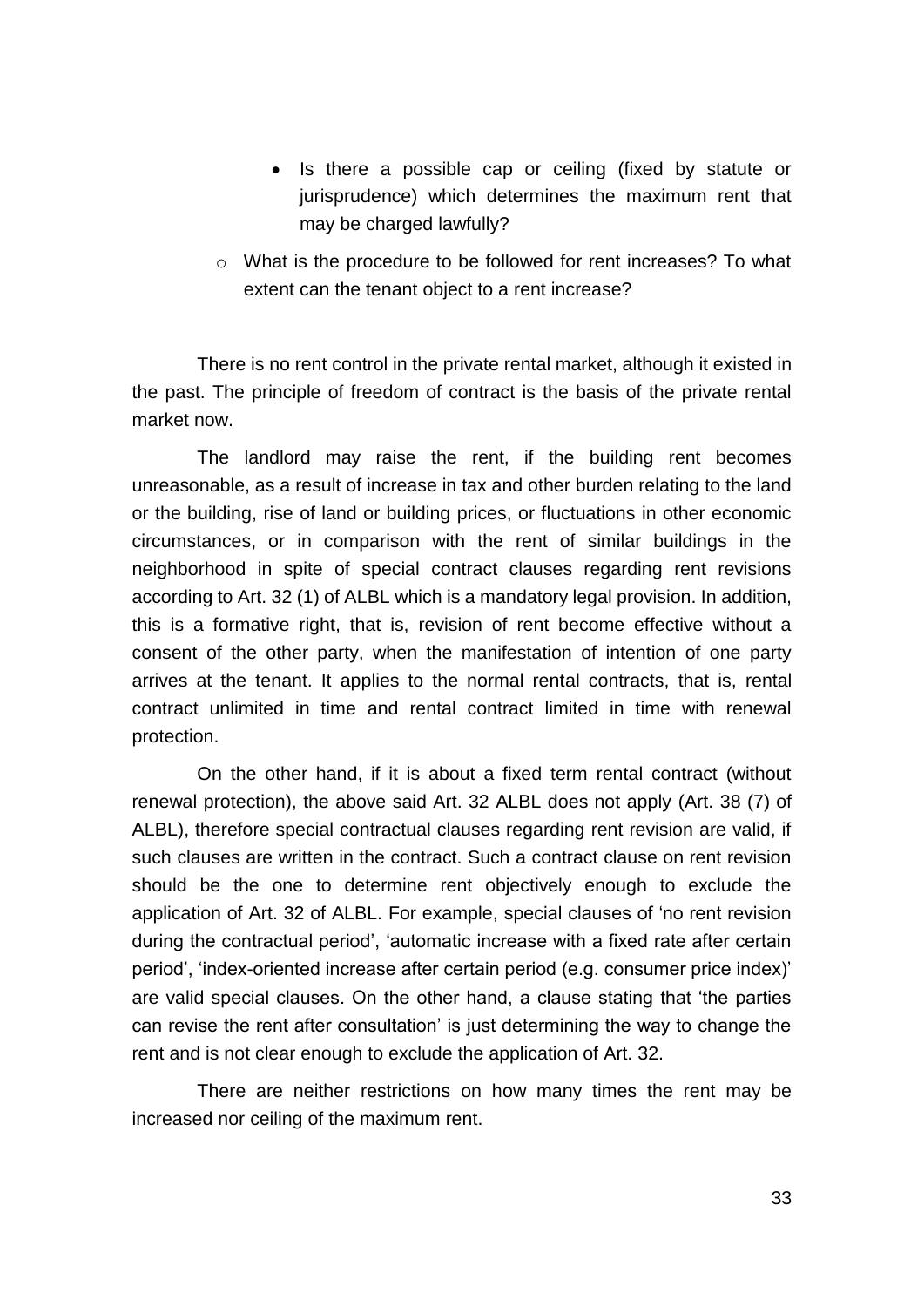- Is there a possible cap or ceiling (fixed by statute or jurisprudence) which determines the maximum rent that may be charged lawfully?
  - What is the procedure to be followed for rent increases? To what extent can the tenant object to a rent increase?

There is no rent control in the private rental market, although it existed in the past. The principle of freedom of contract is the basis of the private rental market now.

The landlord may raise the rent, if the building rent becomes unreasonable, as a result of increase in tax and other burden relating to the land or the building, rise of land or building prices, or fluctuations in other economic circumstances, or in comparison with the rent of similar buildings in the neighborhood in spite of special contract clauses regarding rent revisions according to Art. 32 (1) of ALBL which is a mandatory legal provision. In addition, this is a formative right, that is, revision of rent become effective without a consent of the other party, when the manifestation of intention of one party arrives at the tenant. It applies to the normal rental contracts, that is, rental contract unlimited in time and rental contract limited in time with renewal protection.

On the other hand, if it is about a fixed term rental contract (without renewal protection), the above said Art. 32 ALBL does not apply (Art. 38 (7) of ALBL), therefore special contractual clauses regarding rent revision are valid, if such clauses are written in the contract. Such a contract clause on rent revision should be the one to determine rent objectively enough to exclude the application of Art. 32 of ALBL. For example, special clauses of 'no rent revision during the contractual period', 'automatic increase with a fixed rate after certain period', 'index-oriented increase after certain period (e.g. consumer price index)' are valid special clauses. On the other hand, a clause stating that 'the parties can revise the rent after consultation' is just determining the way to change the rent and is not clear enough to exclude the application of Art. 32.

There are neither restrictions on how many times the rent may be increased nor ceiling of the maximum rent.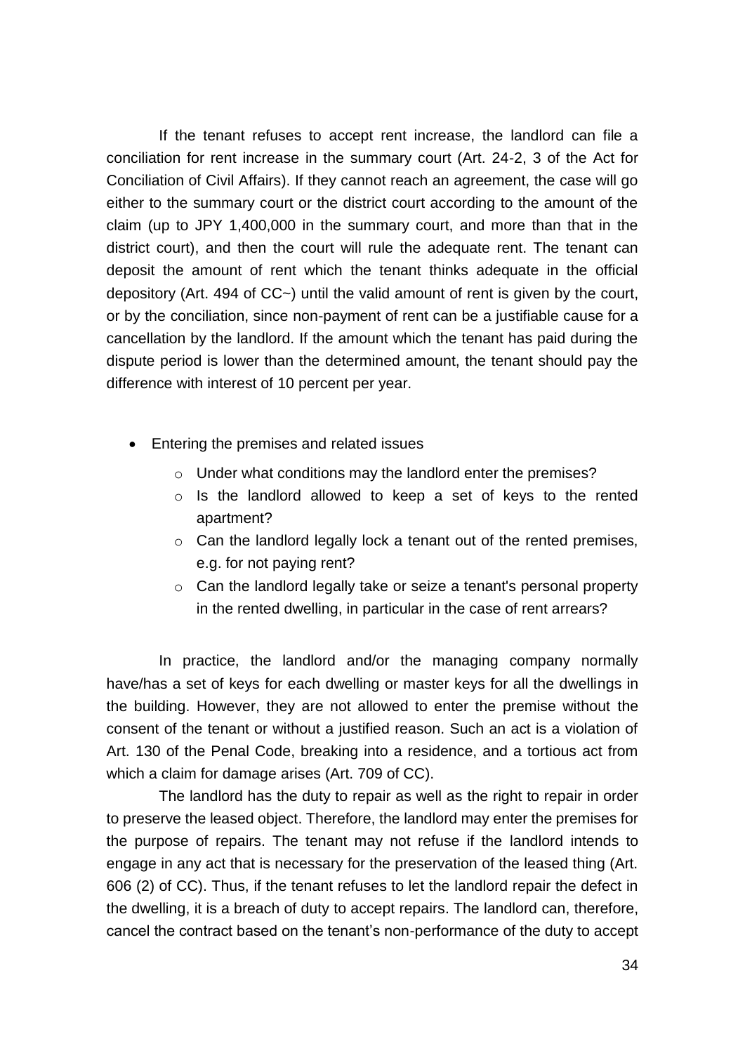If the tenant refuses to accept rent increase, the landlord can file a conciliation for rent increase in the summary court (Art. 24-2, 3 of the Act for Conciliation of Civil Affairs). If they cannot reach an agreement, the case will go either to the summary court or the district court according to the amount of the claim (up to JPY 1,400,000 in the summary court, and more than that in the district court), and then the court will rule the adequate rent. The tenant can deposit the amount of rent which the tenant thinks adequate in the official depository (Art. 494 of CC~) until the valid amount of rent is given by the court, or by the conciliation, since non-payment of rent can be a justifiable cause for a cancellation by the landlord. If the amount which the tenant has paid during the dispute period is lower than the determined amount, the tenant should pay the difference with interest of 10 percent per year.

- Entering the premises and related issues
  - Under what conditions may the landlord enter the premises?
  - Is the landlord allowed to keep a set of keys to the rented apartment?
  - Can the landlord legally lock a tenant out of the rented premises, e.g. for not paying rent?
  - Can the landlord legally take or seize a tenant's personal property in the rented dwelling, in particular in the case of rent arrears?

In practice, the landlord and/or the managing company normally have/has a set of keys for each dwelling or master keys for all the dwellings in the building. However, they are not allowed to enter the premise without the consent of the tenant or without a justified reason. Such an act is a violation of Art. 130 of the Penal Code, breaking into a residence, and a tortious act from which a claim for damage arises (Art. 709 of CC).

The landlord has the duty to repair as well as the right to repair in order to preserve the leased object. Therefore, the landlord may enter the premises for the purpose of repairs. The tenant may not refuse if the landlord intends to engage in any act that is necessary for the preservation of the leased thing (Art. 606 (2) of CC). Thus, if the tenant refuses to let the landlord repair the defect in the dwelling, it is a breach of duty to accept repairs. The landlord can, therefore, cancel the contract based on the tenant's non-performance of the duty to accept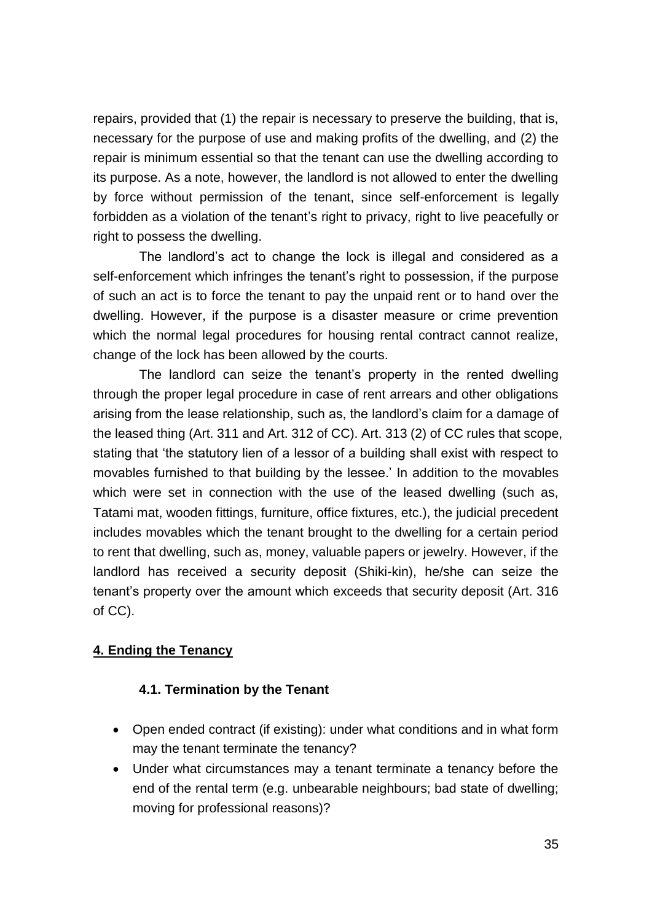repairs, provided that (1) the repair is necessary to preserve the building, that is, necessary for the purpose of use and making profits of the dwelling, and (2) the repair is minimum essential so that the tenant can use the dwelling according to its purpose. As a note, however, the landlord is not allowed to enter the dwelling by force without permission of the tenant, since self-enforcement is legally forbidden as a violation of the tenant's right to privacy, right to live peacefully or right to possess the dwelling.

The landlord's act to change the lock is illegal and considered as a self-enforcement which infringes the tenant's right to possession, if the purpose of such an act is to force the tenant to pay the unpaid rent or to hand over the dwelling. However, if the purpose is a disaster measure or crime prevention which the normal legal procedures for housing rental contract cannot realize, change of the lock has been allowed by the courts.

The landlord can seize the tenant's property in the rented dwelling through the proper legal procedure in case of rent arrears and other obligations arising from the lease relationship, such as, the landlord's claim for a damage of the leased thing (Art. 311 and Art. 312 of CC). Art. 313 (2) of CC rules that scope, stating that 'the statutory lien of a lessor of a building shall exist with respect to movables furnished to that building by the lessee.' In addition to the movables which were set in connection with the use of the leased dwelling (such as, Tatami mat, wooden fittings, furniture, office fixtures, etc.), the judicial precedent includes movables which the tenant brought to the dwelling for a certain period to rent that dwelling, such as, money, valuable papers or jewelry. However, if the landlord has received a security deposit (Shiki-kin), he/she can seize the tenant's property over the amount which exceeds that security deposit (Art. 316 of CC).

## 4. Ending the Tenancy

### 4.1. Termination by the Tenant

- Open ended contract (if existing): under what conditions and in what form may the tenant terminate the tenancy?
- Under what circumstances may a tenant terminate a tenancy before the end of the rental term (e.g. unbearable neighbours; bad state of dwelling; moving for professional reasons)?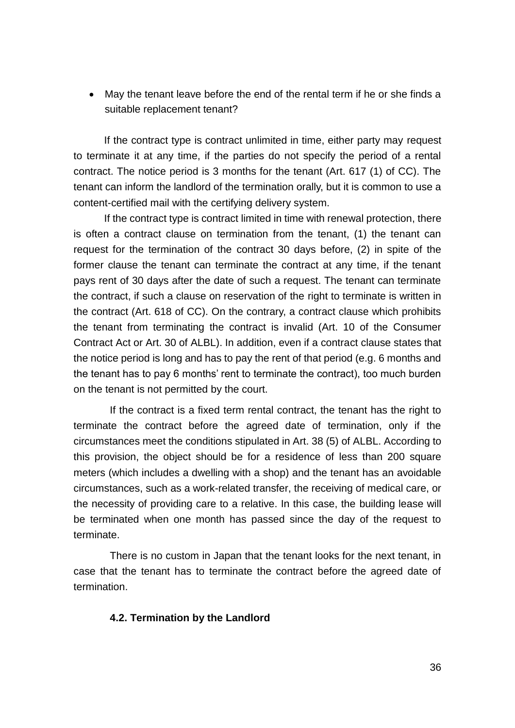- May the tenant leave before the end of the rental term if he or she finds a suitable replacement tenant?

If the contract type is contract unlimited in time, either party may request to terminate it at any time, if the parties do not specify the period of a rental contract. The notice period is 3 months for the tenant (Art. 617 (1) of CC). The tenant can inform the landlord of the termination orally, but it is common to use a content-certified mail with the certifying delivery system.

If the contract type is contract limited in time with renewal protection, there is often a contract clause on termination from the tenant, (1) the tenant can request for the termination of the contract 30 days before, (2) in spite of the former clause the tenant can terminate the contract at any time, if the tenant pays rent of 30 days after the date of such a request. The tenant can terminate the contract, if such a clause on reservation of the right to terminate is written in the contract (Art. 618 of CC). On the contrary, a contract clause which prohibits the tenant from terminating the contract is invalid (Art. 10 of the Consumer Contract Act or Art. 30 of ALBL). In addition, even if a contract clause states that the notice period is long and has to pay the rent of that period (e.g. 6 months and the tenant has to pay 6 months' rent to terminate the contract), too much burden on the tenant is not permitted by the court.

If the contract is a fixed term rental contract, the tenant has the right to terminate the contract before the agreed date of termination, only if the circumstances meet the conditions stipulated in Art. 38 (5) of ALBL. According to this provision, the object should be for a residence of less than 200 square meters (which includes a dwelling with a shop) and the tenant has an avoidable circumstances, such as a work-related transfer, the receiving of medical care, or the necessity of providing care to a relative. In this case, the building lease will be terminated when one month has passed since the day of the request to terminate.

There is no custom in Japan that the tenant looks for the next tenant, in case that the tenant has to terminate the contract before the agreed date of termination.

### 4.2. Termination by the Landlord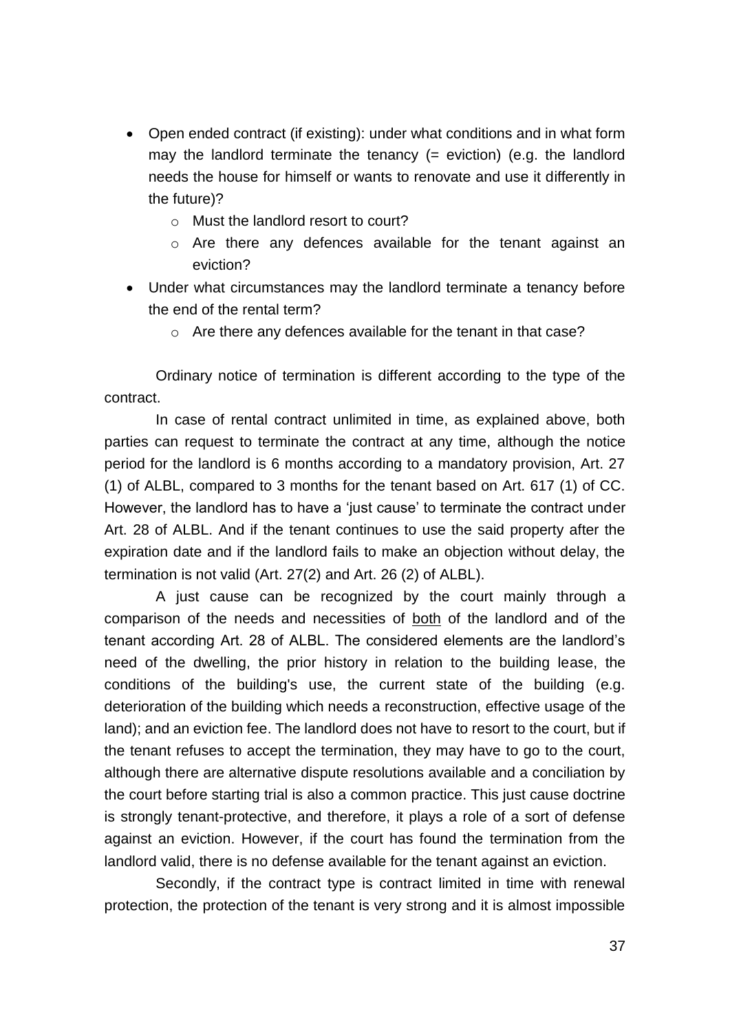- Open ended contract (if existing): under what conditions and in what form may the landlord terminate the tenancy (= eviction) (e.g. the landlord needs the house for himself or wants to renovate and use it differently in the future)?
    - Must the landlord resort to court?
    - Are there any defences available for the tenant against an eviction?
- Under what circumstances may the landlord terminate a tenancy before the end of the rental term?
    - Are there any defences available for the tenant in that case?

Ordinary notice of termination is different according to the type of the contract.

In case of rental contract unlimited in time, as explained above, both parties can request to terminate the contract at any time, although the notice period for the landlord is 6 months according to a mandatory provision, Art. 27 (1) of ALBL, compared to 3 months for the tenant based on Art. 617 (1) of CC. However, the landlord has to have a 'just cause' to terminate the contract under Art. 28 of ALBL. And if the tenant continues to use the said property after the expiration date and if the landlord fails to make an objection without delay, the termination is not valid (Art. 27(2) and Art. 26 (2) of ALBL).

A just cause can be recognized by the court mainly through a comparison of the needs and necessities of <u>both</u> of the landlord and of the tenant according Art. 28 of ALBL. The considered elements are the landlord's need of the dwelling, the prior history in relation to the building lease, the conditions of the building's use, the current state of the building (e.g. deterioration of the building which needs a reconstruction, effective usage of the land); and an eviction fee. The landlord does not have to resort to the court, but if the tenant refuses to accept the termination, they may have to go to the court, although there are alternative dispute resolutions available and a conciliation by the court before starting trial is also a common practice. This just cause doctrine is strongly tenant-protective, and therefore, it plays a role of a sort of defense against an eviction. However, if the court has found the termination from the landlord valid, there is no defense available for the tenant against an eviction.

Secondly, if the contract type is contract limited in time with renewal protection, the protection of the tenant is very strong and it is almost impossible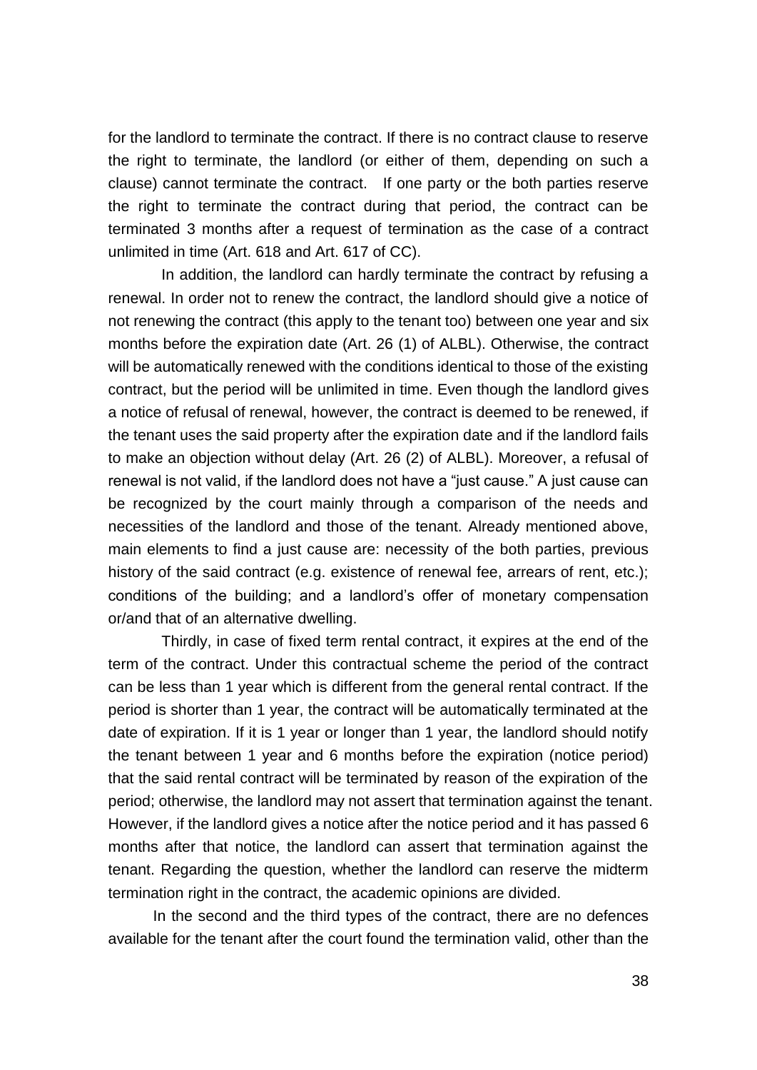for the landlord to terminate the contract. If there is no contract clause to reserve the right to terminate, the landlord (or either of them, depending on such a clause) cannot terminate the contract. If one party or the both parties reserve the right to terminate the contract during that period, the contract can be terminated 3 months after a request of termination as the case of a contract unlimited in time (Art. 618 and Art. 617 of CC).

In addition, the landlord can hardly terminate the contract by refusing a renewal. In order not to renew the contract, the landlord should give a notice of not renewing the contract (this apply to the tenant too) between one year and six months before the expiration date (Art. 26 (1) of ALBL). Otherwise, the contract will be automatically renewed with the conditions identical to those of the existing contract, but the period will be unlimited in time. Even though the landlord gives a notice of refusal of renewal, however, the contract is deemed to be renewed, if the tenant uses the said property after the expiration date and if the landlord fails to make an objection without delay (Art. 26 (2) of ALBL). Moreover, a refusal of renewal is not valid, if the landlord does not have a "just cause." A just cause can be recognized by the court mainly through a comparison of the needs and necessities of the landlord and those of the tenant. Already mentioned above, main elements to find a just cause are: necessity of the both parties, previous history of the said contract (e.g. existence of renewal fee, arrears of rent, etc.); conditions of the building; and a landlord's offer of monetary compensation or/and that of an alternative dwelling.

Thirdly, in case of fixed term rental contract, it expires at the end of the term of the contract. Under this contractual scheme the period of the contract can be less than 1 year which is different from the general rental contract. If the period is shorter than 1 year, the contract will be automatically terminated at the date of expiration. If it is 1 year or longer than 1 year, the landlord should notify the tenant between 1 year and 6 months before the expiration (notice period) that the said rental contract will be terminated by reason of the expiration of the period; otherwise, the landlord may not assert that termination against the tenant. However, if the landlord gives a notice after the notice period and it has passed 6 months after that notice, the landlord can assert that termination against the tenant. Regarding the question, whether the landlord can reserve the midterm termination right in the contract, the academic opinions are divided.

In the second and the third types of the contract, there are no defences available for the tenant after the court found the termination valid, other than the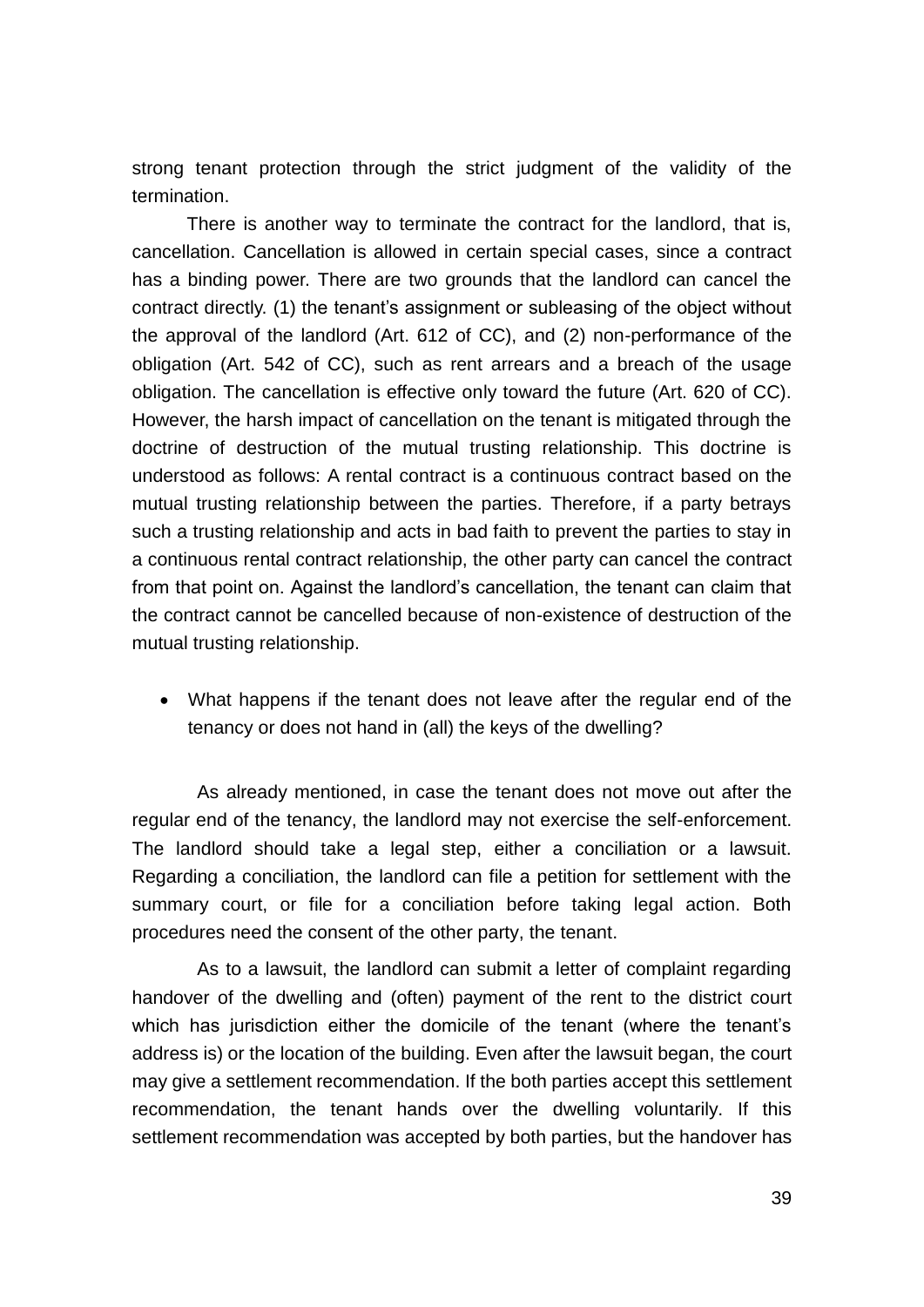strong tenant protection through the strict judgment of the validity of the termination.

There is another way to terminate the contract for the landlord, that is, cancellation. Cancellation is allowed in certain special cases, since a contract has a binding power. There are two grounds that the landlord can cancel the contract directly. (1) the tenant's assignment or subleasing of the object without the approval of the landlord (Art. 612 of CC), and (2) non-performance of the obligation (Art. 542 of CC), such as rent arrears and a breach of the usage obligation. The cancellation is effective only toward the future (Art. 620 of CC). However, the harsh impact of cancellation on the tenant is mitigated through the doctrine of destruction of the mutual trusting relationship. This doctrine is understood as follows: A rental contract is a continuous contract based on the mutual trusting relationship between the parties. Therefore, if a party betrays such a trusting relationship and acts in bad faith to prevent the parties to stay in a continuous rental contract relationship, the other party can cancel the contract from that point on. Against the landlord's cancellation, the tenant can claim that the contract cannot be cancelled because of non-existence of destruction of the mutual trusting relationship.

- What happens if the tenant does not leave after the regular end of the tenancy or does not hand in (all) the keys of the dwelling?

As already mentioned, in case the tenant does not move out after the regular end of the tenancy, the landlord may not exercise the self-enforcement. The landlord should take a legal step, either a conciliation or a lawsuit. Regarding a conciliation, the landlord can file a petition for settlement with the summary court, or file for a conciliation before taking legal action. Both procedures need the consent of the other party, the tenant.

As to a lawsuit, the landlord can submit a letter of complaint regarding handover of the dwelling and (often) payment of the rent to the district court which has jurisdiction either the domicile of the tenant (where the tenant's address is) or the location of the building. Even after the lawsuit began, the court may give a settlement recommendation. If the both parties accept this settlement recommendation, the tenant hands over the dwelling voluntarily. If this settlement recommendation was accepted by both parties, but the handover has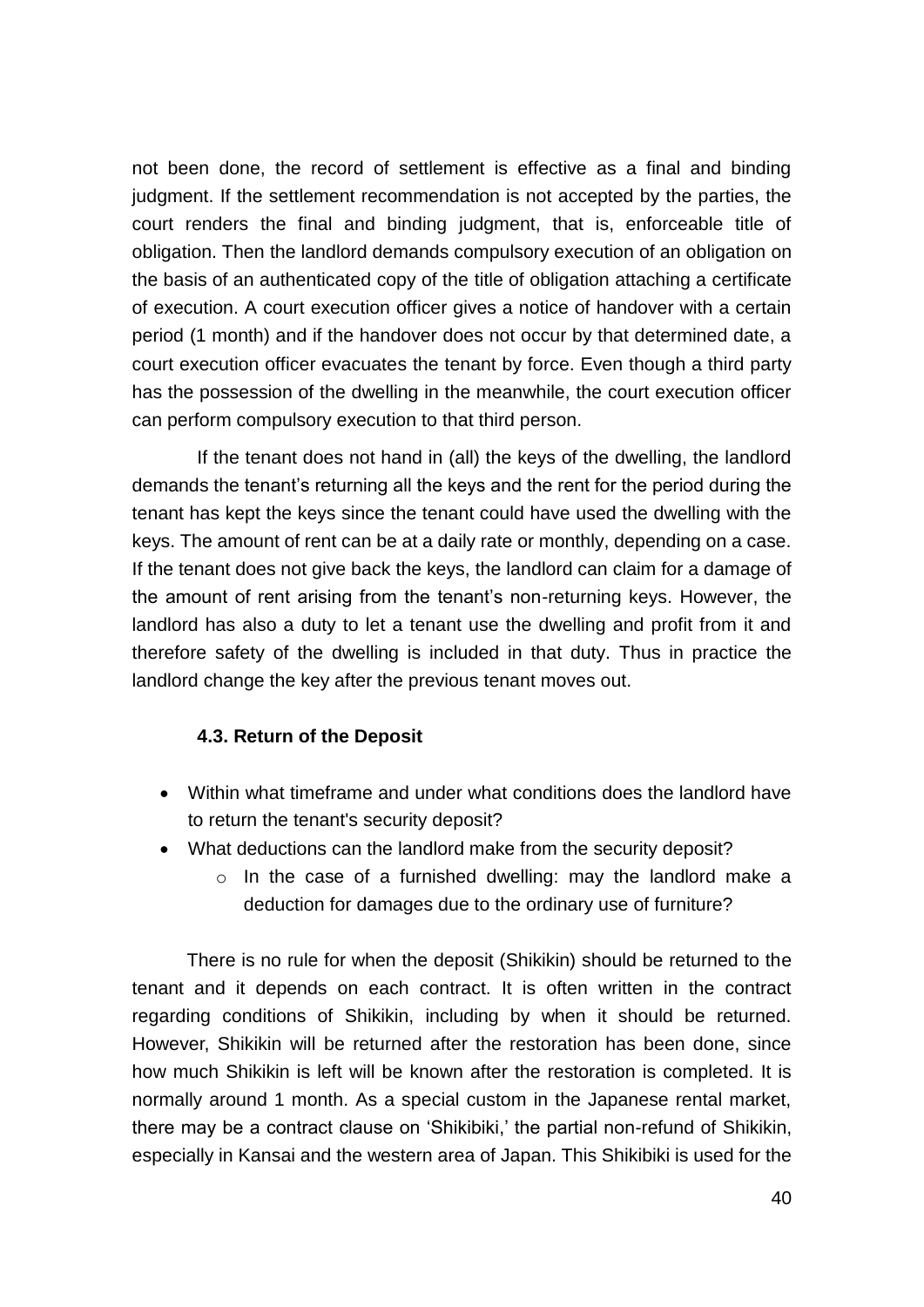not been done, the record of settlement is effective as a final and binding judgment. If the settlement recommendation is not accepted by the parties, the court renders the final and binding judgment, that is, enforceable title of obligation. Then the landlord demands compulsory execution of an obligation on the basis of an authenticated copy of the title of obligation attaching a certificate of execution. A court execution officer gives a notice of handover with a certain period (1 month) and if the handover does not occur by that determined date, a court execution officer evacuates the tenant by force. Even though a third party has the possession of the dwelling in the meanwhile, the court execution officer can perform compulsory execution to that third person.

If the tenant does not hand in (all) the keys of the dwelling, the landlord demands the tenant's returning all the keys and the rent for the period during the tenant has kept the keys since the tenant could have used the dwelling with the keys. The amount of rent can be at a daily rate or monthly, depending on a case. If the tenant does not give back the keys, the landlord can claim for a damage of the amount of rent arising from the tenant's non-returning keys. However, the landlord has also a duty to let a tenant use the dwelling and profit from it and therefore safety of the dwelling is included in that duty. Thus in practice the landlord change the key after the previous tenant moves out.

### 4.3. Return of the Deposit

- Within what timeframe and under what conditions does the landlord have to return the tenant's security deposit?
- What deductions can the landlord make from the security deposit?
    - In the case of a furnished dwelling: may the landlord make a deduction for damages due to the ordinary use of furniture?

There is no rule for when the deposit (Shikikin) should be returned to the tenant and it depends on each contract. It is often written in the contract regarding conditions of Shikikin, including by when it should be returned. However, Shikikin will be returned after the restoration has been done, since how much Shikikin is left will be known after the restoration is completed. It is normally around 1 month. As a special custom in the Japanese rental market, there may be a contract clause on 'Shikibiki,' the partial non-refund of Shikikin, especially in Kansai and the western area of Japan. This Shikibiki is used for the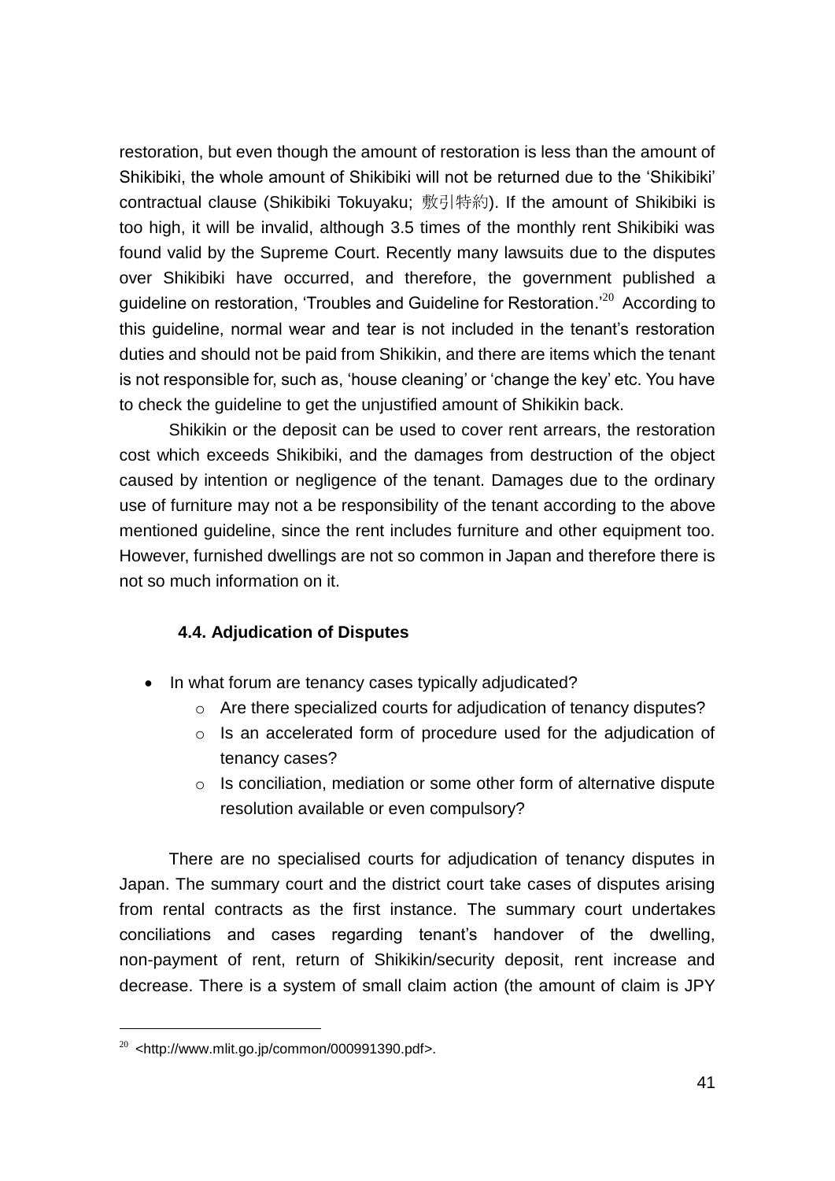restoration, but even though the amount of restoration is less than the amount of Shikibiki, the whole amount of Shikibiki will not be returned due to the 'Shikibiki' contractual clause (Shikibiki Tokuyaku; 敷引特約). If the amount of Shikibiki is too high, it will be invalid, although 3.5 times of the monthly rent Shikibiki was found valid by the Supreme Court. Recently many lawsuits due to the disputes over Shikibiki have occurred, and therefore, the government published a guideline on restoration, 'Troubles and Guideline for Restoration.'[20] According to this guideline, normal wear and tear is not included in the tenant's restoration duties and should not be paid from Shikikin, and there are items which the tenant is not responsible for, such as, 'house cleaning' or 'change the key' etc. You have to check the guideline to get the unjustified amount of Shikikin back.

Shikikin or the deposit can be used to cover rent arrears, the restoration cost which exceeds Shikibiki, and the damages from destruction of the object caused by intention or negligence of the tenant. Damages due to the ordinary use of furniture may not a be responsibility of the tenant according to the above mentioned guideline, since the rent includes furniture and other equipment too. However, furnished dwellings are not so common in Japan and therefore there is not so much information on it.

### 4.4. Adjudication of Disputes

- In what forum are tenancy cases typically adjudicated?
  - Are there specialized courts for adjudication of tenancy disputes?
  - Is an accelerated form of procedure used for the adjudication of tenancy cases?
  - Is conciliation, mediation or some other form of alternative dispute resolution available or even compulsory?

There are no specialised courts for adjudication of tenancy disputes in Japan. The summary court and the district court take cases of disputes arising from rental contracts as the first instance. The summary court undertakes conciliations and cases regarding tenant's handover of the dwelling, non-payment of rent, return of Shikikin/security deposit, rent increase and decrease. There is a system of small claim action (the amount of claim is JPY

[20] <http://www.mlit.go.jp/common/000991390.pdf>.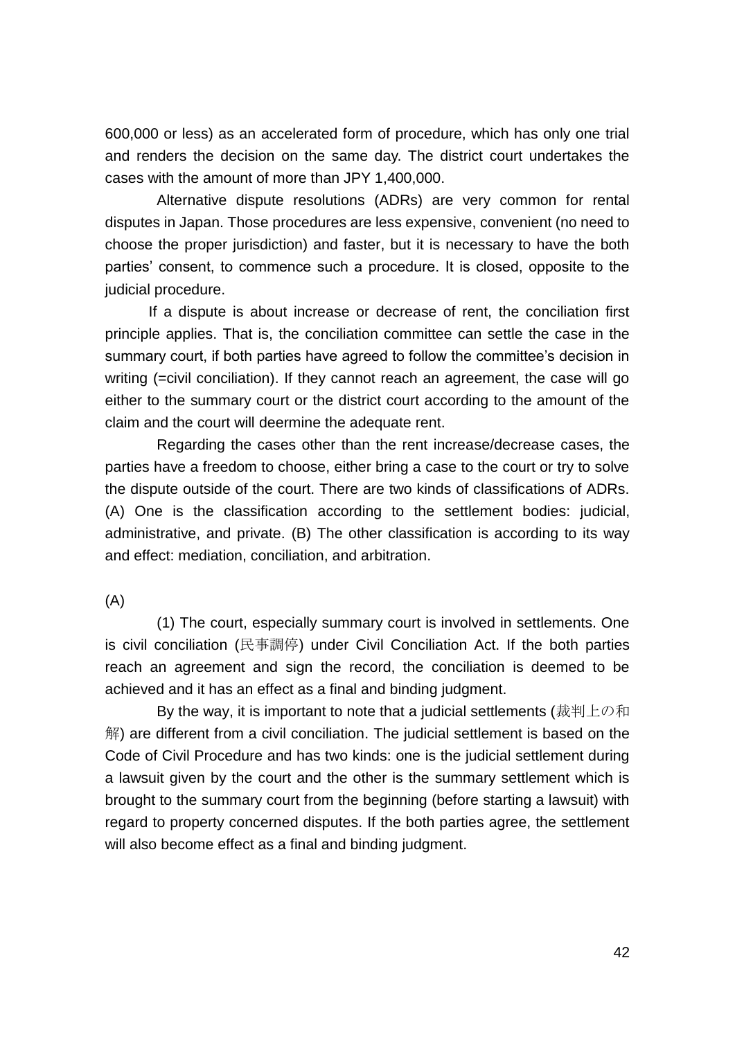600,000 or less) as an accelerated form of procedure, which has only one trial and renders the decision on the same day. The district court undertakes the cases with the amount of more than JPY 1,400,000.

Alternative dispute resolutions (ADRs) are very common for rental disputes in Japan. Those procedures are less expensive, convenient (no need to choose the proper jurisdiction) and faster, but it is necessary to have the both parties' consent, to commence such a procedure. It is closed, opposite to the judicial procedure.

If a dispute is about increase or decrease of rent, the conciliation first principle applies. That is, the conciliation committee can settle the case in the summary court, if both parties have agreed to follow the committee's decision in writing (=civil conciliation). If they cannot reach an agreement, the case will go either to the summary court or the district court according to the amount of the claim and the court will deermine the adequate rent.

Regarding the cases other than the rent increase/decrease cases, the parties have a freedom to choose, either bring a case to the court or try to solve the dispute outside of the court. There are two kinds of classifications of ADRs. (A) One is the classification according to the settlement bodies: judicial, administrative, and private. (B) The other classification is according to its way and effect: mediation, conciliation, and arbitration.

(A)

(1) The court, especially summary court is involved in settlements. One is civil conciliation (民事調停) under Civil Conciliation Act. If the both parties reach an agreement and sign the record, the conciliation is deemed to be achieved and it has an effect as a final and binding judgment.

By the way, it is important to note that a judicial settlements (裁判上の和解) are different from a civil conciliation. The judicial settlement is based on the Code of Civil Procedure and has two kinds: one is the judicial settlement during a lawsuit given by the court and the other is the summary settlement which is brought to the summary court from the beginning (before starting a lawsuit) with regard to property concerned disputes. If the both parties agree, the settlement will also become effect as a final and binding judgment.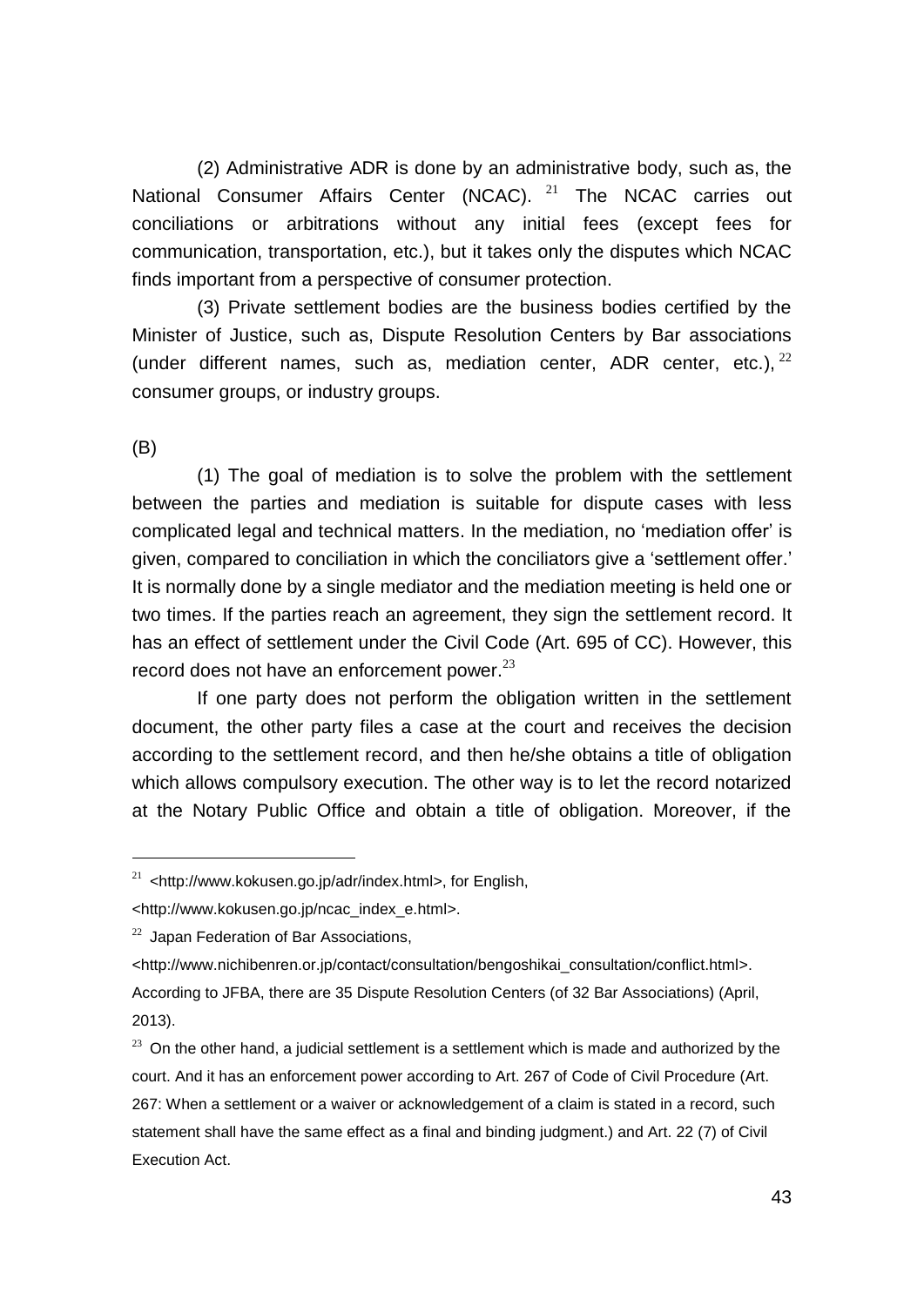(2) Administrative ADR is done by an administrative body, such as, the National Consumer Affairs Center (NCAC). [21] The NCAC carries out conciliations or arbitrations without any initial fees (except fees for communication, transportation, etc.), but it takes only the disputes which NCAC finds important from a perspective of consumer protection.

(3) Private settlement bodies are the business bodies certified by the Minister of Justice, such as, Dispute Resolution Centers by Bar associations (under different names, such as, mediation center, ADR center, etc.), [22] consumer groups, or industry groups.

(B)

(1) The goal of mediation is to solve the problem with the settlement between the parties and mediation is suitable for dispute cases with less complicated legal and technical matters. In the mediation, no 'mediation offer' is given, compared to conciliation in which the conciliators give a 'settlement offer.' It is normally done by a single mediator and the mediation meeting is held one or two times. If the parties reach an agreement, they sign the settlement record. It has an effect of settlement under the Civil Code (Art. 695 of CC). However, this record does not have an enforcement power.[23]

If one party does not perform the obligation written in the settlement document, the other party files a case at the court and receives the decision according to the settlement record, and then he/she obtains a title of obligation which allows compulsory execution. The other way is to let the record notarized at the Notary Public Office and obtain a title of obligation. Moreover, if the

---

[21] <http://www.kokusen.go.jp/adr/index.html>, for English, <http://www.kokusen.go.jp/ncac_index_e.html>.

[22] Japan Federation of Bar Associations, <http://www.nichibenren.or.jp/contact/consultation/bengoshikai_consultation/conflict.html>. According to JFBA, there are 35 Dispute Resolution Centers (of 32 Bar Associations) (April, 2013).

[23] On the other hand, a judicial settlement is a settlement which is made and authorized by the court. And it has an enforcement power according to Art. 267 of Code of Civil Procedure (Art. 267: When a settlement or a waiver or acknowledgement of a claim is stated in a record, such statement shall have the same effect as a final and binding judgment.) and Art. 22 (7) of Civil Execution Act.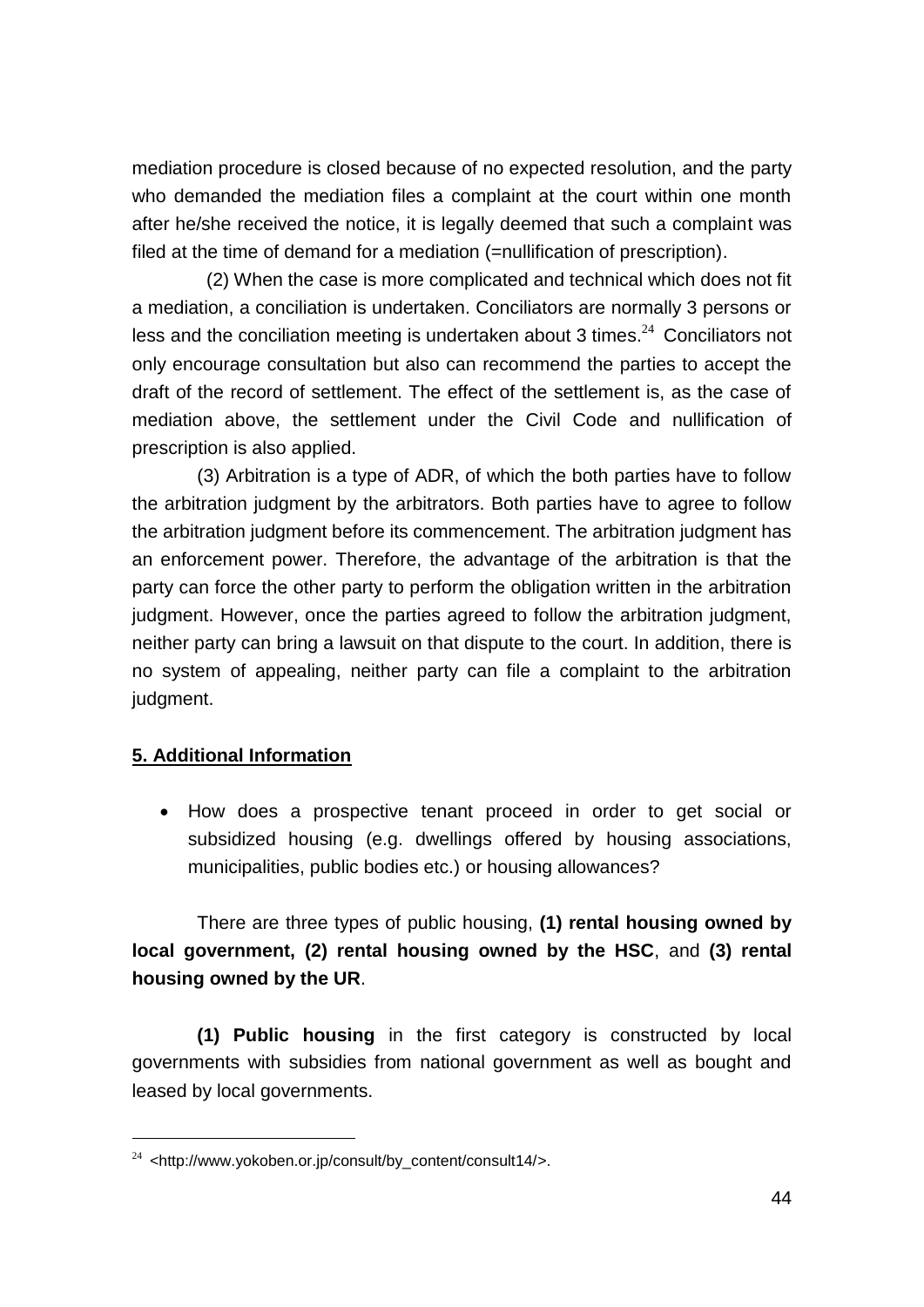mediation procedure is closed because of no expected resolution, and the party who demanded the mediation files a complaint at the court within one month after he/she received the notice, it is legally deemed that such a complaint was filed at the time of demand for a mediation (=nullification of prescription).

(2) When the case is more complicated and technical which does not fit a mediation, a conciliation is undertaken. Conciliators are normally 3 persons or less and the conciliation meeting is undertaken about 3 times.[24] Conciliators not only encourage consultation but also can recommend the parties to accept the draft of the record of settlement. The effect of the settlement is, as the case of mediation above, the settlement under the Civil Code and nullification of prescription is also applied.

(3) Arbitration is a type of ADR, of which the both parties have to follow the arbitration judgment by the arbitrators. Both parties have to agree to follow the arbitration judgment before its commencement. The arbitration judgment has an enforcement power. Therefore, the advantage of the arbitration is that the party can force the other party to perform the obligation written in the arbitration judgment. However, once the parties agreed to follow the arbitration judgment, neither party can bring a lawsuit on that dispute to the court. In addition, there is no system of appealing, neither party can file a complaint to the arbitration judgment.

## 5. Additional Information

- How does a prospective tenant proceed in order to get social or subsidized housing (e.g. dwellings offered by housing associations, municipalities, public bodies etc.) or housing allowances?

There are three types of public housing, **(1) rental housing owned by local government, (2) rental housing owned by the HSC**, and **(3) rental housing owned by the UR**.

**(1) Public housing** in the first category is constructed by local governments with subsidies from national government as well as bought and leased by local governments.

[24] <http://www.yokoben.or.jp/consult/by_content/consult14/>.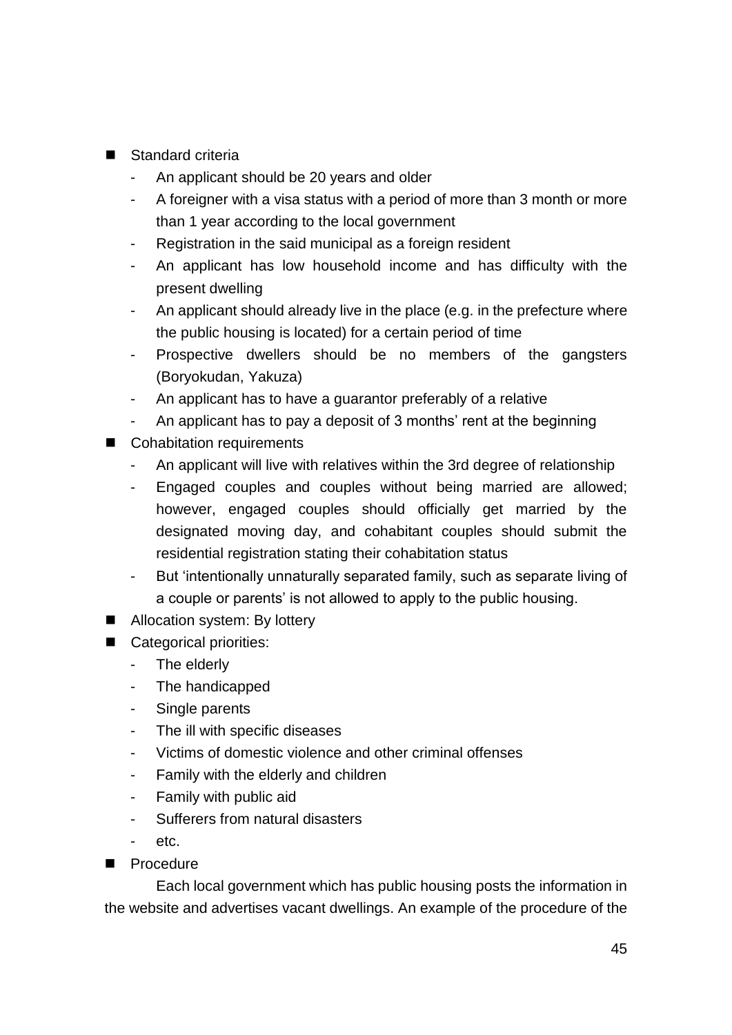- Standard criteria
  - An applicant should be 20 years and older
  - A foreigner with a visa status with a period of more than 3 month or more than 1 year according to the local government
  - Registration in the said municipal as a foreign resident
  - An applicant has low household income and has difficulty with the present dwelling
  - An applicant should already live in the place (e.g. in the prefecture where the public housing is located) for a certain period of time
  - Prospective dwellers should be no members of the gangsters (Boryokudan, Yakuza)
  - An applicant has to have a guarantor preferably of a relative
  - An applicant has to pay a deposit of 3 months' rent at the beginning
- Cohabitation requirements
  - An applicant will live with relatives within the 3rd degree of relationship
  - Engaged couples and couples without being married are allowed; however, engaged couples should officially get married by the designated moving day, and cohabitant couples should submit the residential registration stating their cohabitation status
  - But 'intentionally unnaturally separated family, such as separate living of a couple or parents' is not allowed to apply to the public housing.
- Allocation system: By lottery
- Categorical priorities:
  - The elderly
  - The handicapped
  - Single parents
  - The ill with specific diseases
  - Victims of domestic violence and other criminal offenses
  - Family with the elderly and children
  - Family with public aid
  - Sufferers from natural disasters
  - etc.
- Procedure

Each local government which has public housing posts the information in the website and advertises vacant dwellings. An example of the procedure of the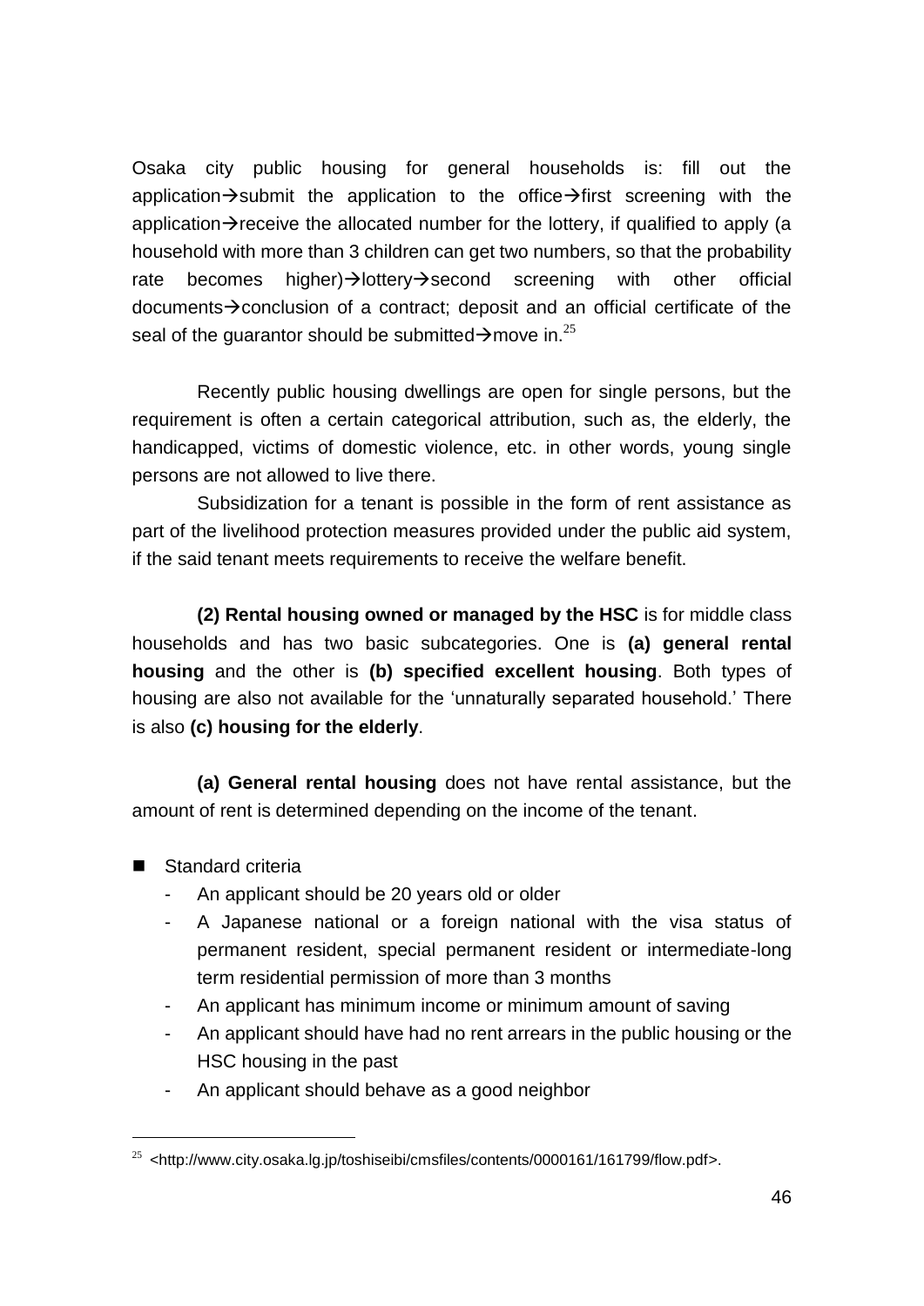Osaka city public housing for general households is: fill out the application→submit the application to the office→first screening with the application→receive the allocated number for the lottery, if qualified to apply (a household with more than 3 children can get two numbers, so that the probability rate becomes higher)→lottery→second screening with other official documents→conclusion of a contract; deposit and an official certificate of the seal of the guarantor should be submitted→move in.[25]

Recently public housing dwellings are open for single persons, but the requirement is often a certain categorical attribution, such as, the elderly, the handicapped, victims of domestic violence, etc. in other words, young single persons are not allowed to live there.

Subsidization for a tenant is possible in the form of rent assistance as part of the livelihood protection measures provided under the public aid system, if the said tenant meets requirements to receive the welfare benefit.

**(2) Rental housing owned or managed by the HSC** is for middle class households and has two basic subcategories. One is **(a) general rental housing** and the other is **(b) specified excellent housing**. Both types of housing are also not available for the 'unnaturally separated household.' There is also **(c) housing for the elderly**.

**(a) General rental housing** does not have rental assistance, but the amount of rent is determined depending on the income of the tenant.

- Standard criteria
  - An applicant should be 20 years old or older
  - A Japanese national or a foreign national with the visa status of permanent resident, special permanent resident or intermediate-long term residential permission of more than 3 months
  - An applicant has minimum income or minimum amount of saving
  - An applicant should have had no rent arrears in the public housing or the HSC housing in the past
  - An applicant should behave as a good neighbor

---

[25] <http://www.city.osaka.lg.jp/toshiseibi/cmsfiles/contents/0000161/161799/flow.pdf>.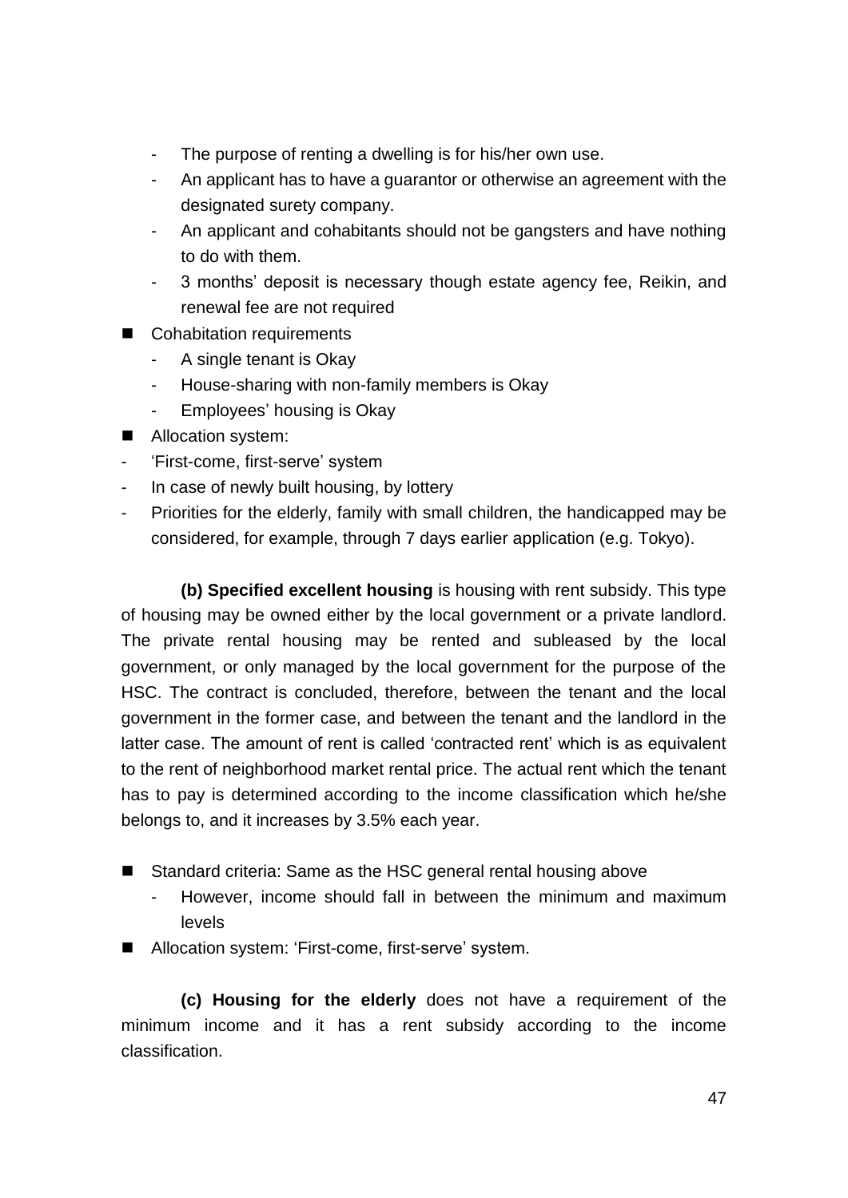- The purpose of renting a dwelling is for his/her own use.
- An applicant has to have a guarantor or otherwise an agreement with the designated surety company.
- An applicant and cohabitants should not be gangsters and have nothing to do with them.
- 3 months' deposit is necessary though estate agency fee, Reikin, and renewal fee are not required

- Cohabitation requirements
  - A single tenant is Okay
  - House-sharing with non-family members is Okay
  - Employees' housing is Okay
- Allocation system:
  - 'First-come, first-serve' system
  - In case of newly built housing, by lottery
  - Priorities for the elderly, family with small children, the handicapped may be considered, for example, through 7 days earlier application (e.g. Tokyo).

**(b) Specified excellent housing** is housing with rent subsidy. This type of housing may be owned either by the local government or a private landlord. The private rental housing may be rented and subleased by the local government, or only managed by the local government for the purpose of the HSC. The contract is concluded, therefore, between the tenant and the local government in the former case, and between the tenant and the landlord in the latter case. The amount of rent is called 'contracted rent' which is as equivalent to the rent of neighborhood market rental price. The actual rent which the tenant has to pay is determined according to the income classification which he/she belongs to, and it increases by 3.5% each year.

- Standard criteria: Same as the HSC general rental housing above
  - However, income should fall in between the minimum and maximum levels
- Allocation system: 'First-come, first-serve' system.

**(c) Housing for the elderly** does not have a requirement of the minimum income and it has a rent subsidy according to the income classification.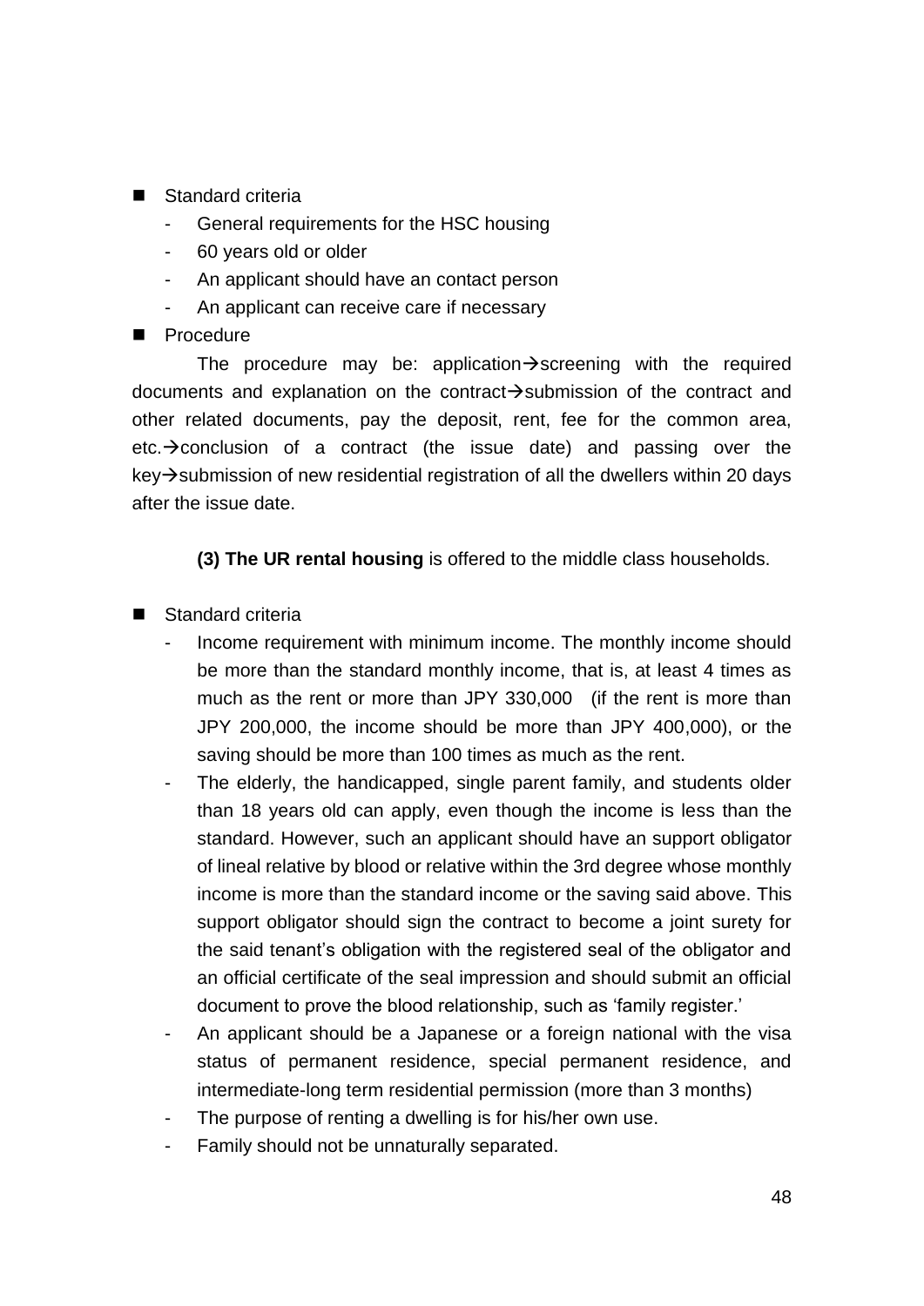- Standard criteria
  - General requirements for the HSC housing
  - 60 years old or older
  - An applicant should have an contact person
  - An applicant can receive care if necessary
- Procedure

The procedure may be: application→screening with the required documents and explanation on the contract→submission of the contract and other related documents, pay the deposit, rent, fee for the common area, etc.→conclusion of a contract (the issue date) and passing over the key→submission of new residential registration of all the dwellers within 20 days after the issue date.

**(3) The UR rental housing** is offered to the middle class households.

- Standard criteria
  - Income requirement with minimum income. The monthly income should be more than the standard monthly income, that is, at least 4 times as much as the rent or more than JPY 330,000 (if the rent is more than JPY 200,000, the income should be more than JPY 400,000), or the saving should be more than 100 times as much as the rent.
  - The elderly, the handicapped, single parent family, and students older than 18 years old can apply, even though the income is less than the standard. However, such an applicant should have an support obligator of lineal relative by blood or relative within the 3rd degree whose monthly income is more than the standard income or the saving said above. This support obligator should sign the contract to become a joint surety for the said tenant's obligation with the registered seal of the obligator and an official certificate of the seal impression and should submit an official document to prove the blood relationship, such as 'family register.'
  - An applicant should be a Japanese or a foreign national with the visa status of permanent residence, special permanent residence, and intermediate-long term residential permission (more than 3 months)
  - The purpose of renting a dwelling is for his/her own use.
  - Family should not be unnaturally separated.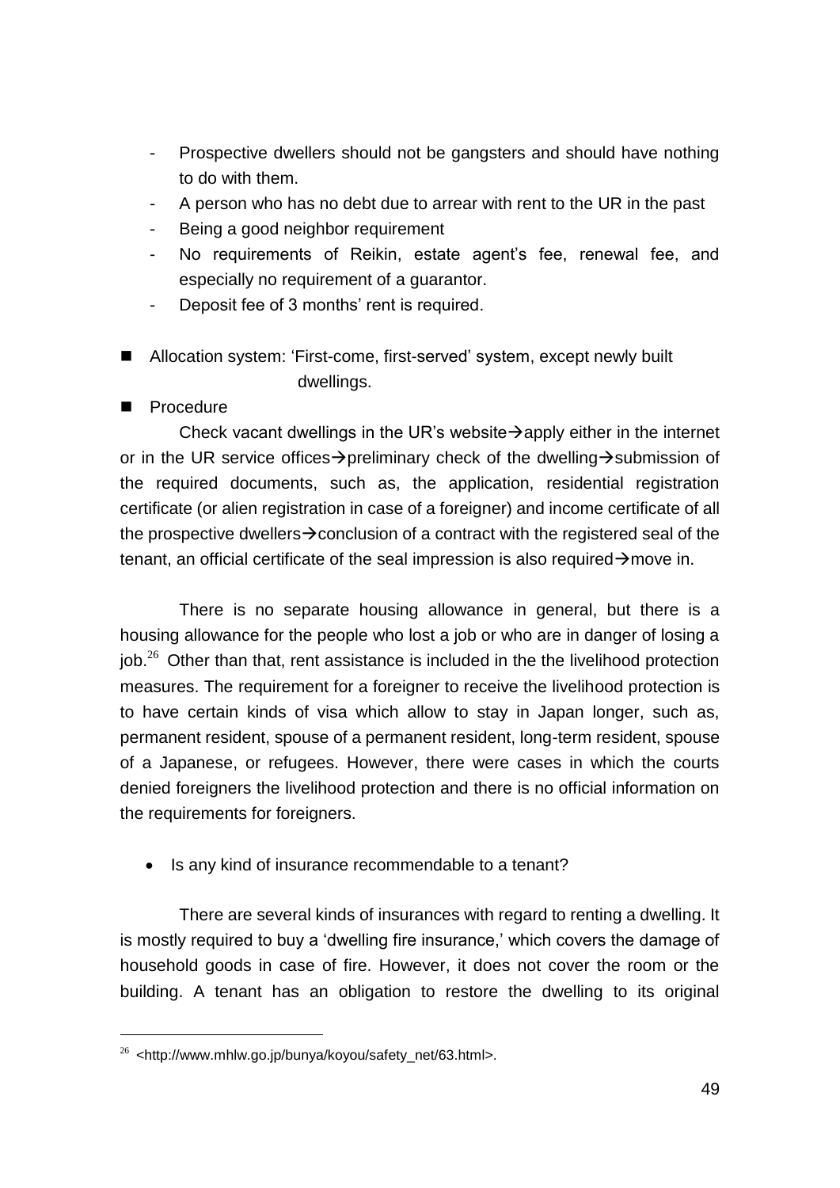- Prospective dwellers should not be gangsters and should have nothing to do with them.
- A person who has no debt due to arrear with rent to the UR in the past
- Being a good neighbor requirement
- No requirements of Reikin, estate agent's fee, renewal fee, and especially no requirement of a guarantor.
- Deposit fee of 3 months' rent is required.

- Allocation system: 'First-come, first-served' system, except newly built dwellings.
- Procedure

Check vacant dwellings in the UR's website→apply either in the internet or in the UR service offices→preliminary check of the dwelling→submission of the required documents, such as, the application, residential registration certificate (or alien registration in case of a foreigner) and income certificate of all the prospective dwellers→conclusion of a contract with the registered seal of the tenant, an official certificate of the seal impression is also required→move in.

There is no separate housing allowance in general, but there is a housing allowance for the people who lost a job or who are in danger of losing a job.[26] Other than that, rent assistance is included in the the livelihood protection measures. The requirement for a foreigner to receive the livelihood protection is to have certain kinds of visa which allow to stay in Japan longer, such as, permanent resident, spouse of a permanent resident, long-term resident, spouse of a Japanese, or refugees. However, there were cases in which the courts denied foreigners the livelihood protection and there is no official information on the requirements for foreigners.

- Is any kind of insurance recommendable to a tenant?

There are several kinds of insurances with regard to renting a dwelling. It is mostly required to buy a 'dwelling fire insurance,' which covers the damage of household goods in case of fire. However, it does not cover the room or the building. A tenant has an obligation to restore the dwelling to its original

[26] <http://www.mhlw.go.jp/bunya/koyou/safety_net/63.html>.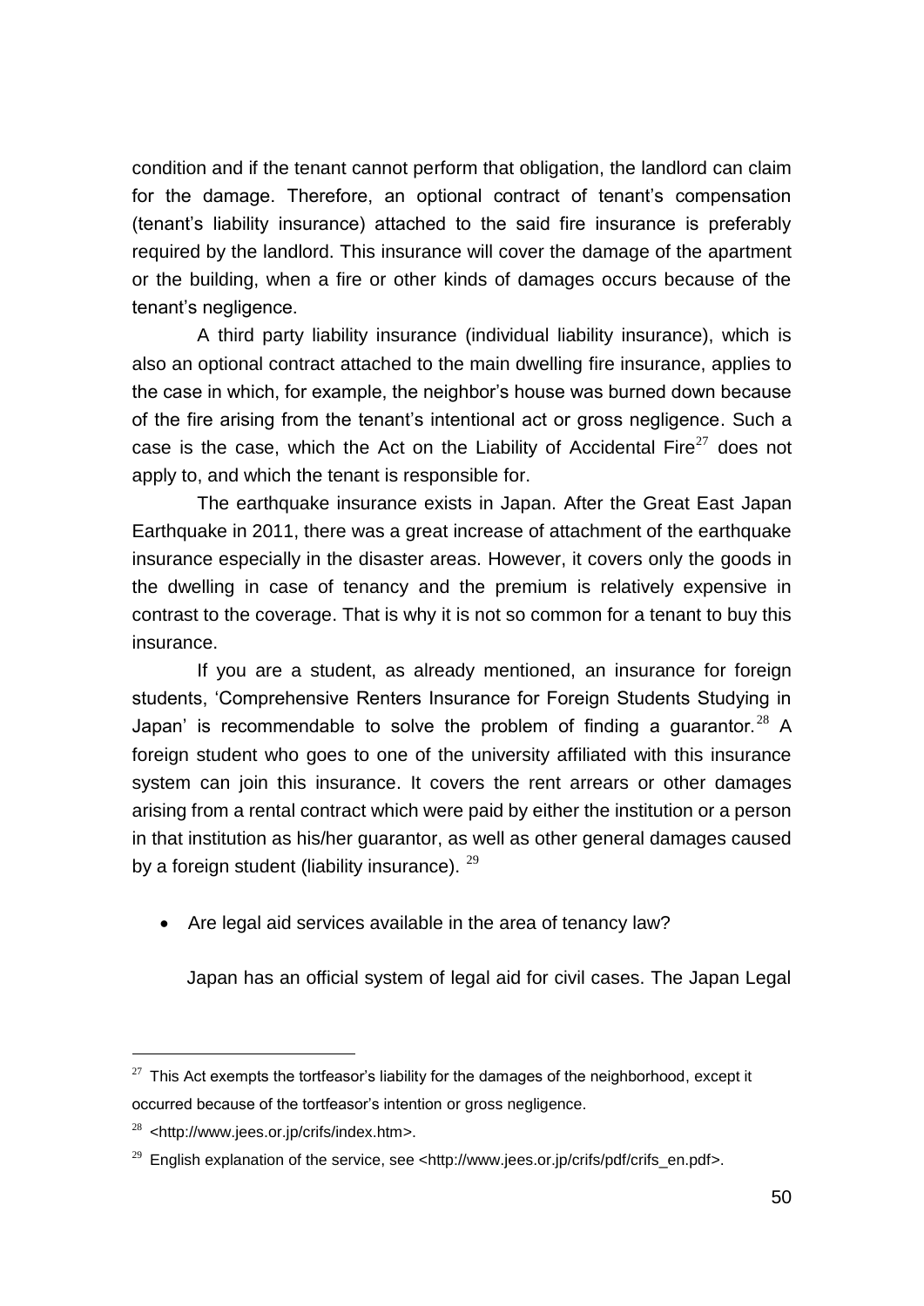condition and if the tenant cannot perform that obligation, the landlord can claim for the damage. Therefore, an optional contract of tenant's compensation (tenant's liability insurance) attached to the said fire insurance is preferably required by the landlord. This insurance will cover the damage of the apartment or the building, when a fire or other kinds of damages occurs because of the tenant's negligence.

A third party liability insurance (individual liability insurance), which is also an optional contract attached to the main dwelling fire insurance, applies to the case in which, for example, the neighbor's house was burned down because of the fire arising from the tenant's intentional act or gross negligence. Such a case is the case, which the Act on the Liability of Accidental Fire[27] does not apply to, and which the tenant is responsible for.

The earthquake insurance exists in Japan. After the Great East Japan Earthquake in 2011, there was a great increase of attachment of the earthquake insurance especially in the disaster areas. However, it covers only the goods in the dwelling in case of tenancy and the premium is relatively expensive in contrast to the coverage. That is why it is not so common for a tenant to buy this insurance.

If you are a student, as already mentioned, an insurance for foreign students, 'Comprehensive Renters Insurance for Foreign Students Studying in Japan' is recommendable to solve the problem of finding a guarantor.[28] A foreign student who goes to one of the university affiliated with this insurance system can join this insurance. It covers the rent arrears or other damages arising from a rental contract which were paid by either the institution or a person in that institution as his/her guarantor, as well as other general damages caused by a foreign student (liability insurance).[29]

- Are legal aid services available in the area of tenancy law?

Japan has an official system of legal aid for civil cases. The Japan Legal

---

[27] This Act exempts the tortfeasor's liability for the damages of the neighborhood, except it occurred because of the tortfeasor's intention or gross negligence.

[28] <http://www.jees.or.jp/crifs/index.htm>.

[29] English explanation of the service, see <http://www.jees.or.jp/crifs/pdf/crifs_en.pdf>.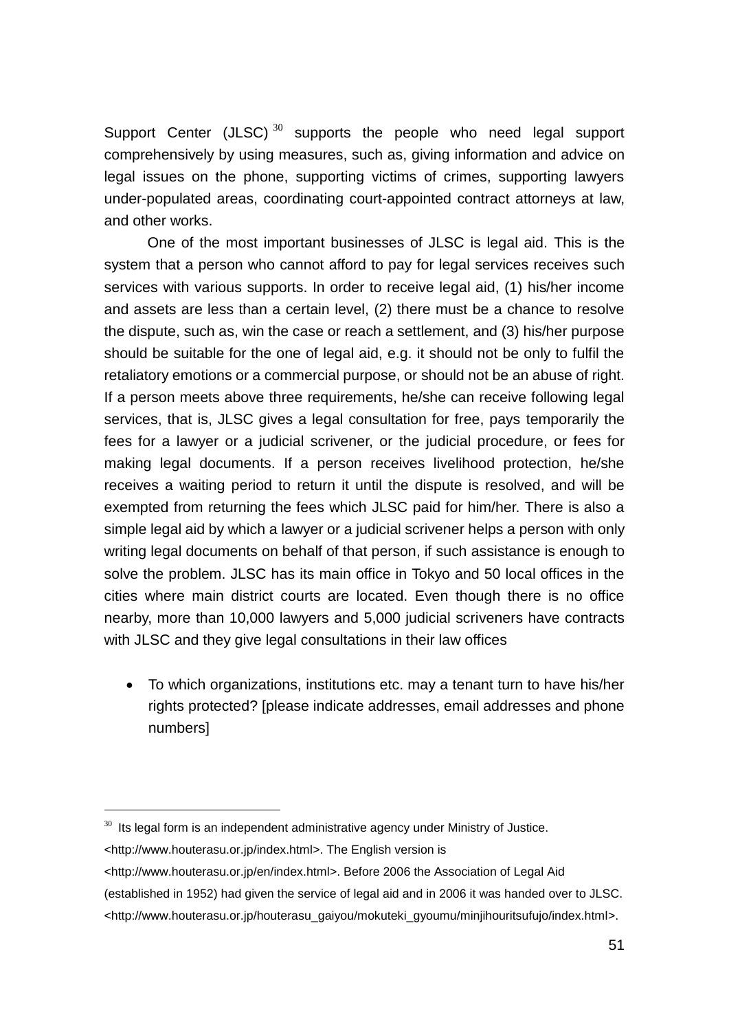Support Center (JLSC)[30] supports the people who need legal support comprehensively by using measures, such as, giving information and advice on legal issues on the phone, supporting victims of crimes, supporting lawyers under-populated areas, coordinating court-appointed contract attorneys at law, and other works.

One of the most important businesses of JLSC is legal aid. This is the system that a person who cannot afford to pay for legal services receives such services with various supports. In order to receive legal aid, (1) his/her income and assets are less than a certain level, (2) there must be a chance to resolve the dispute, such as, win the case or reach a settlement, and (3) his/her purpose should be suitable for the one of legal aid, e.g. it should not be only to fulfil the retaliatory emotions or a commercial purpose, or should not be an abuse of right. If a person meets above three requirements, he/she can receive following legal services, that is, JLSC gives a legal consultation for free, pays temporarily the fees for a lawyer or a judicial scrivener, or the judicial procedure, or fees for making legal documents. If a person receives livelihood protection, he/she receives a waiting period to return it until the dispute is resolved, and will be exempted from returning the fees which JLSC paid for him/her. There is also a simple legal aid by which a lawyer or a judicial scrivener helps a person with only writing legal documents on behalf of that person, if such assistance is enough to solve the problem. JLSC has its main office in Tokyo and 50 local offices in the cities where main district courts are located. Even though there is no office nearby, more than 10,000 lawyers and 5,000 judicial scriveners have contracts with JLSC and they give legal consultations in their law offices

- To which organizations, institutions etc. may a tenant turn to have his/her rights protected? [please indicate addresses, email addresses and phone numbers]

---

[30] Its legal form is an independent administrative agency under Ministry of Justice. <http://www.houterasu.or.jp/index.html>. The English version is <http://www.houterasu.or.jp/en/index.html>. Before 2006 the Association of Legal Aid (established in 1952) had given the service of legal aid and in 2006 it was handed over to JLSC. <http://www.houterasu.or.jp/houterasu_gaiyou/mokuteki_gyoumu/minjihouritsufujo/index.html>.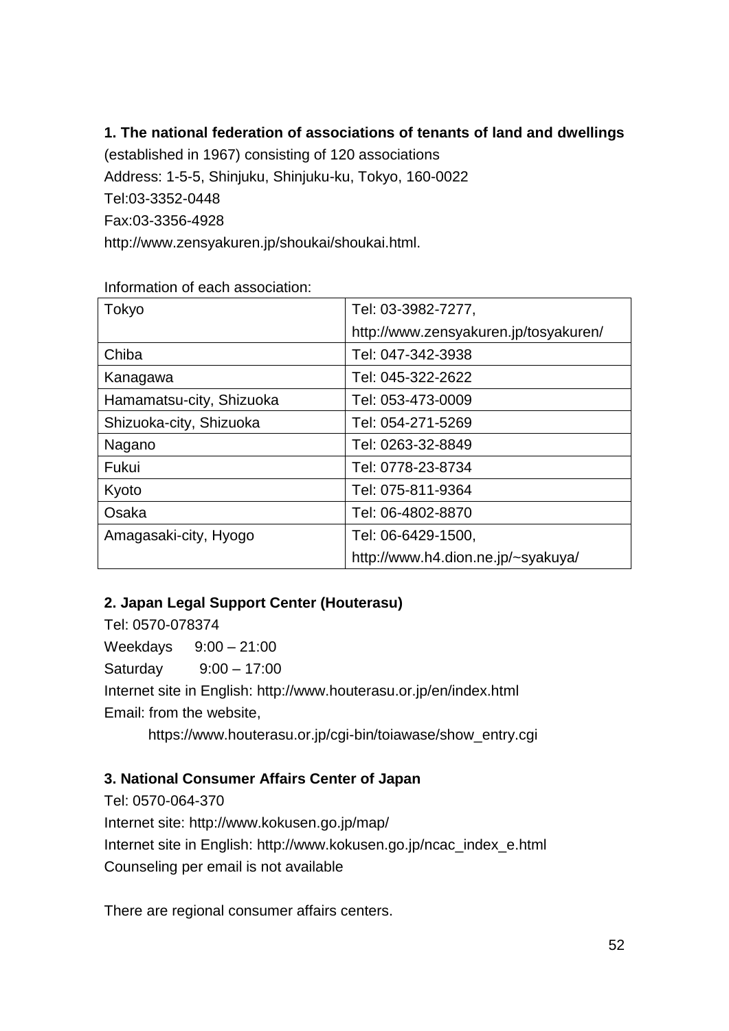**1. The national federation of associations of tenants of land and dwellings**

(established in 1967) consisting of 120 associations

Address: 1-5-5, Shinjuku, Shinjuku-ku, Tokyo, 160-0022

Tel:03-3352-0448

Fax:03-3356-4928

http://www.zensyakuren.jp/shoukai/shoukai.html.

Information of each association:

| | |
|---|---|
| Tokyo | Tel: 03-3982-7277, http://www.zensyakuren.jp/tosyakuren/ |
| Chiba | Tel: 047-342-3938 |
| Kanagawa | Tel: 045-322-2622 |
| Hamamatsu-city, Shizuoka | Tel: 053-473-0009 |
| Shizuoka-city, Shizuoka | Tel: 054-271-5269 |
| Nagano | Tel: 0263-32-8849 |
| Fukui | Tel: 0778-23-8734 |
| Kyoto | Tel: 075-811-9364 |
| Osaka | Tel: 06-4802-8870 |
| Amagasaki-city, Hyogo | Tel: 06-6429-1500, http://www.h4.dion.ne.jp/~syakuya/ |

**2. Japan Legal Support Center (Houterasu)**

Tel: 0570-078374

Weekdays 9:00 – 21:00

Saturday 9:00 – 17:00

Internet site in English: http://www.houterasu.or.jp/en/index.html

Email: from the website,

https://www.houterasu.or.jp/cgi-bin/toiawase/show_entry.cgi

**3. National Consumer Affairs Center of Japan**

Tel: 0570-064-370

Internet site: http://www.kokusen.go.jp/map/

Internet site in English: http://www.kokusen.go.jp/ncac_index_e.html

Counseling per email is not available

There are regional consumer affairs centers.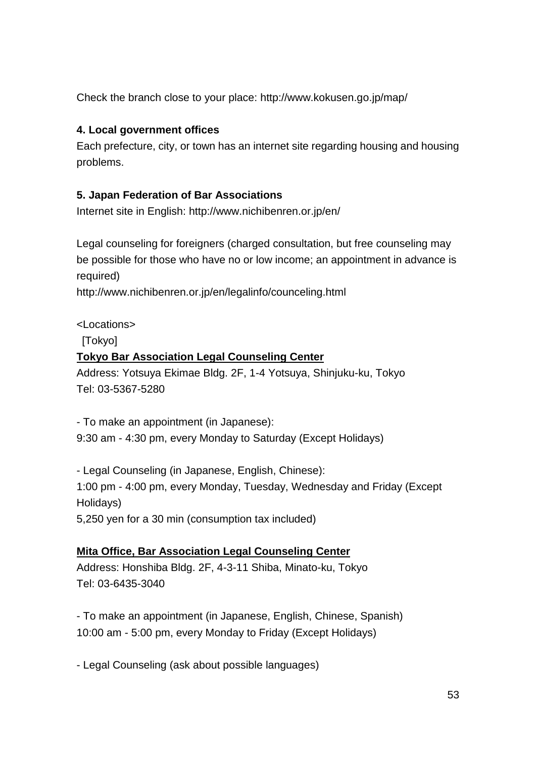Check the branch close to your place: http://www.kokusen.go.jp/map/

**4. Local government offices**

Each prefecture, city, or town has an internet site regarding housing and housing problems.

**5. Japan Federation of Bar Associations**

Internet site in English: http://www.nichibenren.or.jp/en/

Legal counseling for foreigners (charged consultation, but free counseling may be possible for those who have no or low income; an appointment in advance is required)
http://www.nichibenren.or.jp/en/legalinfo/counceling.html

<Locations>

[Tokyo]

**Tokyo Bar Association Legal Counseling Center**

Address: Yotsuya Ekimae Bldg. 2F, 1-4 Yotsuya, Shinjuku-ku, Tokyo
Tel: 03-5367-5280

- To make an appointment (in Japanese):
9:30 am - 4:30 pm, every Monday to Saturday (Except Holidays)

- Legal Counseling (in Japanese, English, Chinese):
1:00 pm - 4:00 pm, every Monday, Tuesday, Wednesday and Friday (Except Holidays)
5,250 yen for a 30 min (consumption tax included)

**Mita Office, Bar Association Legal Counseling Center**

Address: Honshiba Bldg. 2F, 4-3-11 Shiba, Minato-ku, Tokyo
Tel: 03-6435-3040

- To make an appointment (in Japanese, English, Chinese, Spanish)
10:00 am - 5:00 pm, every Monday to Friday (Except Holidays)

- Legal Counseling (ask about possible languages)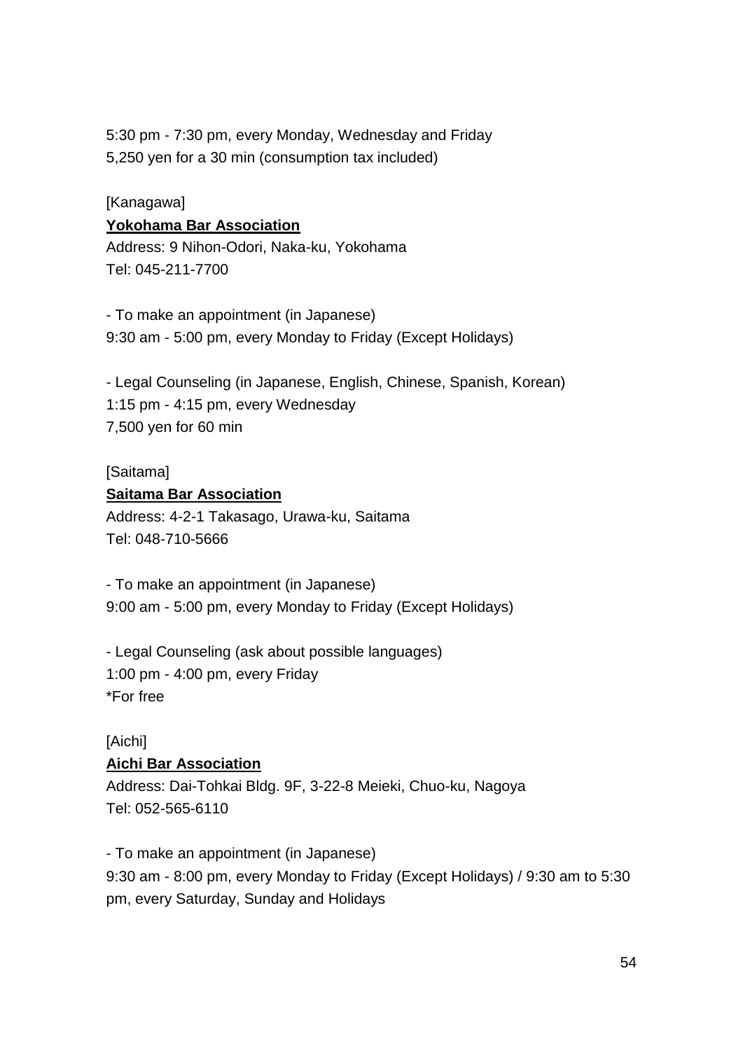5:30 pm - 7:30 pm, every Monday, Wednesday and Friday
5,250 yen for a 30 min (consumption tax included)

[Kanagawa]

**Yokohama Bar Association**

Address: 9 Nihon-Odori, Naka-ku, Yokohama
Tel: 045-211-7700

- To make an appointment (in Japanese)
9:30 am - 5:00 pm, every Monday to Friday (Except Holidays)

- Legal Counseling (in Japanese, English, Chinese, Spanish, Korean)
1:15 pm - 4:15 pm, every Wednesday
7,500 yen for 60 min

[Saitama]

**Saitama Bar Association**

Address: 4-2-1 Takasago, Urawa-ku, Saitama
Tel: 048-710-5666

- To make an appointment (in Japanese)
9:00 am - 5:00 pm, every Monday to Friday (Except Holidays)

- Legal Counseling (ask about possible languages)
1:00 pm - 4:00 pm, every Friday
*For free

[Aichi]

**Aichi Bar Association**

Address: Dai-Tohkai Bldg. 9F, 3-22-8 Meieki, Chuo-ku, Nagoya
Tel: 052-565-6110

- To make an appointment (in Japanese)
9:30 am - 8:00 pm, every Monday to Friday (Except Holidays) / 9:30 am to 5:30 pm, every Saturday, Sunday and Holidays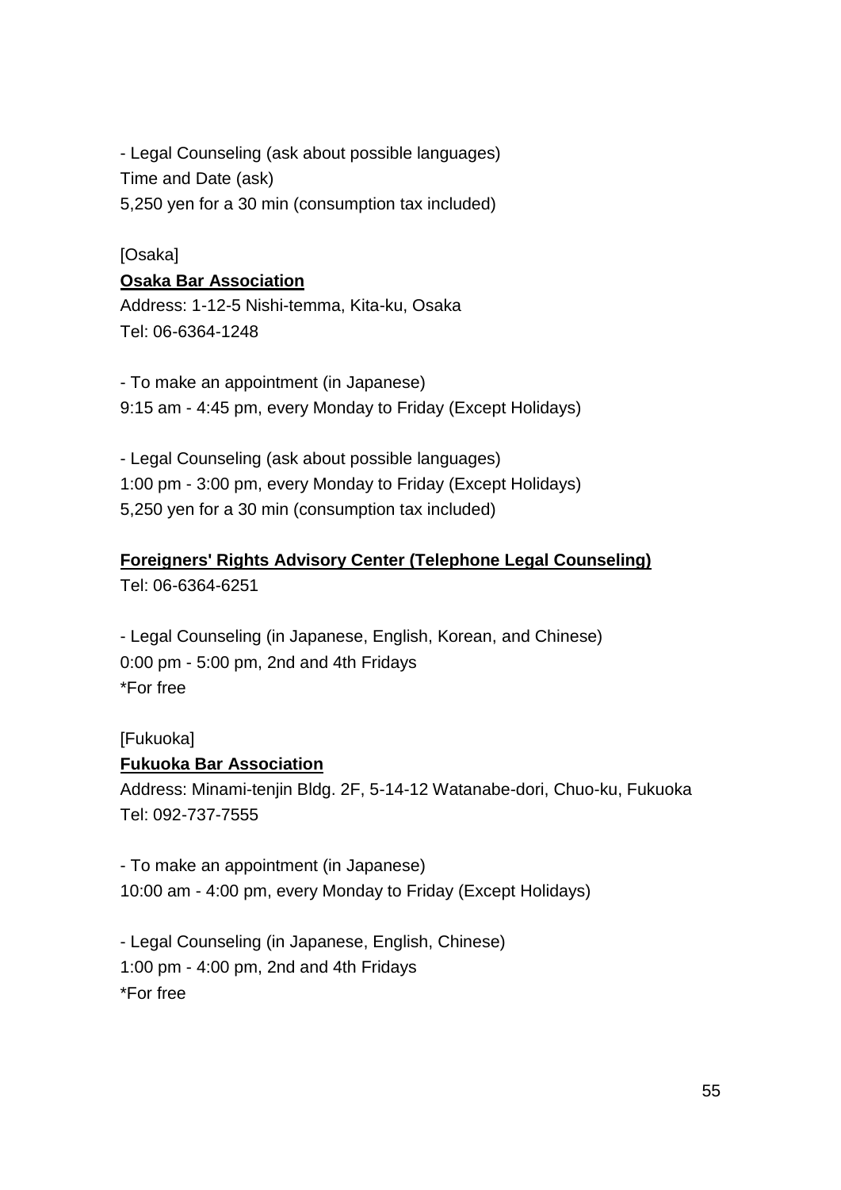- Legal Counseling (ask about possible languages)
Time and Date (ask)
5,250 yen for a 30 min (consumption tax included)

[Osaka]

**Osaka Bar Association**

Address: 1-12-5 Nishi-temma, Kita-ku, Osaka
Tel: 06-6364-1248

- To make an appointment (in Japanese)
9:15 am - 4:45 pm, every Monday to Friday (Except Holidays)

- Legal Counseling (ask about possible languages)
1:00 pm - 3:00 pm, every Monday to Friday (Except Holidays)
5,250 yen for a 30 min (consumption tax included)

**Foreigners' Rights Advisory Center (Telephone Legal Counseling)**

Tel: 06-6364-6251

- Legal Counseling (in Japanese, English, Korean, and Chinese)
0:00 pm - 5:00 pm, 2nd and 4th Fridays
*For free

[Fukuoka]

**Fukuoka Bar Association**

Address: Minami-tenjin Bldg. 2F, 5-14-12 Watanabe-dori, Chuo-ku, Fukuoka
Tel: 092-737-7555

- To make an appointment (in Japanese)
10:00 am - 4:00 pm, every Monday to Friday (Except Holidays)

- Legal Counseling (in Japanese, English, Chinese)
1:00 pm - 4:00 pm, 2nd and 4th Fridays
*For free